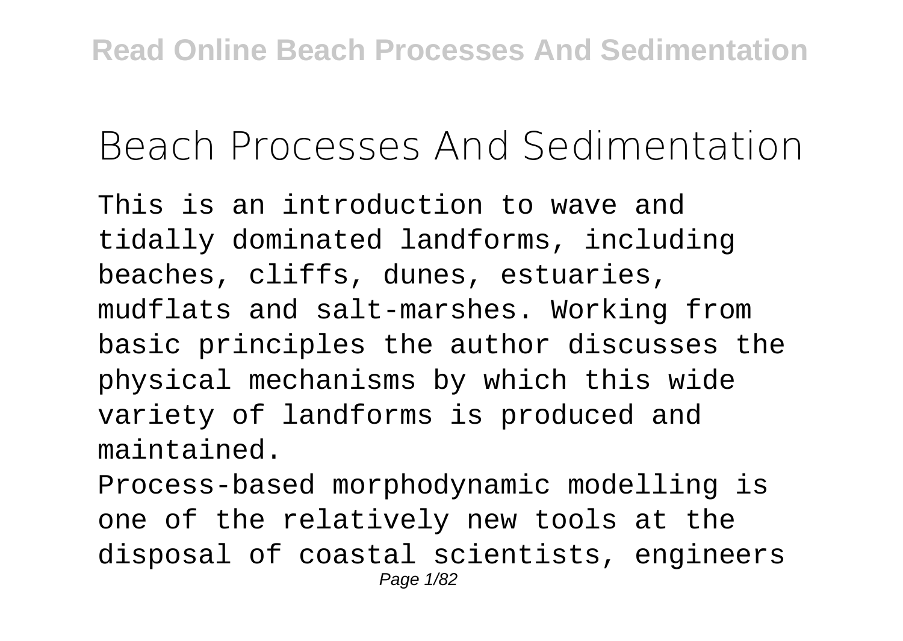# Beach Processes And Sedimentation

This is an introduction to wave and tidally dominated landforms, including beaches, cliffs, dunes, estuaries, mudflats and salt-marshes. Working from basic principles the author discusses the physical mechanisms by which this wide variety of landforms is produced and maintained.

Process-based morphodynamic modelling is one of the relatively new tools at the disposal of coastal scientists, engineers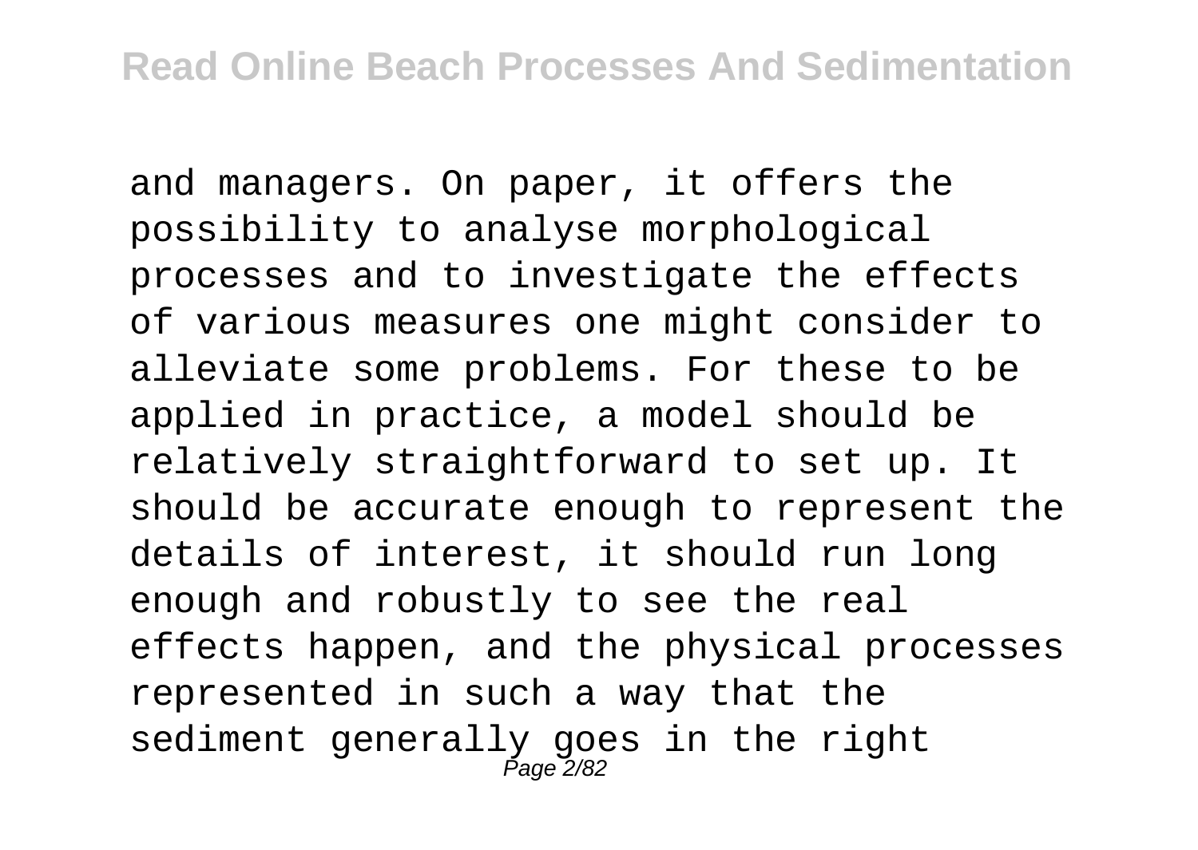and managers. On paper, it offers the possibility to analyse morphological processes and to investigate the effects of various measures one might consider to alleviate some problems. For these to be applied in practice, a model should be relatively straightforward to set up. It should be accurate enough to represent the details of interest, it should run long enough and robustly to see the real effects happen, and the physical processes represented in such a way that the sediment generally goes in the right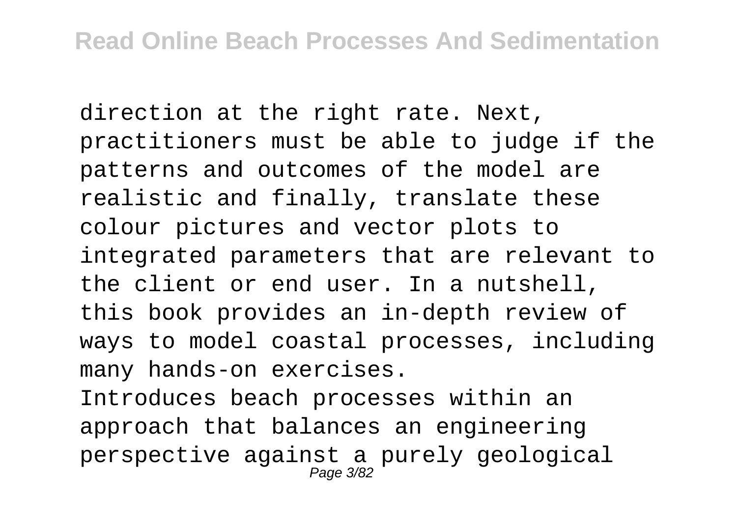direction at the right rate. Next, practitioners must be able to judge if the patterns and outcomes of the model are realistic and finally, translate these colour pictures and vector plots to integrated parameters that are relevant to the client or end user. In a nutshell, this book provides an in-depth review of ways to model coastal processes, including many hands-on exercises.

Introduces beach processes within an approach that balances an engineering perspective against a purely geological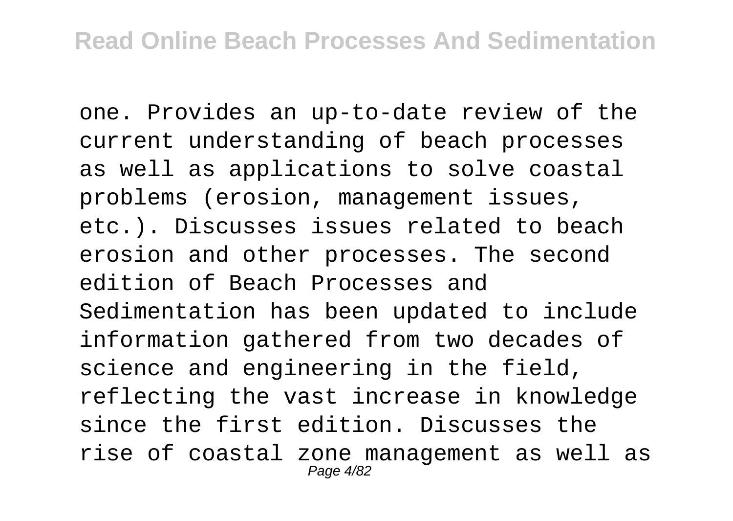one. Provides an up-to-date review of the current understanding of beach processes as well as applications to solve coastal problems (erosion, management issues, etc.). Discusses issues related to beach erosion and other processes. The second edition of Beach Processes and Sedimentation has been updated to include information gathered from two decades of science and engineering in the field, reflecting the vast increase in knowledge since the first edition. Discusses the rise of coastal zone management as well as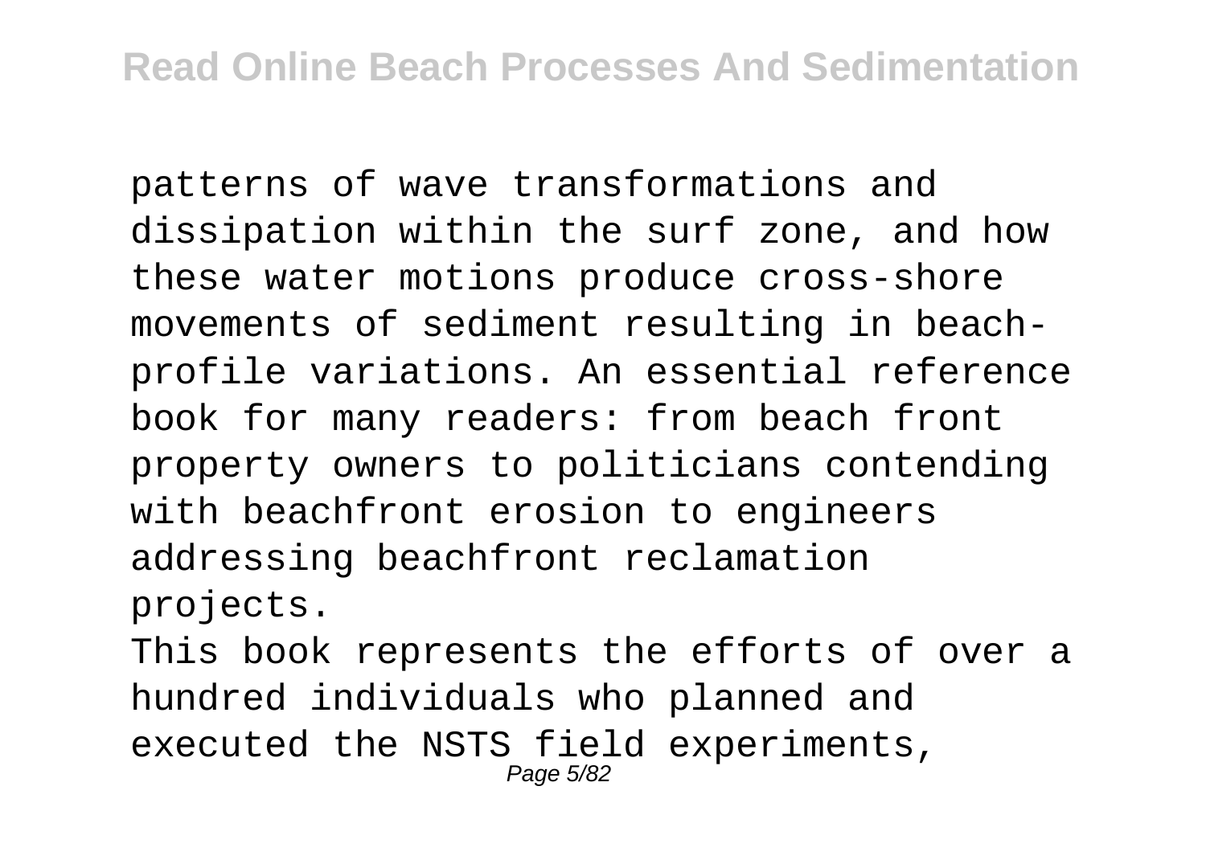patterns of wave transformations and dissipation within the surf zone, and how these water motions produce cross-shore movements of sediment resulting in beach-profile variations. An essential reference book for many readers: from beach front property owners to politicians contending with beachfront erosion to engineers addressing beachfront reclamation projects.

This book represents the efforts of over a hundred individuals who planned and executed the NSTS field experiments,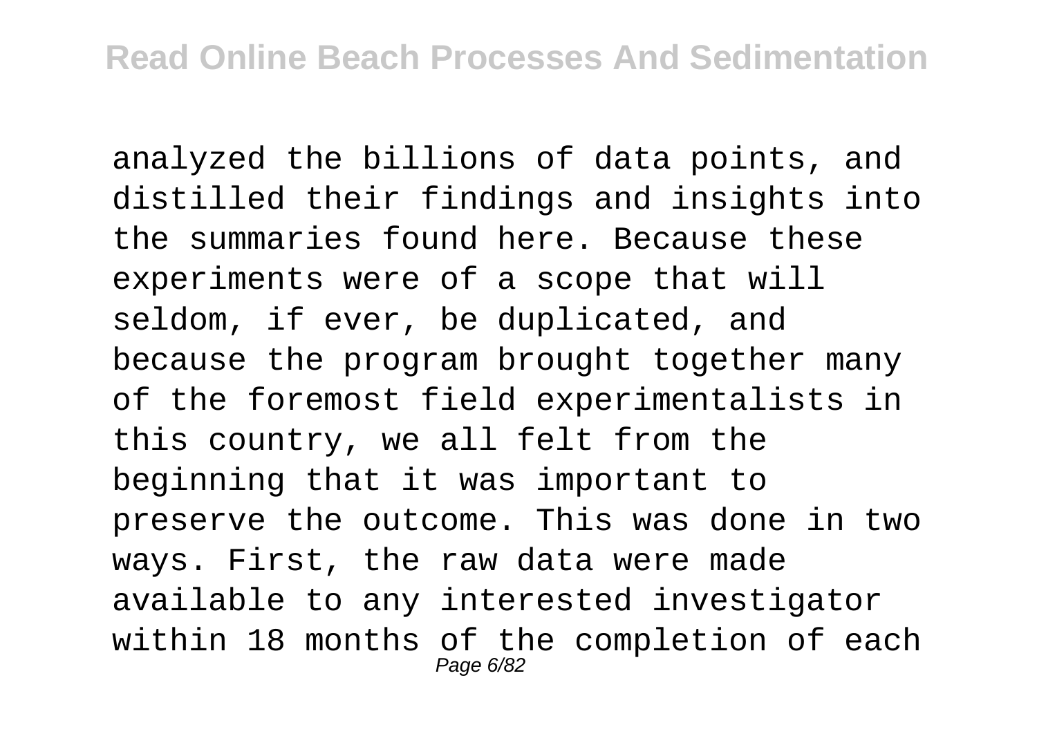analyzed the billions of data points, and distilled their findings and insights into the summaries found here. Because these experiments were of a scope that will seldom, if ever, be duplicated, and because the program brought together many of the foremost field experimentalists in this country, we all felt from the beginning that it was important to preserve the outcome. This was done in two ways. First, the raw data were made available to any interested investigator within 18 months of the completion of each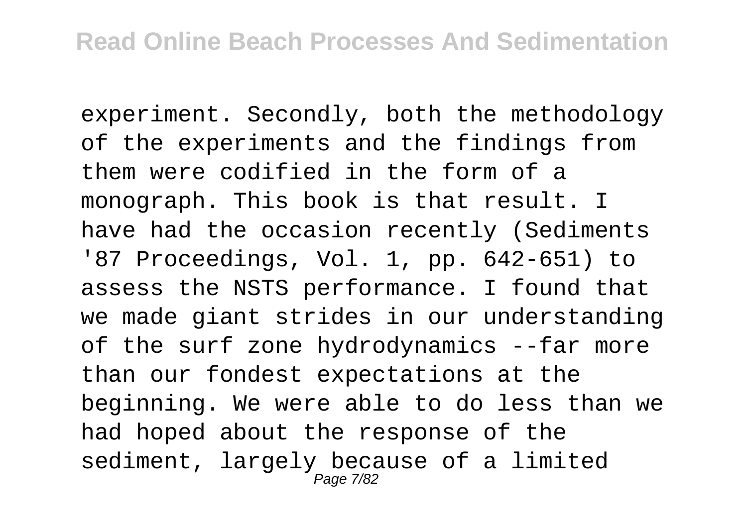experiment. Secondly, both the methodology of the experiments and the findings from them were codified in the form of a monograph. This book is that result. I have had the occasion recently (Sediments '87 Proceedings, Vol. 1, pp. 642-651) to assess the NSTS performance. I found that we made giant strides in our understanding of the surf zone hydrodynamics --far more than our fondest expectations at the beginning. We were able to do less than we had hoped about the response of the sediment, largely because of a limited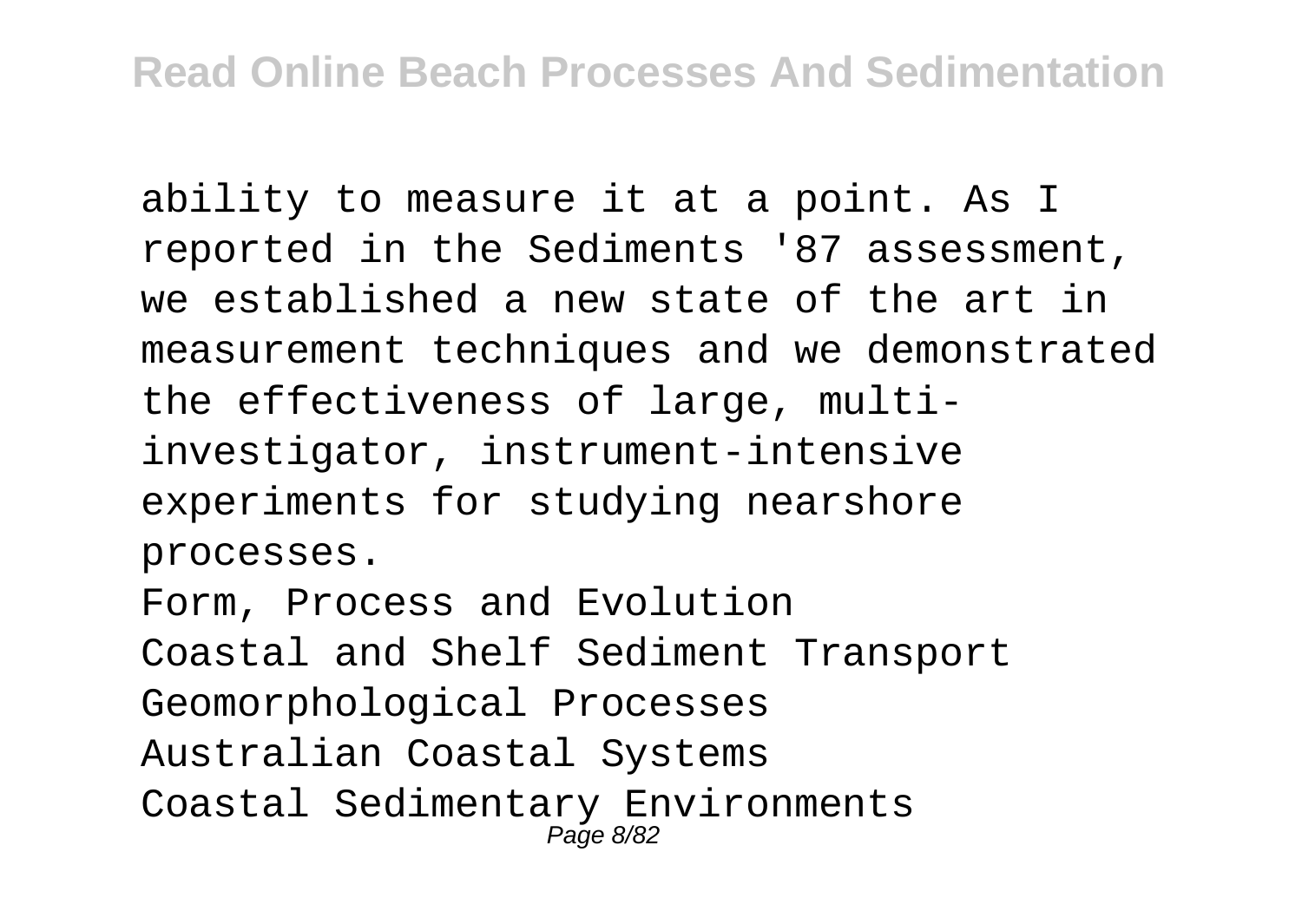ability to measure it at a point. As I reported in the Sediments '87 assessment, we established a new state of the art in measurement techniques and we demonstrated the effectiveness of large, multi-investigator, instrument-intensive experiments for studying nearshore processes.

Form, Process and Evolution
Coastal and Shelf Sediment Transport
Geomorphological Processes
Australian Coastal Systems
Coastal Sedimentary Environments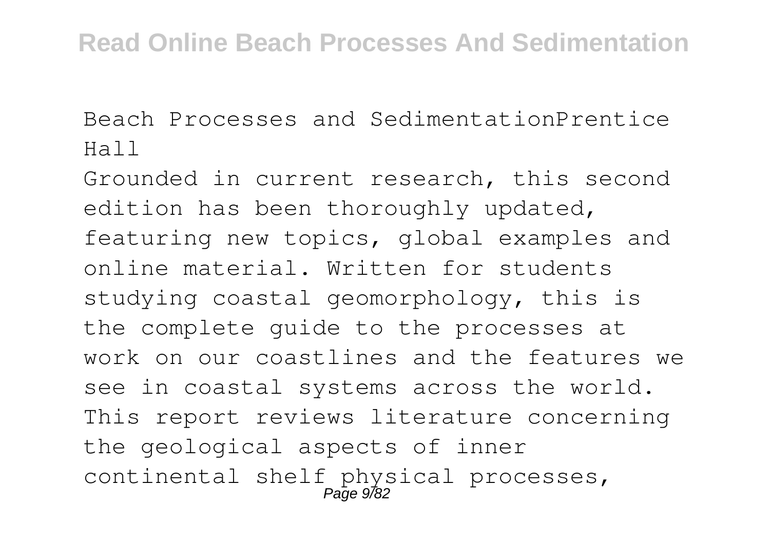Beach Processes and SedimentationPrentice Hall

Grounded in current research, this second edition has been thoroughly updated, featuring new topics, global examples and online material. Written for students studying coastal geomorphology, this is the complete guide to the processes at work on our coastlines and the features we see in coastal systems across the world.
This report reviews literature concerning the geological aspects of inner continental shelf physical processes,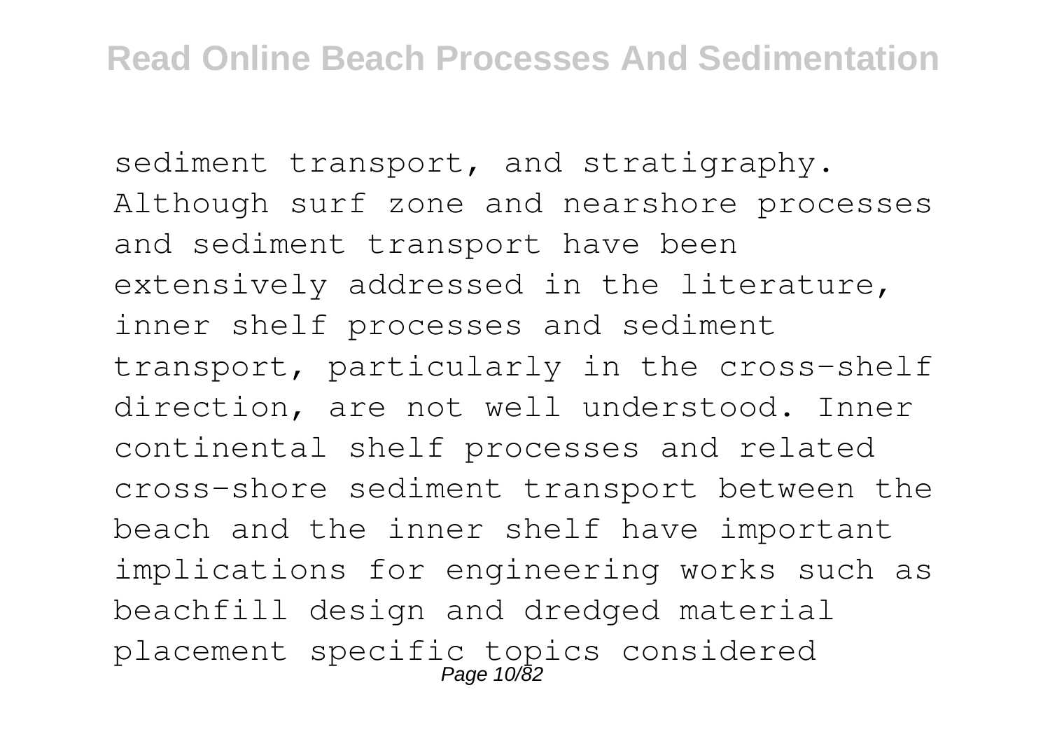sediment transport, and stratigraphy. Although surf zone and nearshore processes and sediment transport have been extensively addressed in the literature, inner shelf processes and sediment transport, particularly in the cross-shelf direction, are not well understood. Inner continental shelf processes and related cross-shore sediment transport between the beach and the inner shelf have important implications for engineering works such as beachfill design and dredged material placement specific topics considered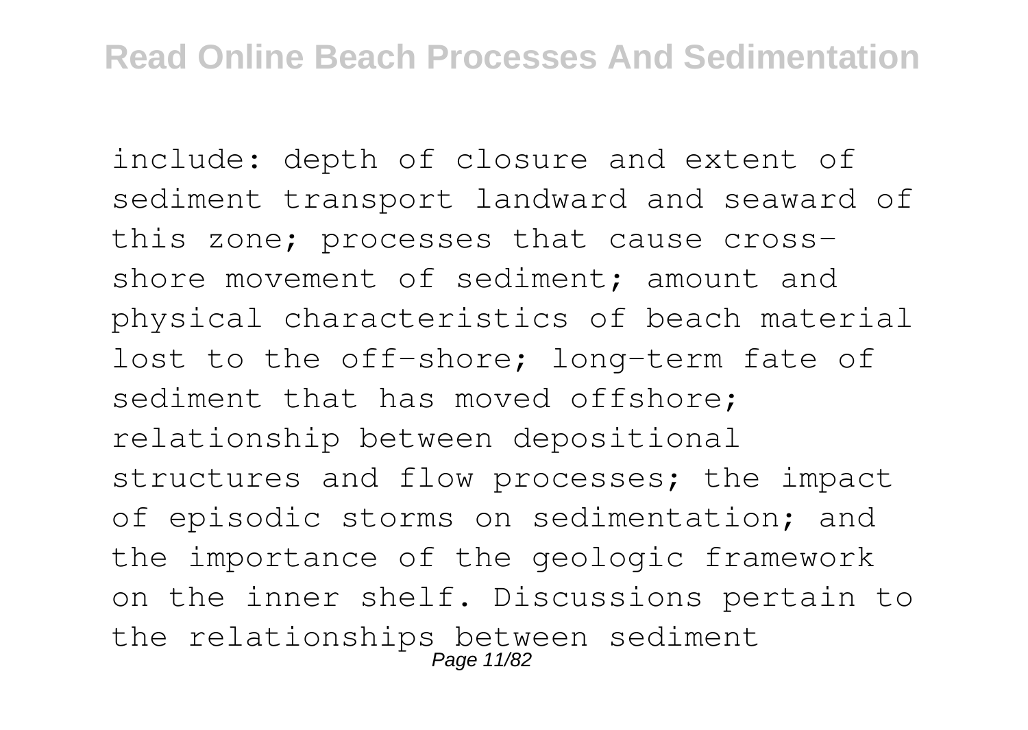include: depth of closure and extent of sediment transport landward and seaward of this zone; processes that cause cross-shore movement of sediment; amount and physical characteristics of beach material lost to the off-shore; long-term fate of sediment that has moved offshore; relationship between depositional structures and flow processes; the impact of episodic storms on sedimentation; and the importance of the geologic framework on the inner shelf. Discussions pertain to the relationships between sediment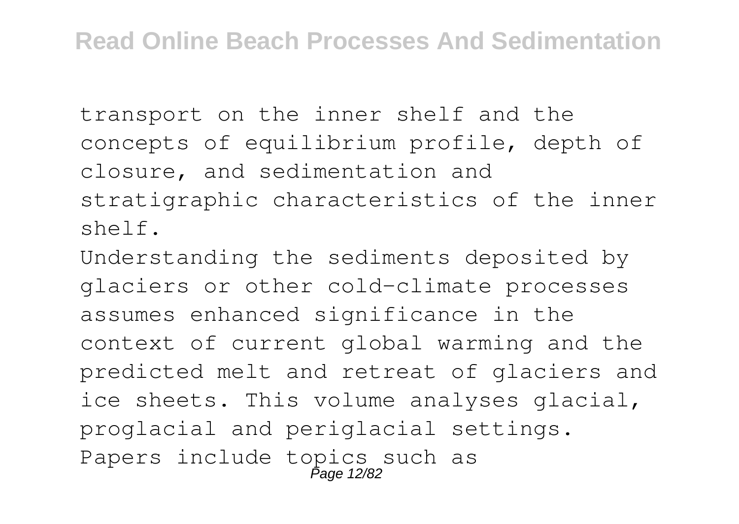transport on the inner shelf and the concepts of equilibrium profile, depth of closure, and sedimentation and stratigraphic characteristics of the inner shelf.

Understanding the sediments deposited by glaciers or other cold-climate processes assumes enhanced significance in the context of current global warming and the predicted melt and retreat of glaciers and ice sheets. This volume analyses glacial, proglacial and periglacial settings. Papers include topics such as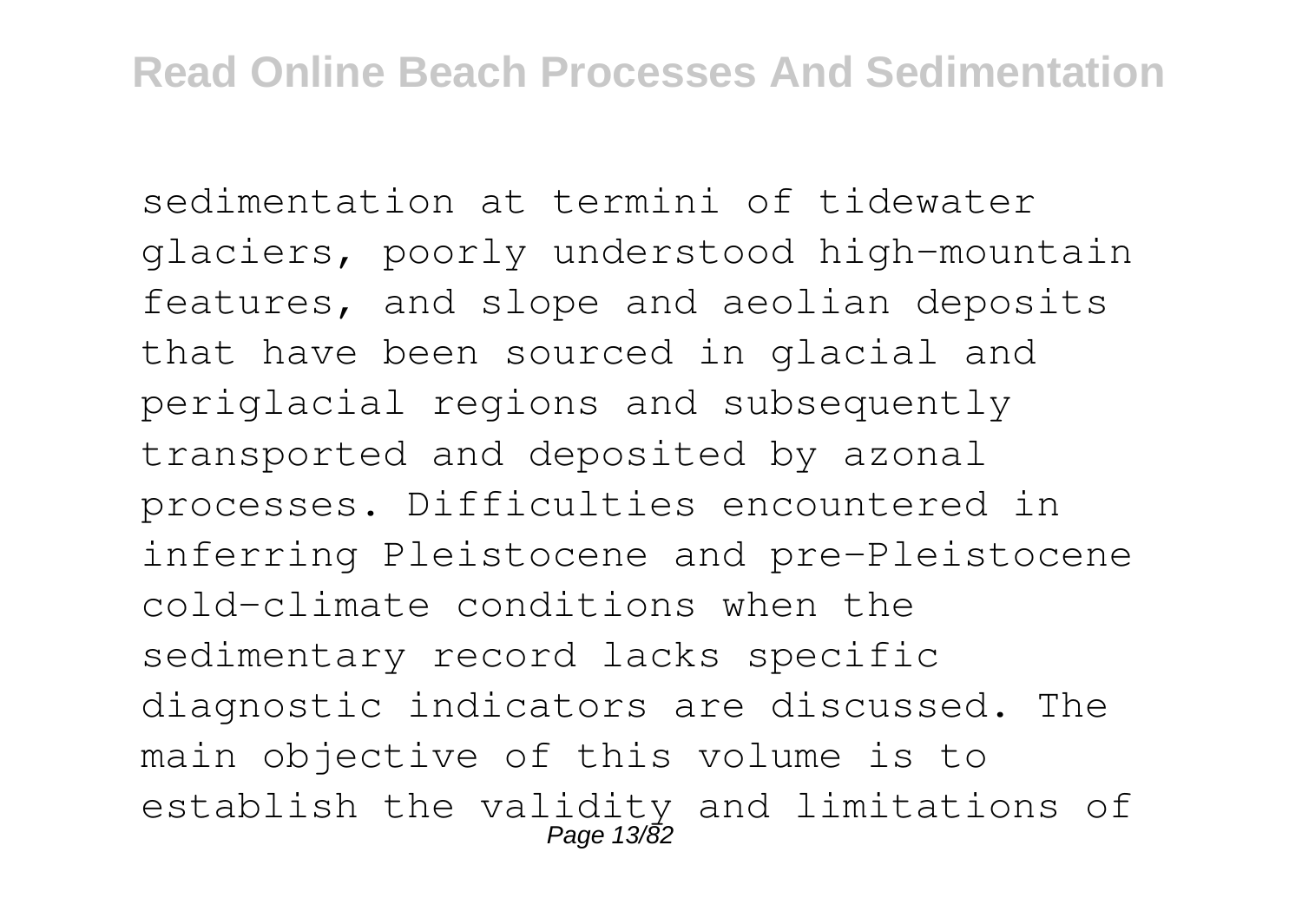sedimentation at termini of tidewater glaciers, poorly understood high-mountain features, and slope and aeolian deposits that have been sourced in glacial and periglacial regions and subsequently transported and deposited by azonal processes. Difficulties encountered in inferring Pleistocene and pre-Pleistocene cold-climate conditions when the sedimentary record lacks specific diagnostic indicators are discussed. The main objective of this volume is to establish the validity and limitations of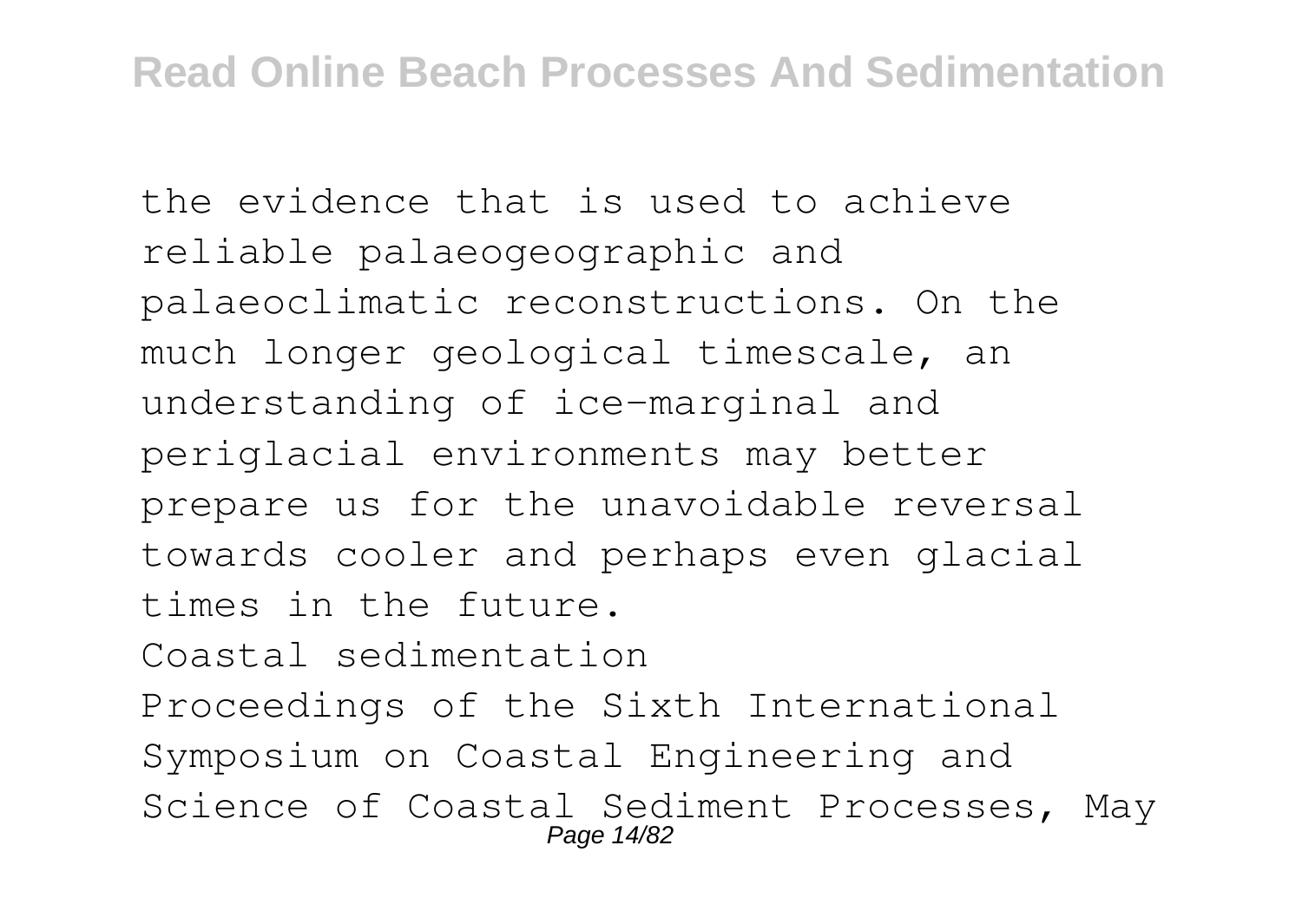the evidence that is used to achieve reliable palaeogeographic and palaeoclimatic reconstructions. On the much longer geological timescale, an understanding of ice-marginal and periglacial environments may better prepare us for the unavoidable reversal towards cooler and perhaps even glacial times in the future.

Coastal sedimentation

Proceedings of the Sixth International Symposium on Coastal Engineering and Science of Coastal Sediment Processes, May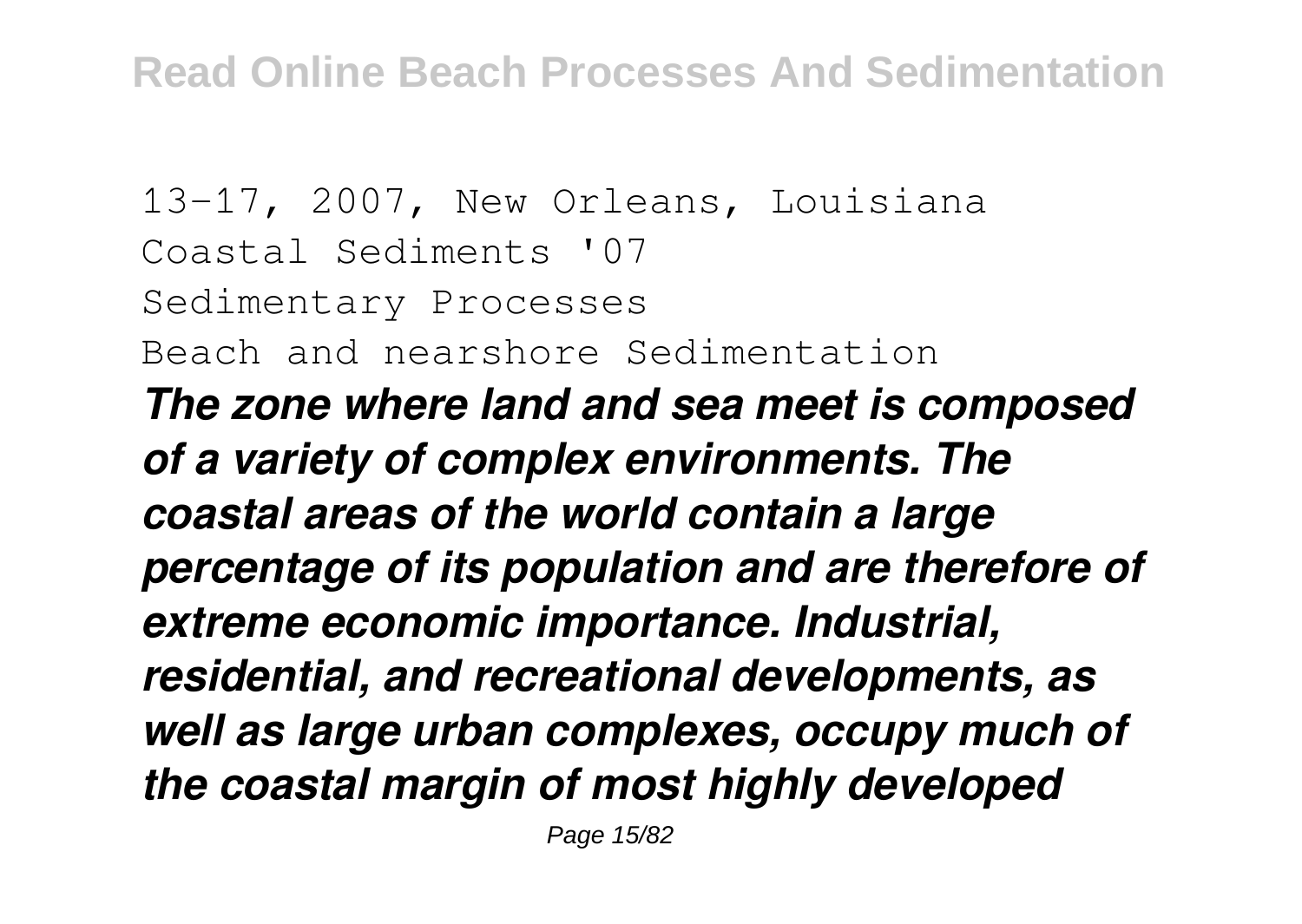13-17, 2007, New Orleans, Louisiana

Coastal Sediments '07

Sedimentary Processes

Beach and nearshore Sedimentation

***The zone where land and sea meet is composed of a variety of complex environments. The coastal areas of the world contain a large percentage of its population and are therefore of extreme economic importance. Industrial, residential, and recreational developments, as well as large urban complexes, occupy much of the coastal margin of most highly developed***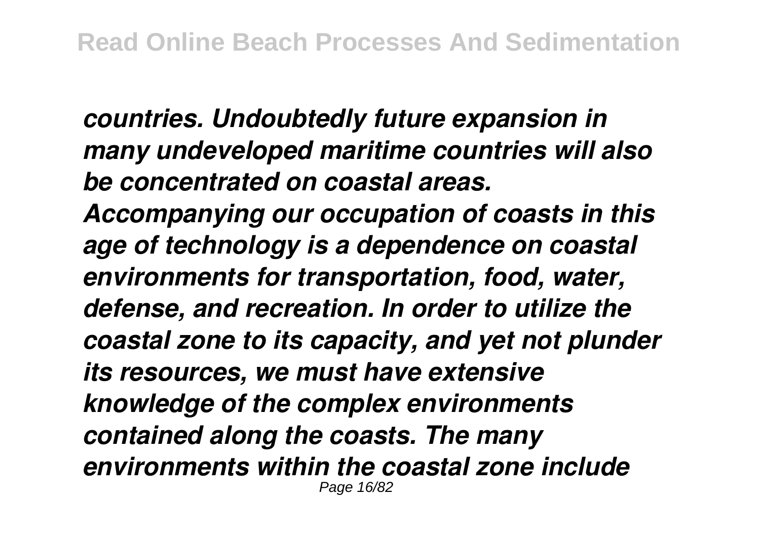*countries. Undoubtedly future expansion in many undeveloped maritime countries will also be concentrated on coastal areas. Accompanying our occupation of coasts in this age of technology is a dependence on coastal environments for transportation, food, water, defense, and recreation. In order to utilize the coastal zone to its capacity, and yet not plunder its resources, we must have extensive knowledge of the complex environments contained along the coasts. The many environments within the coastal zone include*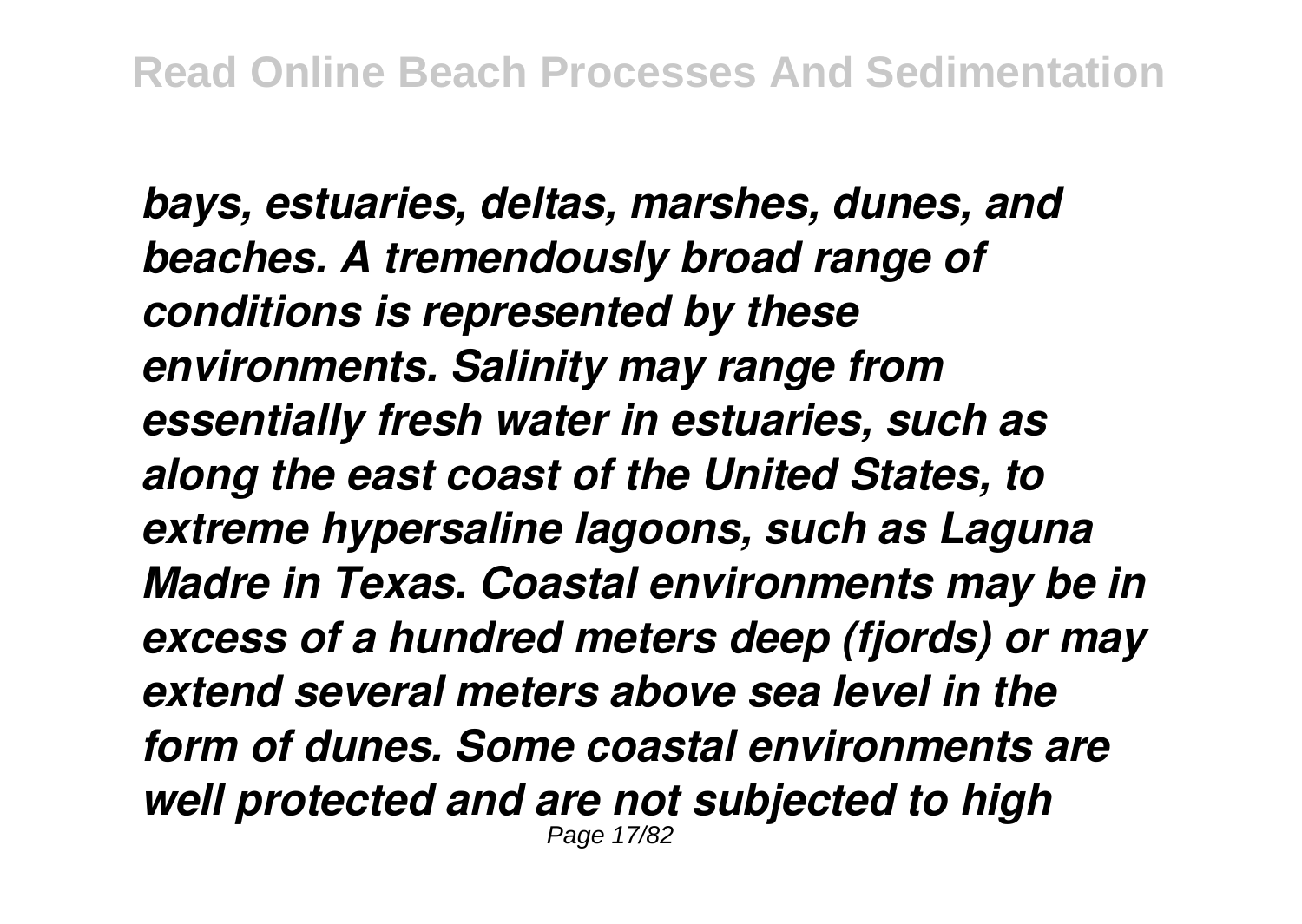*bays, estuaries, deltas, marshes, dunes, and beaches. A tremendously broad range of conditions is represented by these environments. Salinity may range from essentially fresh water in estuaries, such as along the east coast of the United States, to extreme hypersaline lagoons, such as Laguna Madre in Texas. Coastal environments may be in excess of a hundred meters deep (fjords) or may extend several meters above sea level in the form of dunes. Some coastal environments are well protected and are not subjected to high*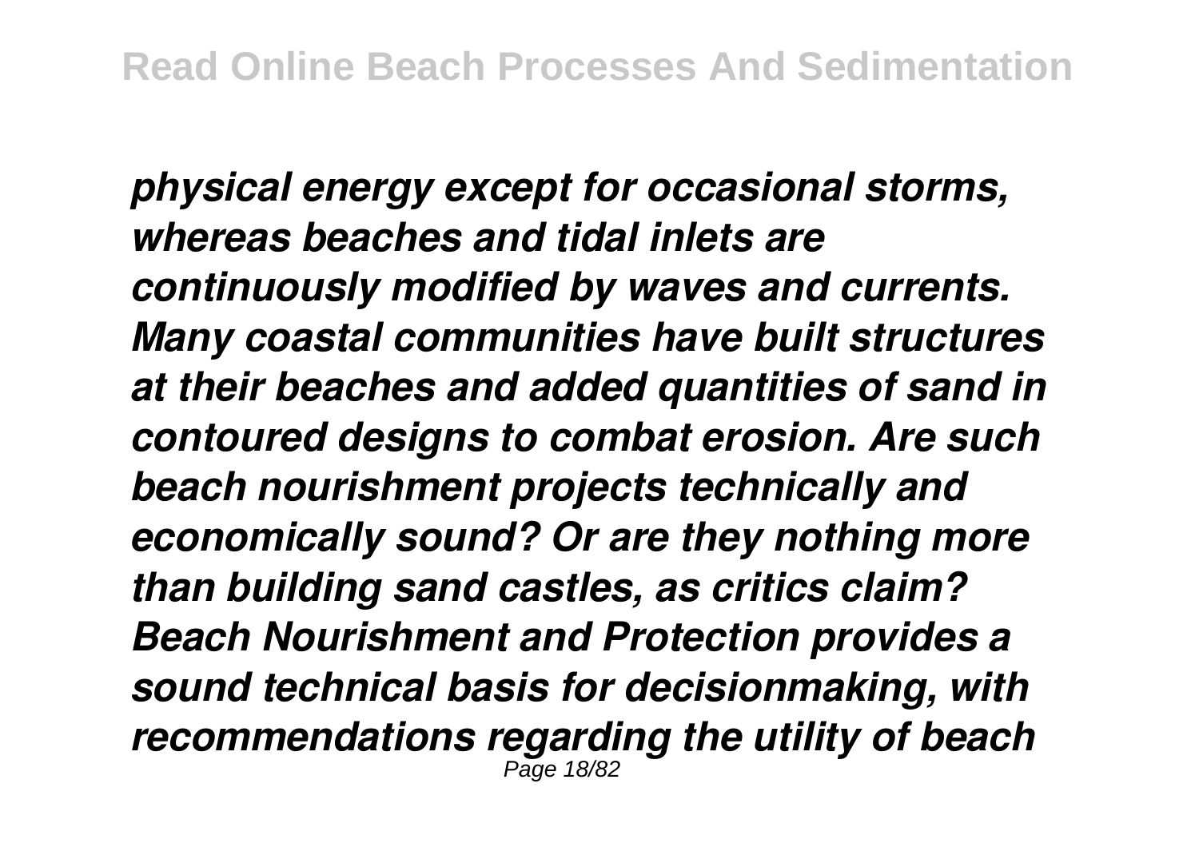*physical energy except for occasional storms, whereas beaches and tidal inlets are continuously modified by waves and currents. Many coastal communities have built structures at their beaches and added quantities of sand in contoured designs to combat erosion. Are such beach nourishment projects technically and economically sound? Or are they nothing more than building sand castles, as critics claim? Beach Nourishment and Protection provides a sound technical basis for decisionmaking, with recommendations regarding the utility of beach*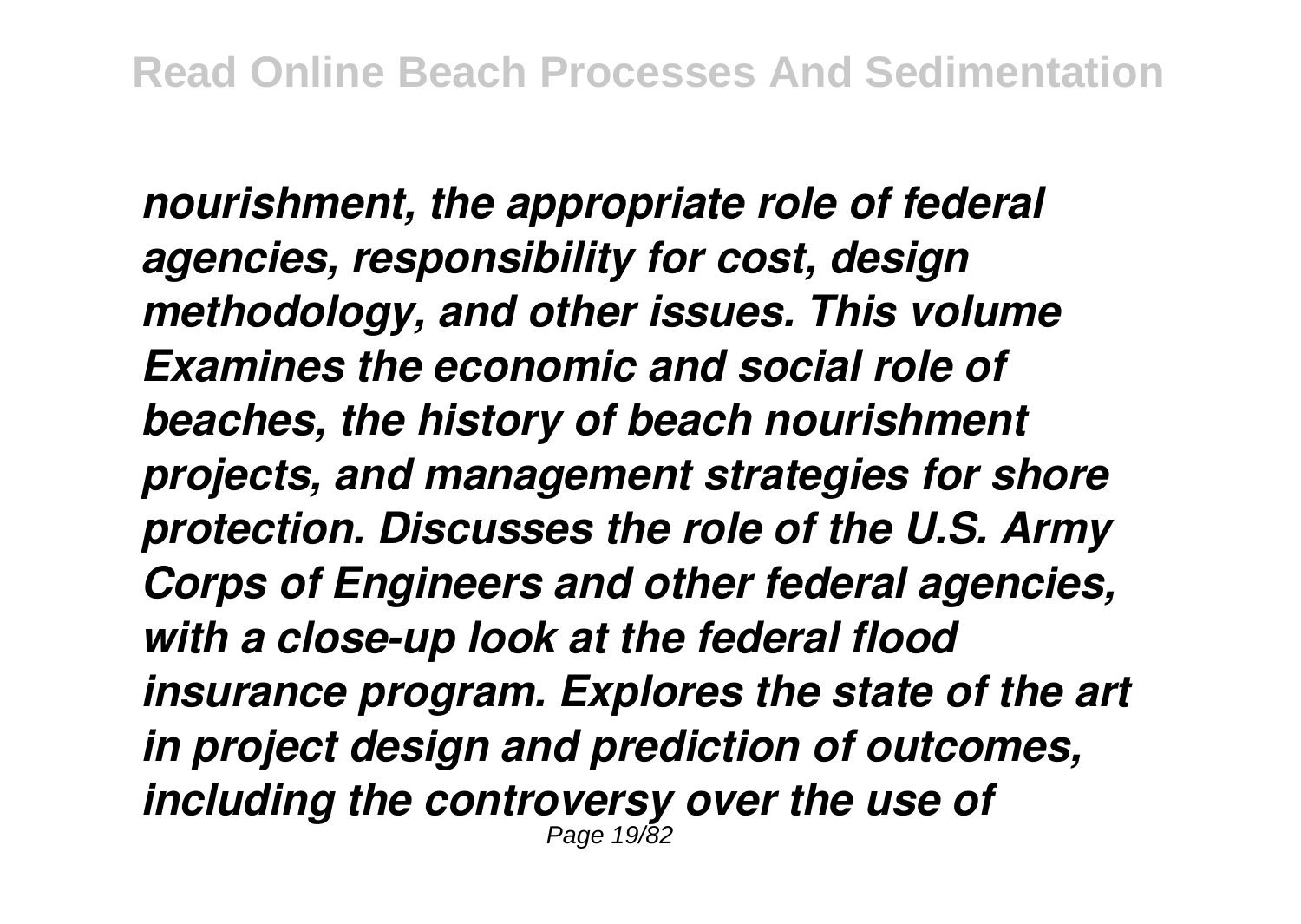*nourishment, the appropriate role of federal agencies, responsibility for cost, design methodology, and other issues. This volume Examines the economic and social role of beaches, the history of beach nourishment projects, and management strategies for shore protection. Discusses the role of the U.S. Army Corps of Engineers and other federal agencies, with a close-up look at the federal flood insurance program. Explores the state of the art in project design and prediction of outcomes, including the controversy over the use of*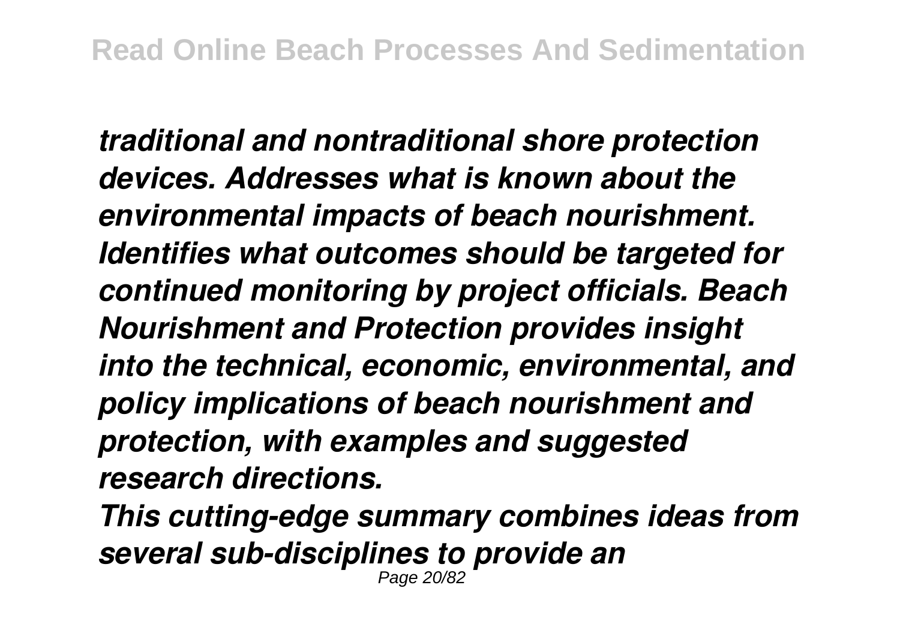*traditional and nontraditional shore protection devices. Addresses what is known about the environmental impacts of beach nourishment. Identifies what outcomes should be targeted for continued monitoring by project officials. Beach Nourishment and Protection provides insight into the technical, economic, environmental, and policy implications of beach nourishment and protection, with examples and suggested research directions.*

*This cutting-edge summary combines ideas from several sub-disciplines to provide an*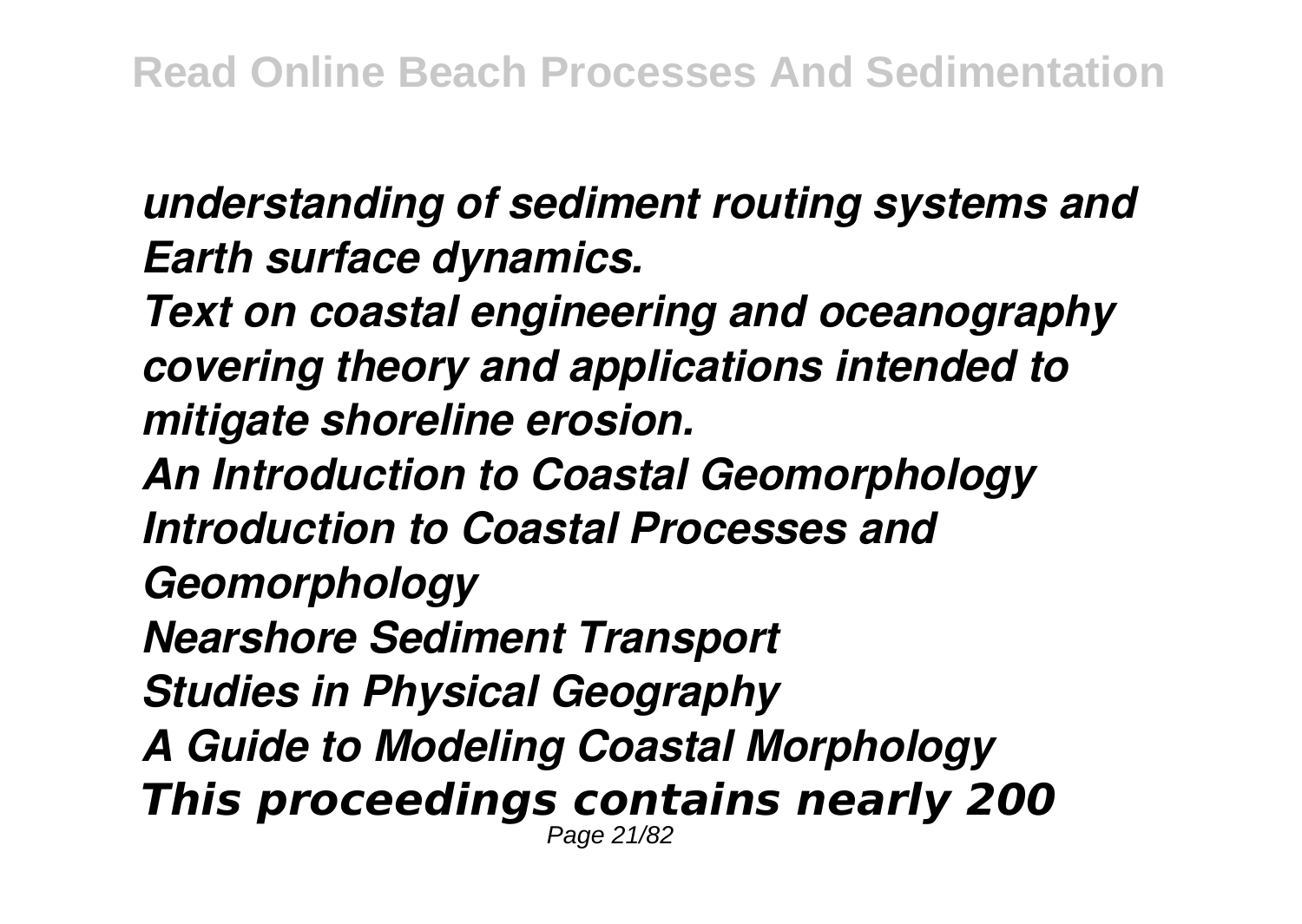*understanding of sediment routing systems and Earth surface dynamics.*

*Text on coastal engineering and oceanography covering theory and applications intended to mitigate shoreline erosion.*

*An Introduction to Coastal Geomorphology*

*Introduction to Coastal Processes and Geomorphology*

*Nearshore Sediment Transport*

*Studies in Physical Geography*

*A Guide to Modeling Coastal Morphology*

*This proceedings contains nearly 200*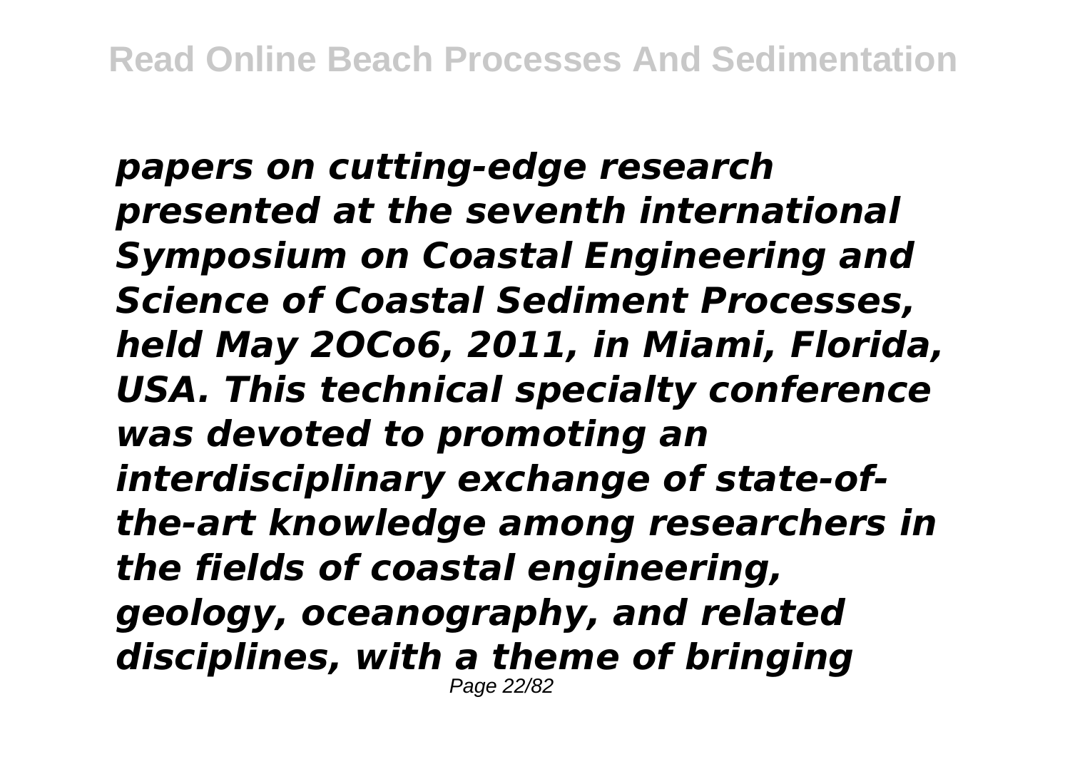*papers on cutting-edge research presented at the seventh international Symposium on Coastal Engineering and Science of Coastal Sediment Processes, held May 2OCo6, 2011, in Miami, Florida, USA. This technical specialty conference was devoted to promoting an interdisciplinary exchange of state-of-the-art knowledge among researchers in the fields of coastal engineering, geology, oceanography, and related disciplines, with a theme of bringing*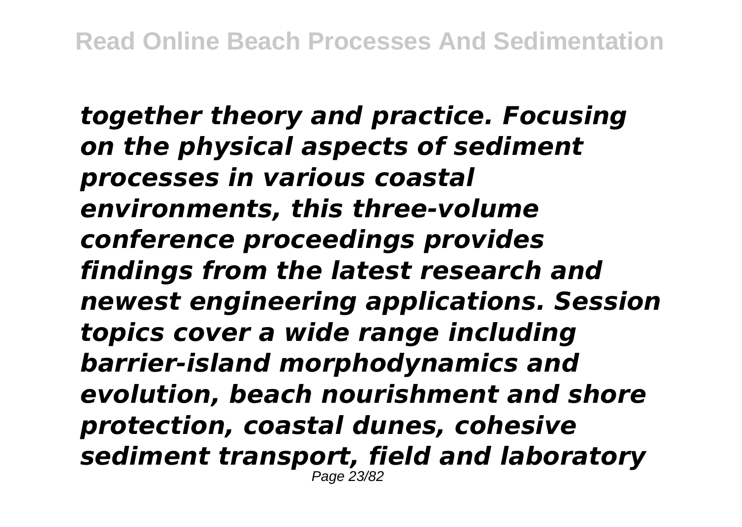***together theory and practice. Focusing on the physical aspects of sediment processes in various coastal environments, this three-volume conference proceedings provides findings from the latest research and newest engineering applications. Session topics cover a wide range including barrier-island morphodynamics and evolution, beach nourishment and shore protection, coastal dunes, cohesive sediment transport, field and laboratory***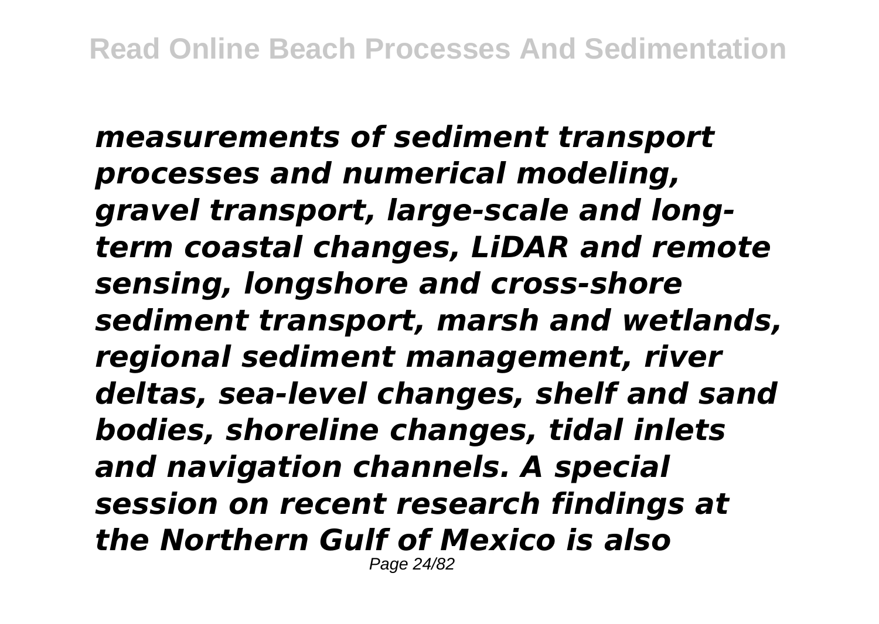***measurements of sediment transport processes and numerical modeling, gravel transport, large-scale and long-term coastal changes, LiDAR and remote sensing, longshore and cross-shore sediment transport, marsh and wetlands, regional sediment management, river deltas, sea-level changes, shelf and sand bodies, shoreline changes, tidal inlets and navigation channels. A special session on recent research findings at the Northern Gulf of Mexico is also***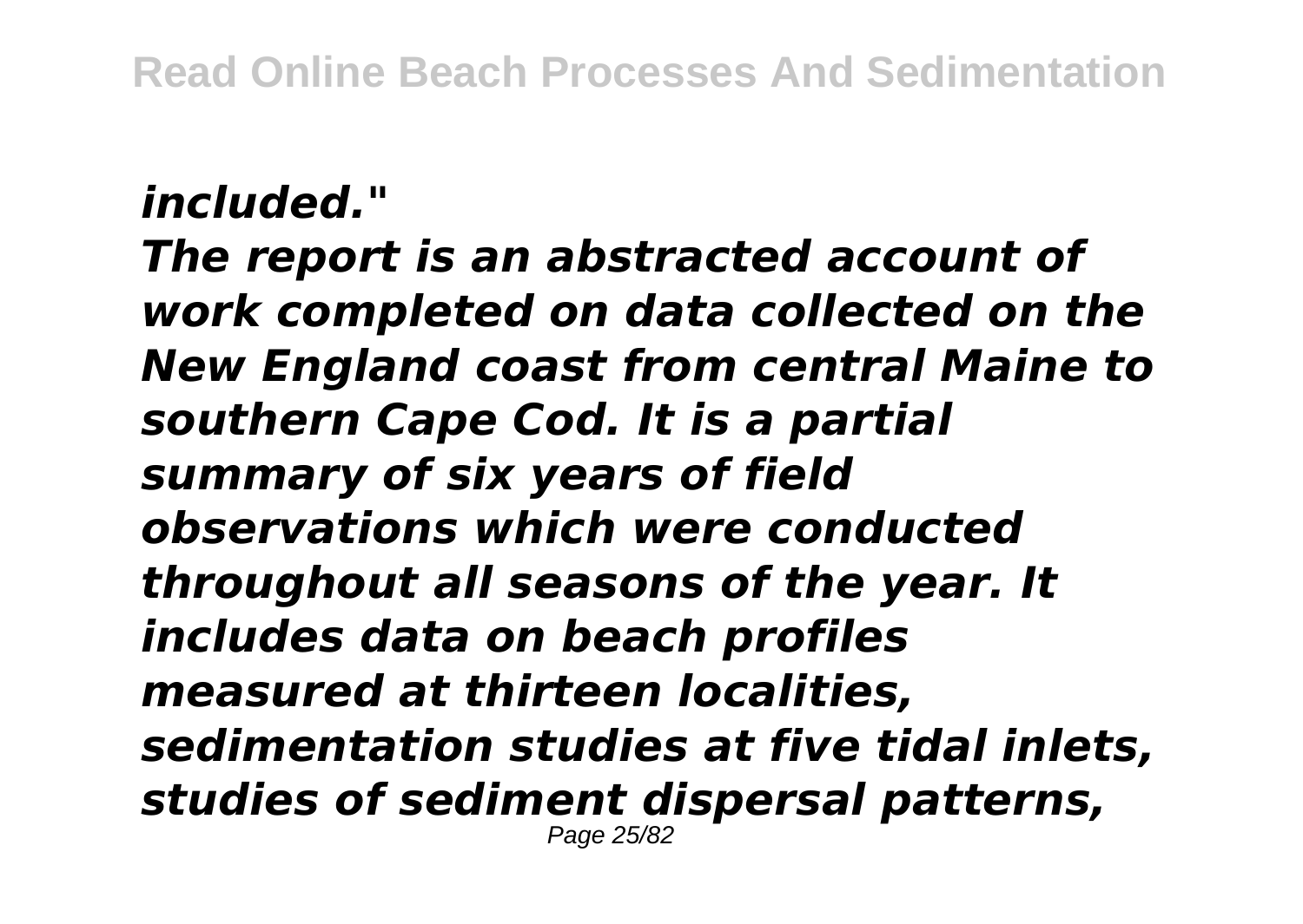*included."*

*The report is an abstracted account of work completed on data collected on the New England coast from central Maine to southern Cape Cod. It is a partial summary of six years of field observations which were conducted throughout all seasons of the year. It includes data on beach profiles measured at thirteen localities, sedimentation studies at five tidal inlets, studies of sediment dispersal patterns,*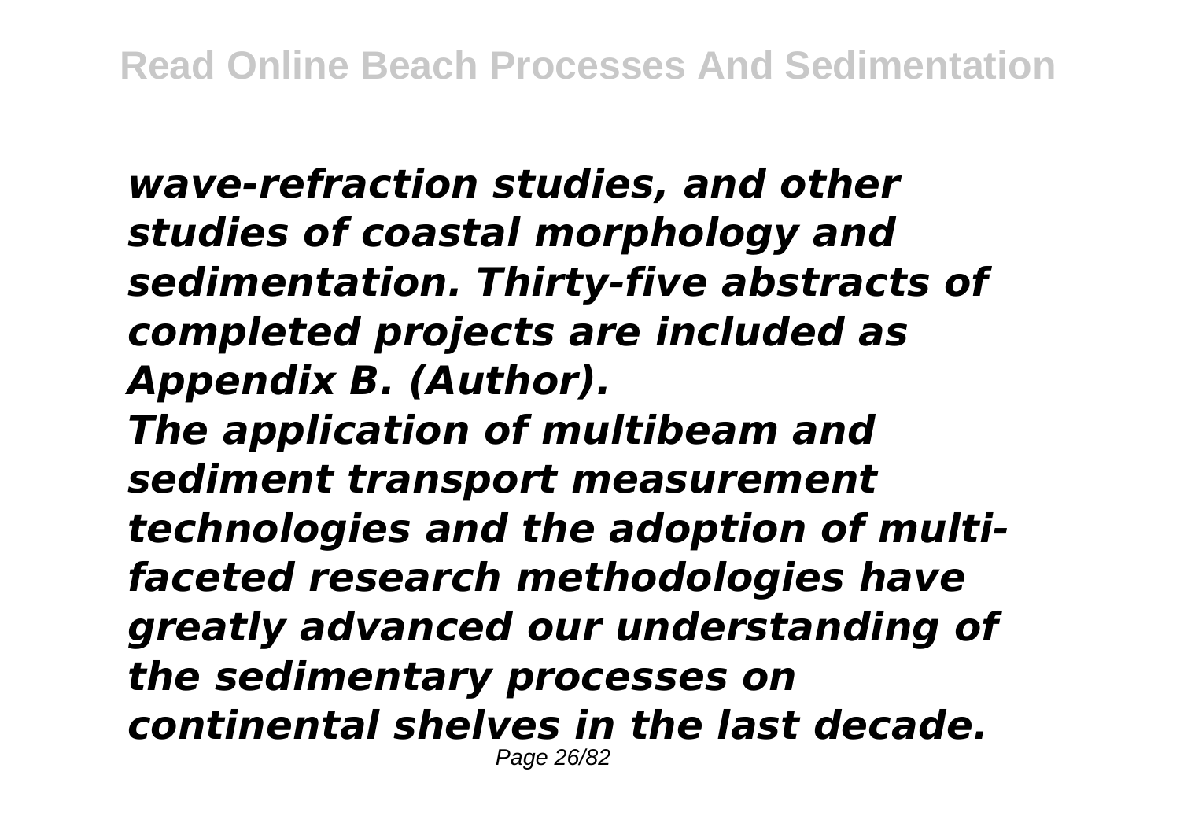*wave-refraction studies, and other studies of coastal morphology and sedimentation. Thirty-five abstracts of completed projects are included as Appendix B. (Author).*

*The application of multibeam and sediment transport measurement technologies and the adoption of multi-faceted research methodologies have greatly advanced our understanding of the sedimentary processes on continental shelves in the last decade.*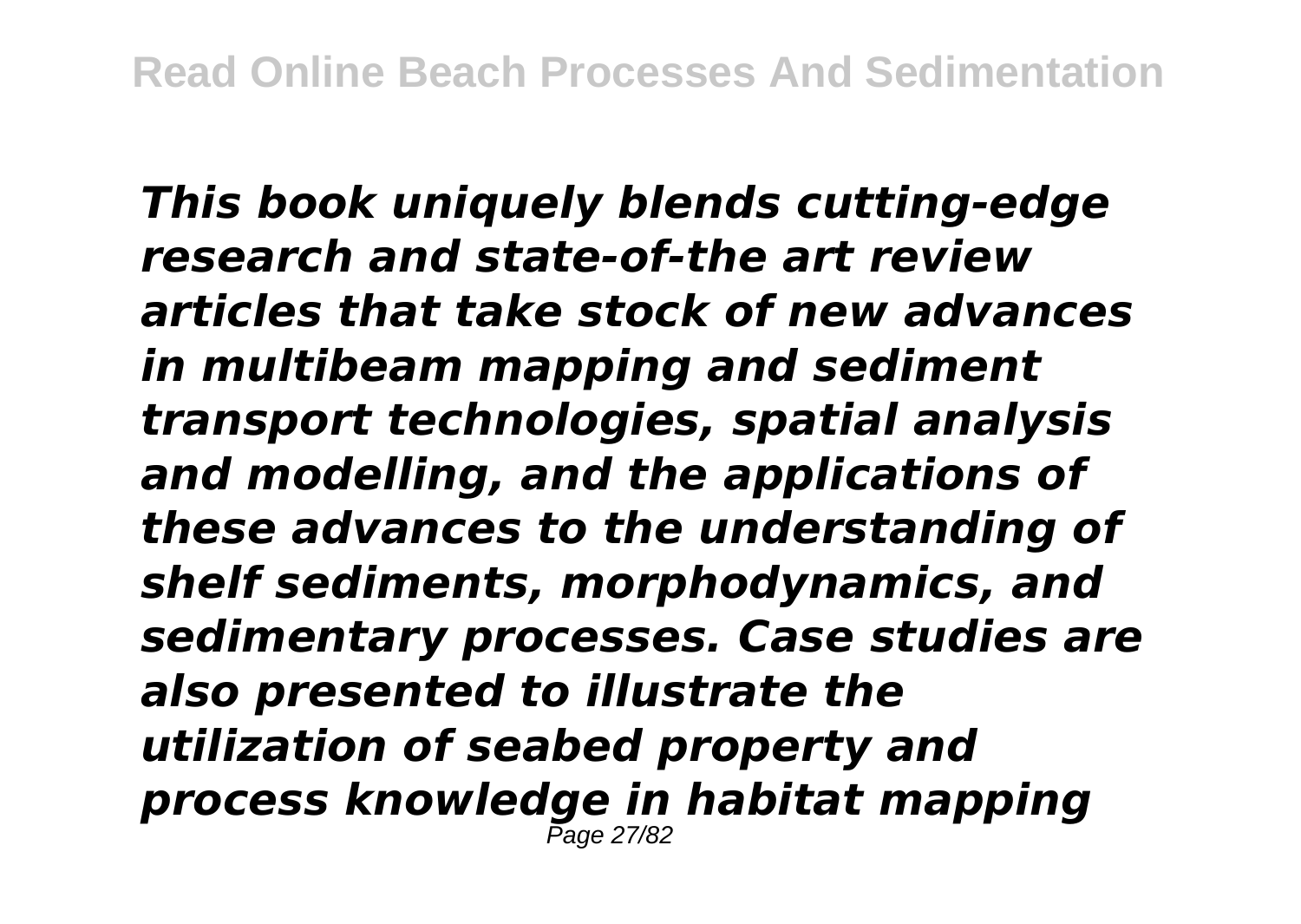*This book uniquely blends cutting-edge research and state-of-the art review articles that take stock of new advances in multibeam mapping and sediment transport technologies, spatial analysis and modelling, and the applications of these advances to the understanding of shelf sediments, morphodynamics, and sedimentary processes. Case studies are also presented to illustrate the utilization of seabed property and process knowledge in habitat mapping*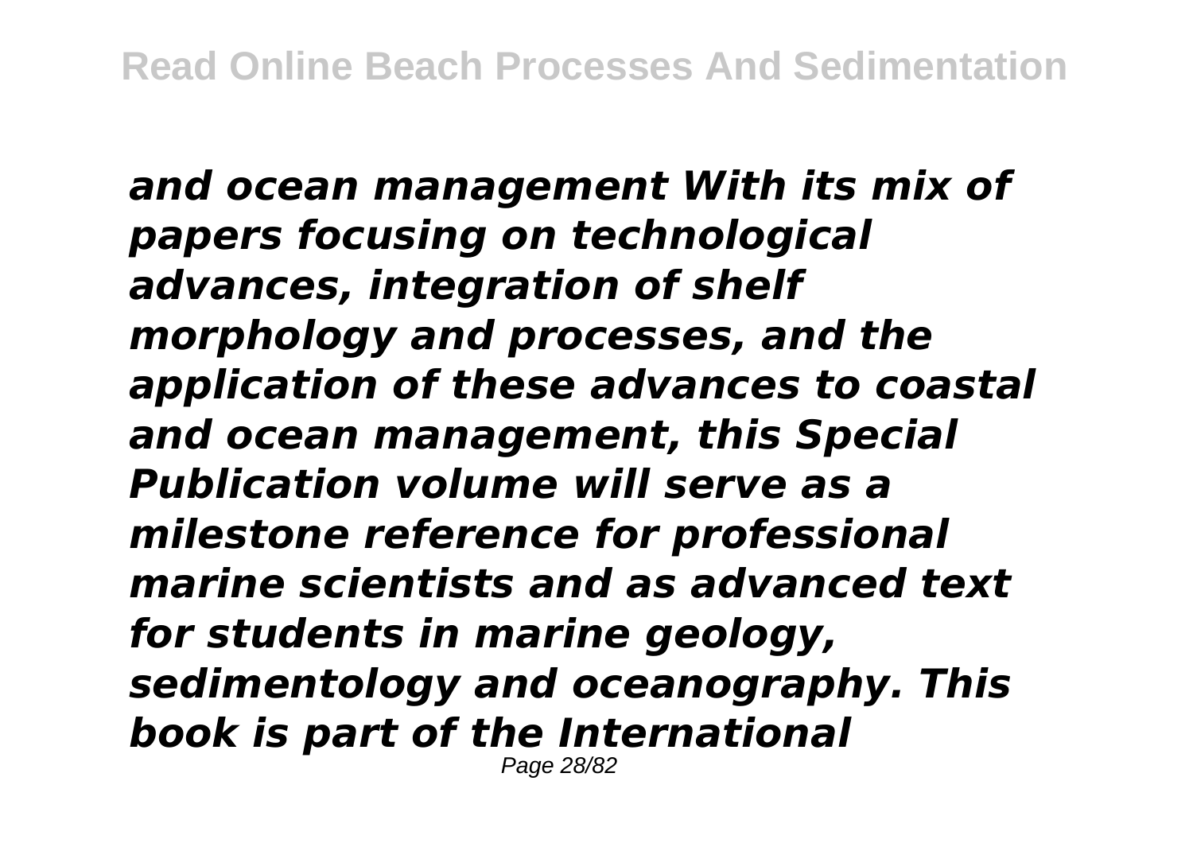*and ocean management With its mix of papers focusing on technological advances, integration of shelf morphology and processes, and the application of these advances to coastal and ocean management, this Special Publication volume will serve as a milestone reference for professional marine scientists and as advanced text for students in marine geology, sedimentology and oceanography. This book is part of the International*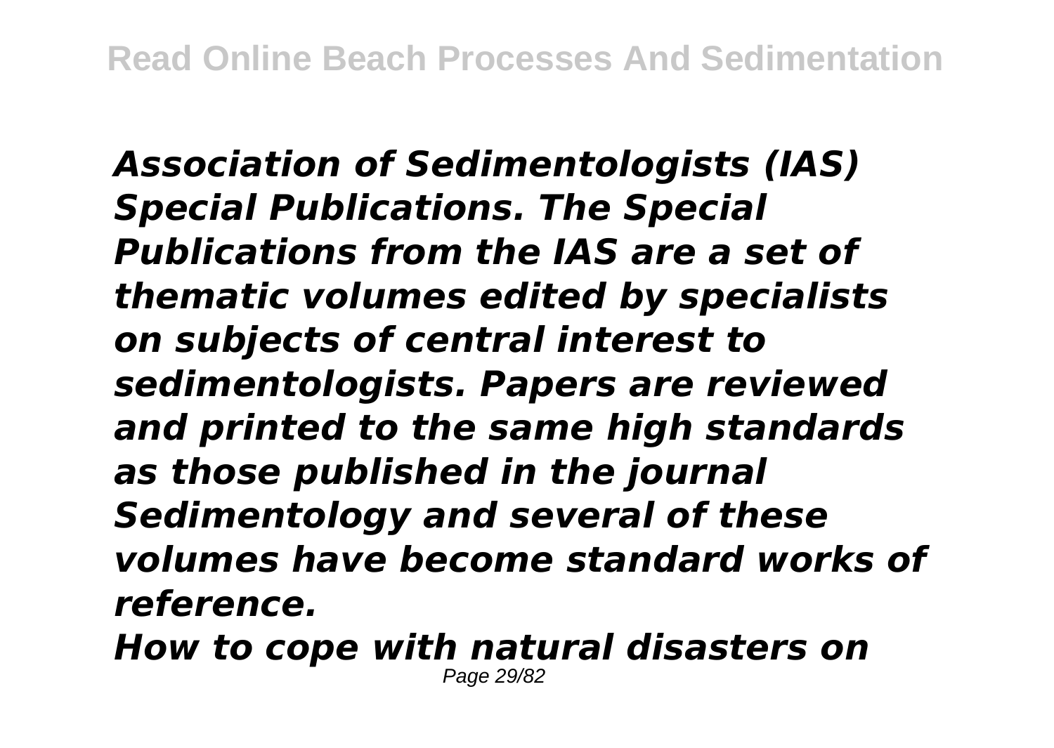*Association of Sedimentologists (IAS) Special Publications. The Special Publications from the IAS are a set of thematic volumes edited by specialists on subjects of central interest to sedimentologists. Papers are reviewed and printed to the same high standards as those published in the journal Sedimentology and several of these volumes have become standard works of reference.*

*How to cope with natural disasters on*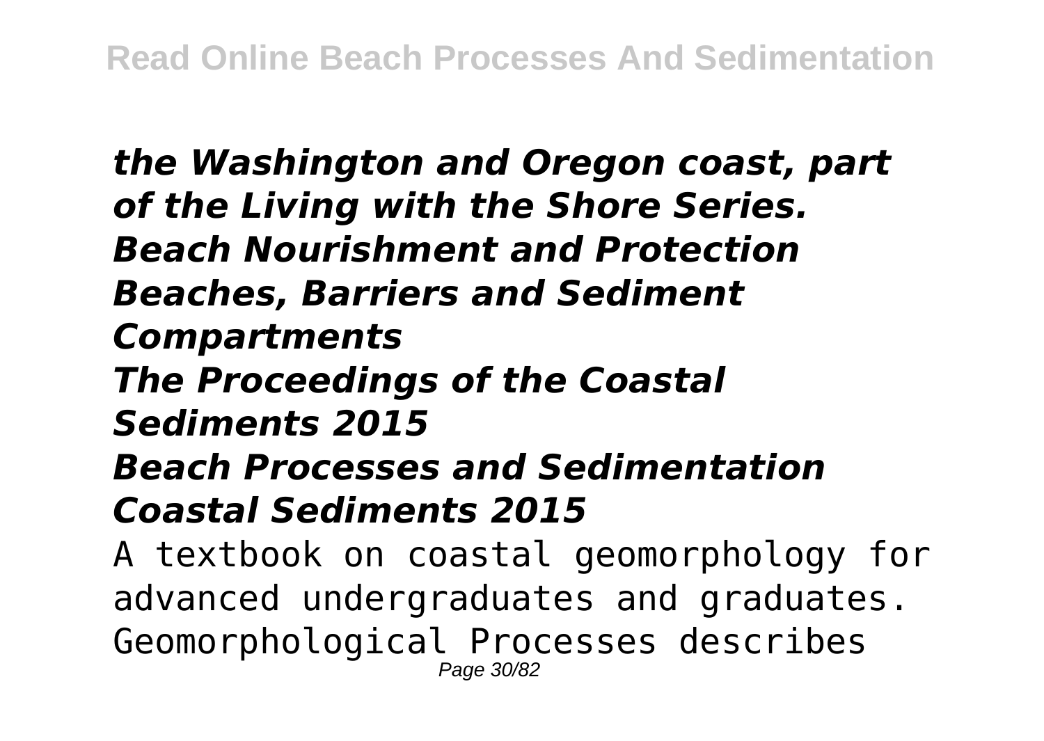***the Washington and Oregon coast, part of the Living with the Shore Series.***
***Beach Nourishment and Protection***
***Beaches, Barriers and Sediment Compartments***
***The Proceedings of the Coastal Sediments 2015***
***Beach Processes and Sedimentation***
***Coastal Sediments 2015***

A textbook on coastal geomorphology for advanced undergraduates and graduates. Geomorphological Processes describes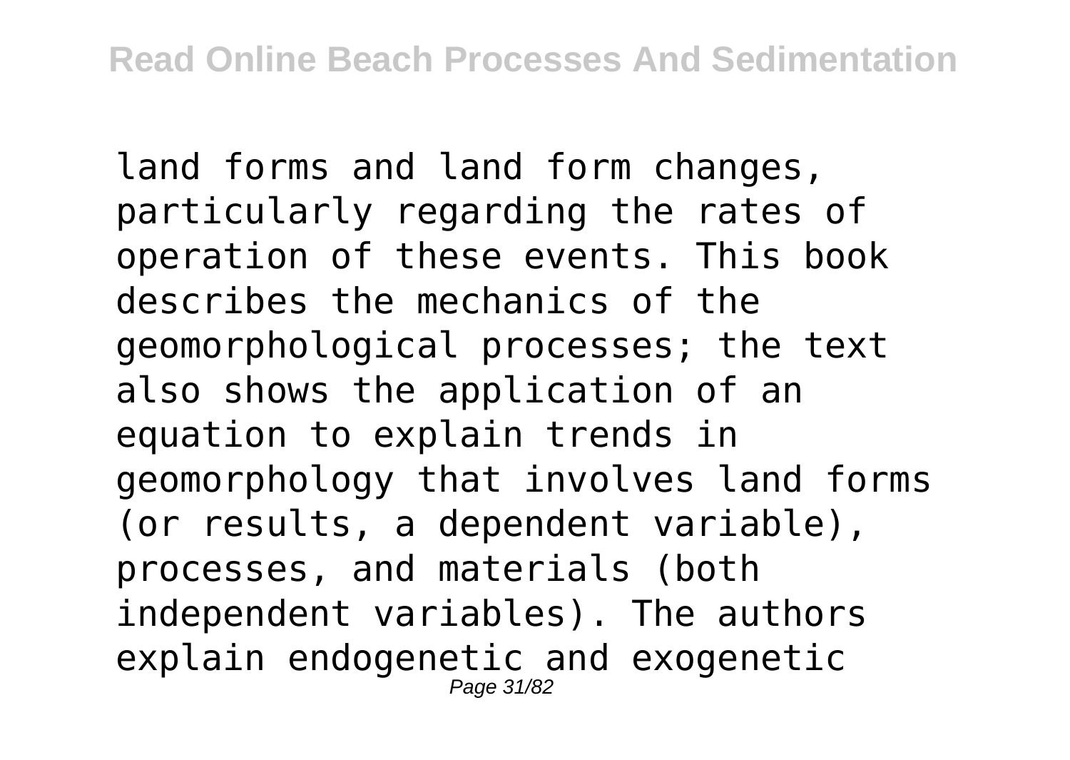land forms and land form changes, particularly regarding the rates of operation of these events. This book describes the mechanics of the geomorphological processes; the text also shows the application of an equation to explain trends in geomorphology that involves land forms (or results, a dependent variable), processes, and materials (both independent variables). The authors explain endogenetic and exogenetic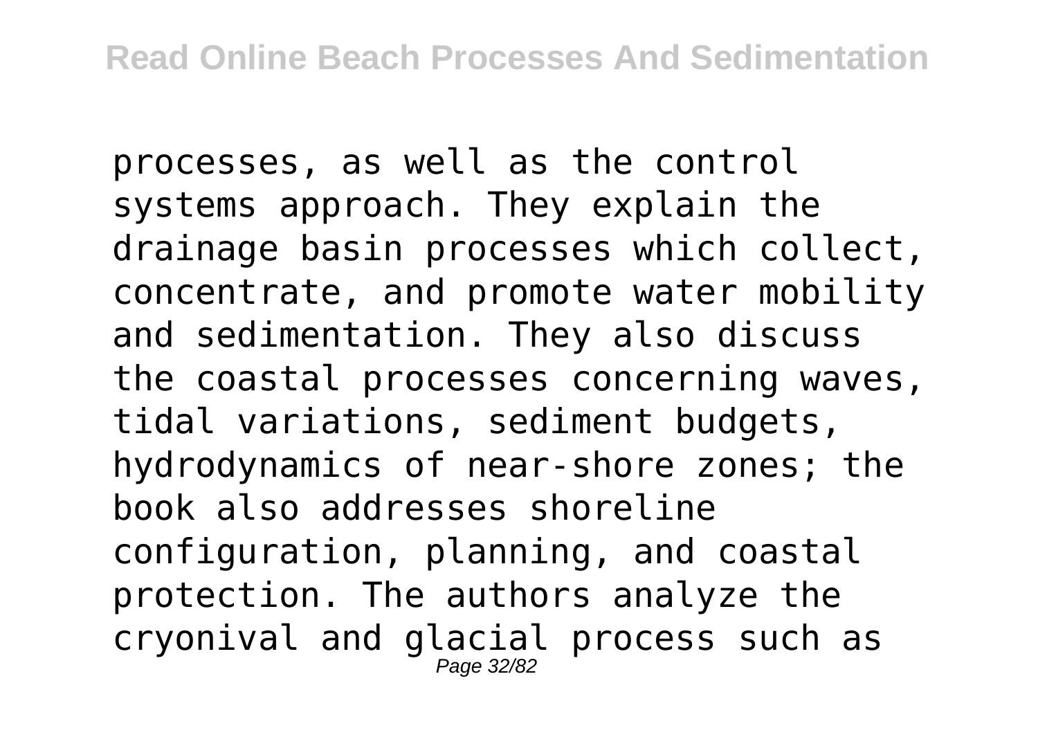processes, as well as the control systems approach. They explain the drainage basin processes which collect, concentrate, and promote water mobility and sedimentation. They also discuss the coastal processes concerning waves, tidal variations, sediment budgets, hydrodynamics of near-shore zones; the book also addresses shoreline configuration, planning, and coastal protection. The authors analyze the cryonival and glacial process such as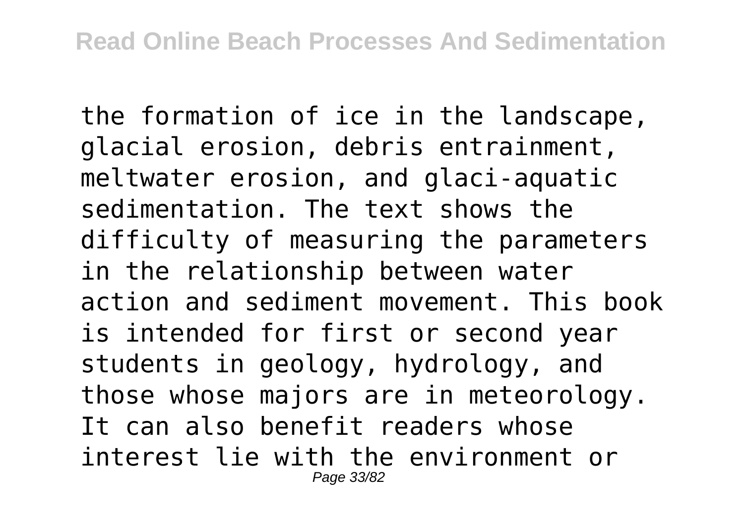the formation of ice in the landscape, glacial erosion, debris entrainment, meltwater erosion, and glaci-aquatic sedimentation. The text shows the difficulty of measuring the parameters in the relationship between water action and sediment movement. This book is intended for first or second year students in geology, hydrology, and those whose majors are in meteorology. It can also benefit readers whose interest lie with the environment or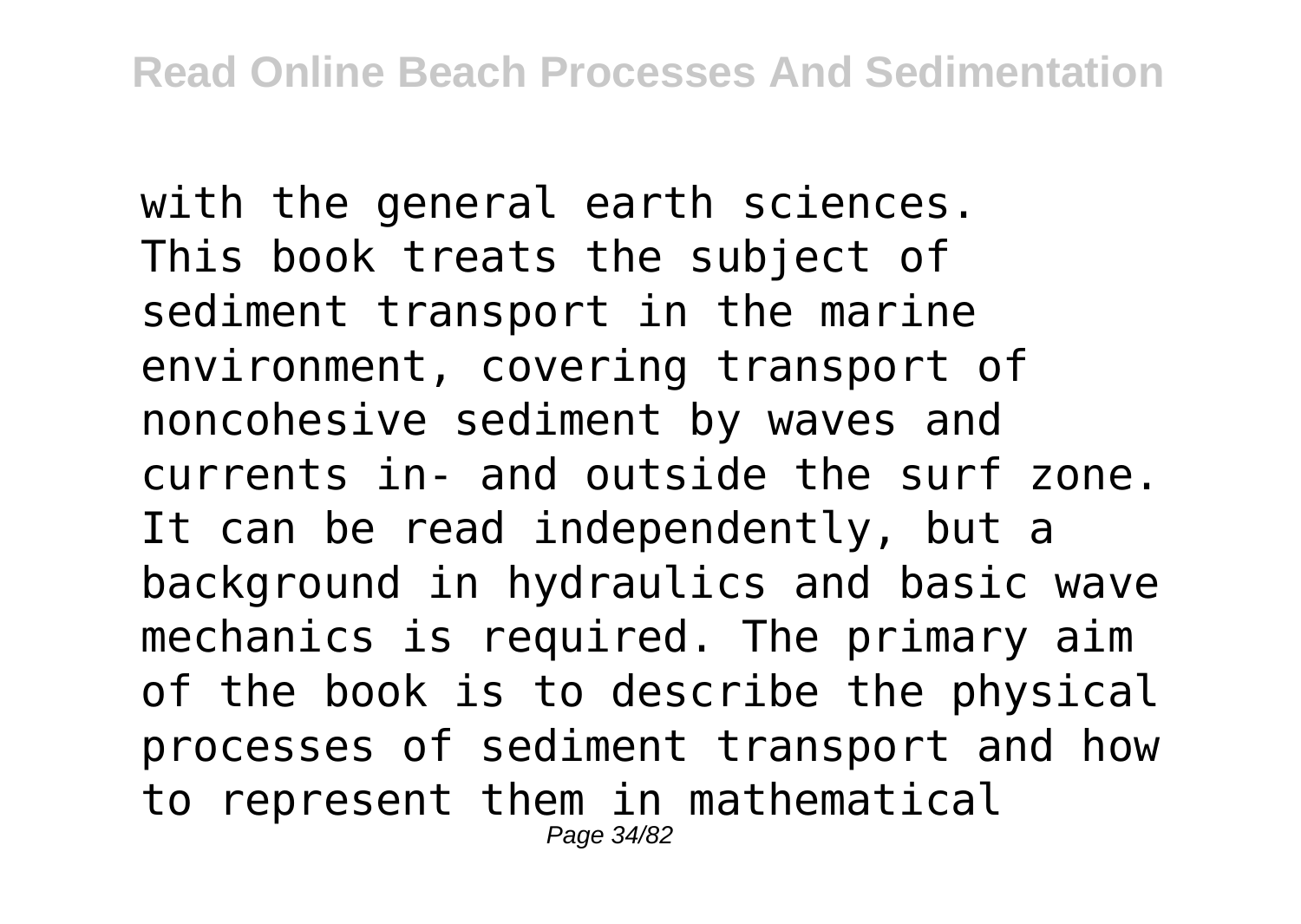with the general earth sciences.

This book treats the subject of sediment transport in the marine environment, covering transport of noncohesive sediment by waves and currents in- and outside the surf zone. It can be read independently, but a background in hydraulics and basic wave mechanics is required. The primary aim of the book is to describe the physical processes of sediment transport and how to represent them in mathematical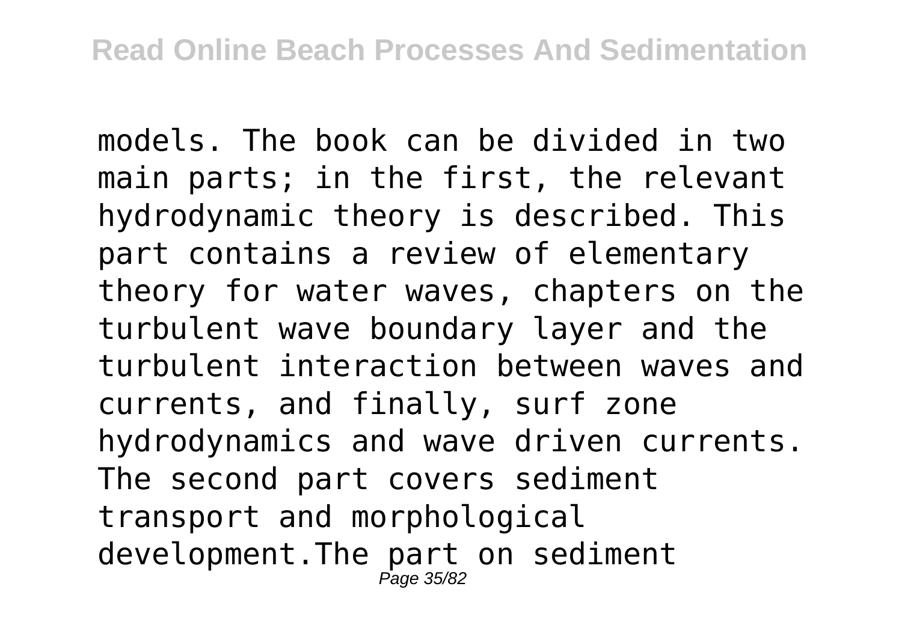models. The book can be divided in two main parts; in the first, the relevant hydrodynamic theory is described. This part contains a review of elementary theory for water waves, chapters on the turbulent wave boundary layer and the turbulent interaction between waves and currents, and finally, surf zone hydrodynamics and wave driven currents. The second part covers sediment transport and morphological development.The part on sediment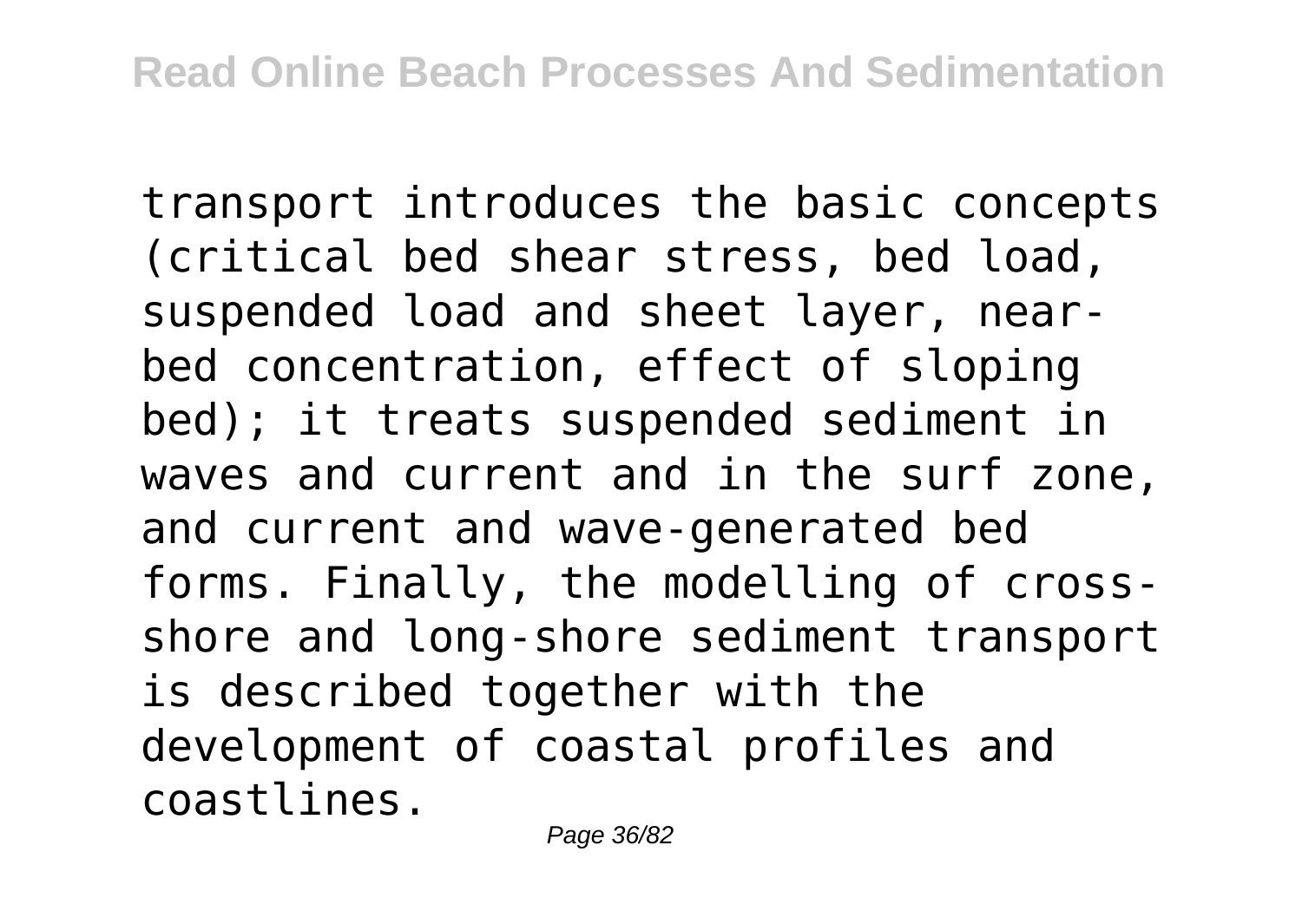transport introduces the basic concepts (critical bed shear stress, bed load, suspended load and sheet layer, near-bed concentration, effect of sloping bed); it treats suspended sediment in waves and current and in the surf zone, and current and wave-generated bed forms. Finally, the modelling of cross-shore and long-shore sediment transport is described together with the development of coastal profiles and coastlines.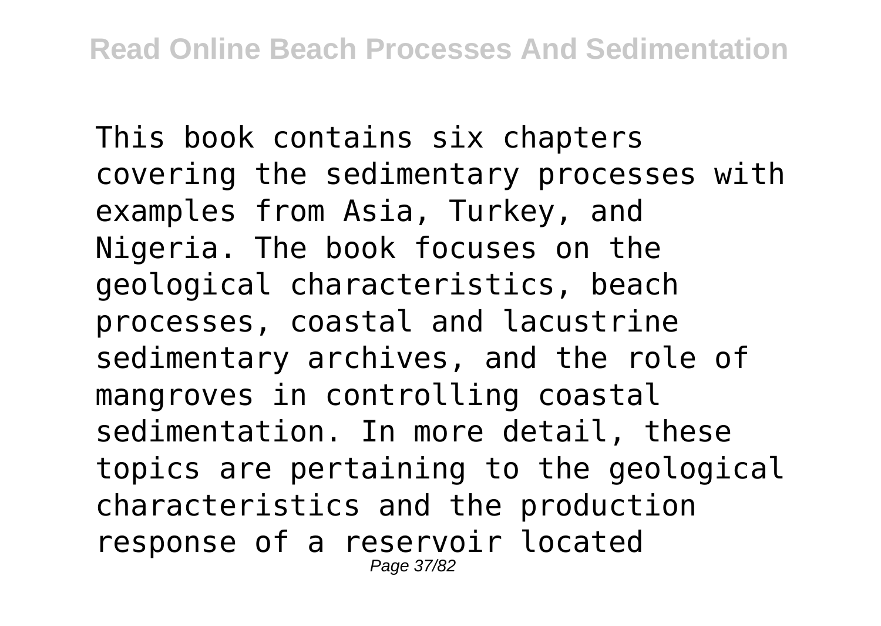This book contains six chapters covering the sedimentary processes with examples from Asia, Turkey, and Nigeria. The book focuses on the geological characteristics, beach processes, coastal and lacustrine sedimentary archives, and the role of mangroves in controlling coastal sedimentation. In more detail, these topics are pertaining to the geological characteristics and the production response of a reservoir located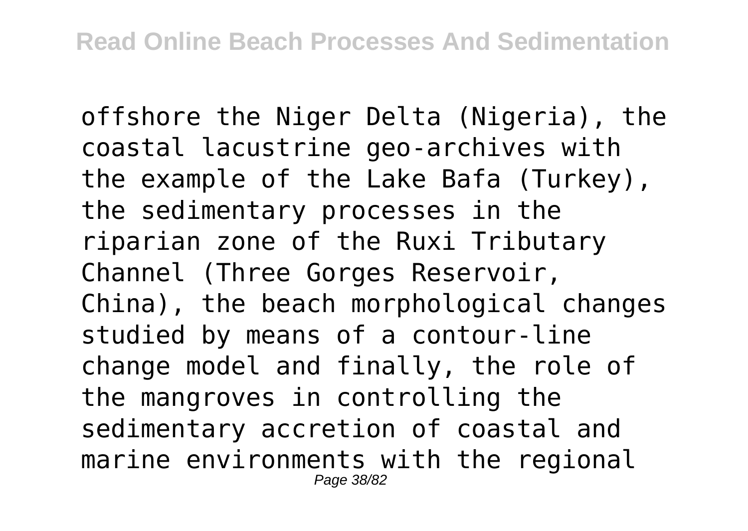offshore the Niger Delta (Nigeria), the coastal lacustrine geo-archives with the example of the Lake Bafa (Turkey), the sedimentary processes in the riparian zone of the Ruxi Tributary Channel (Three Gorges Reservoir, China), the beach morphological changes studied by means of a contour-line change model and finally, the role of the mangroves in controlling the sedimentary accretion of coastal and marine environments with the regional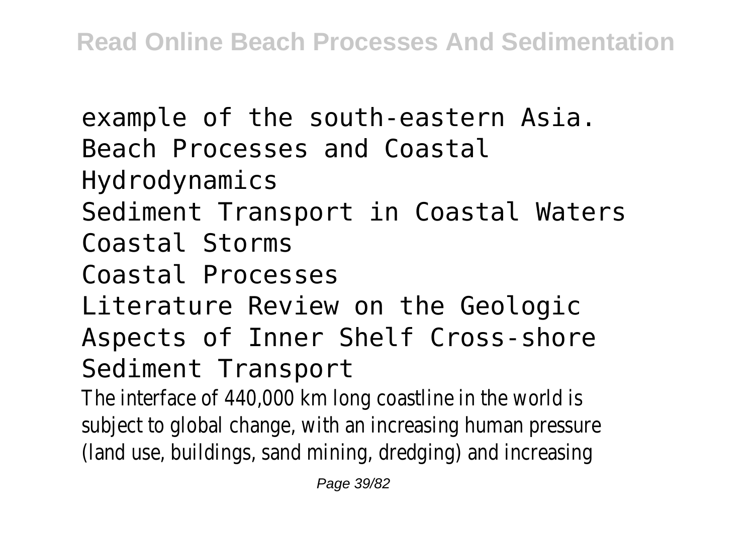example of the south-eastern Asia.

Beach Processes and Coastal Hydrodynamics

Sediment Transport in Coastal Waters

Coastal Storms

Coastal Processes

Literature Review on the Geologic Aspects of Inner Shelf Cross-shore Sediment Transport

The interface of 440,000 km long coastline in the world is subject to global change, with an increasing human pressure (land use, buildings, sand mining, dredging) and increasing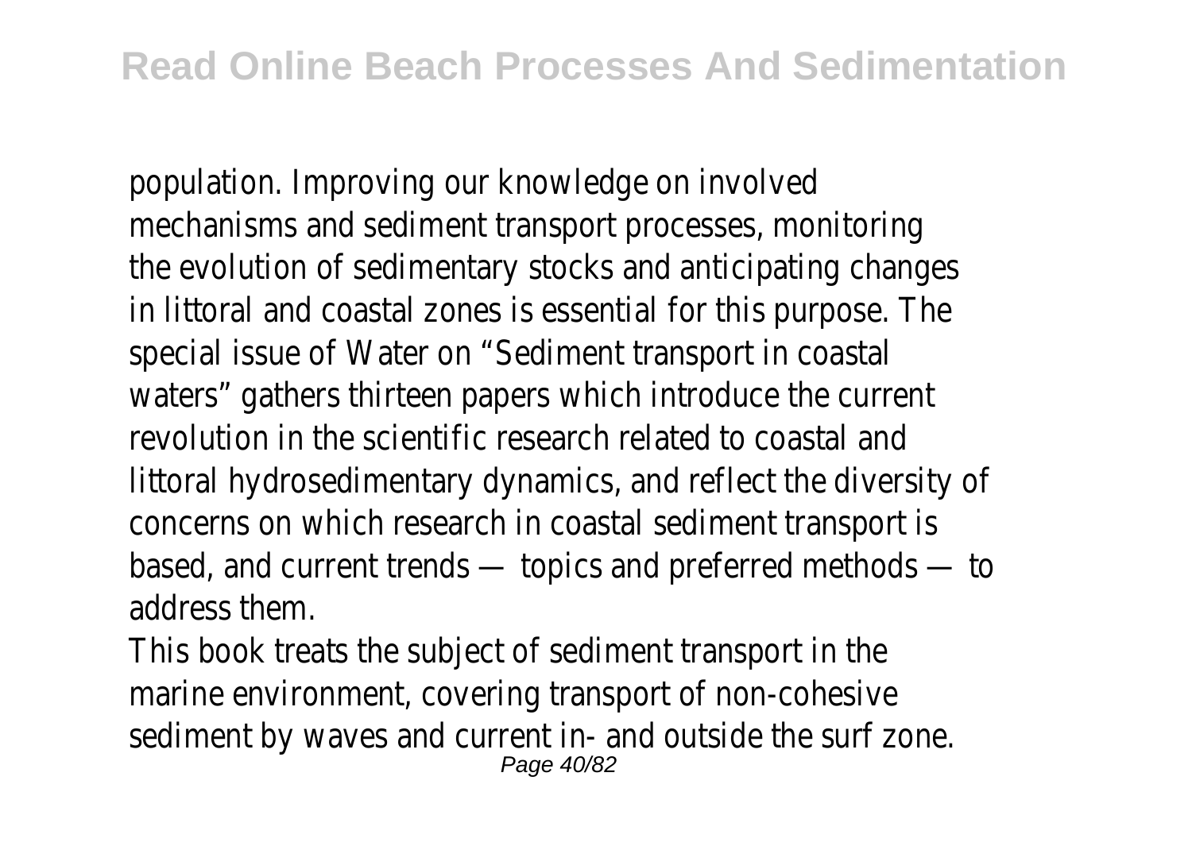population. Improving our knowledge on involved mechanisms and sediment transport processes, monitoring the evolution of sedimentary stocks and anticipating changes in littoral and coastal zones is essential for this purpose. The special issue of Water on “Sediment transport in coastal waters” gathers thirteen papers which introduce the current revolution in the scientific research related to coastal and littoral hydrosedimentary dynamics, and reflect the diversity of concerns on which research in coastal sediment transport is based, and current trends — topics and preferred methods — to address them.

This book treats the subject of sediment transport in the marine environment, covering transport of non-cohesive sediment by waves and current in- and outside the surf zone.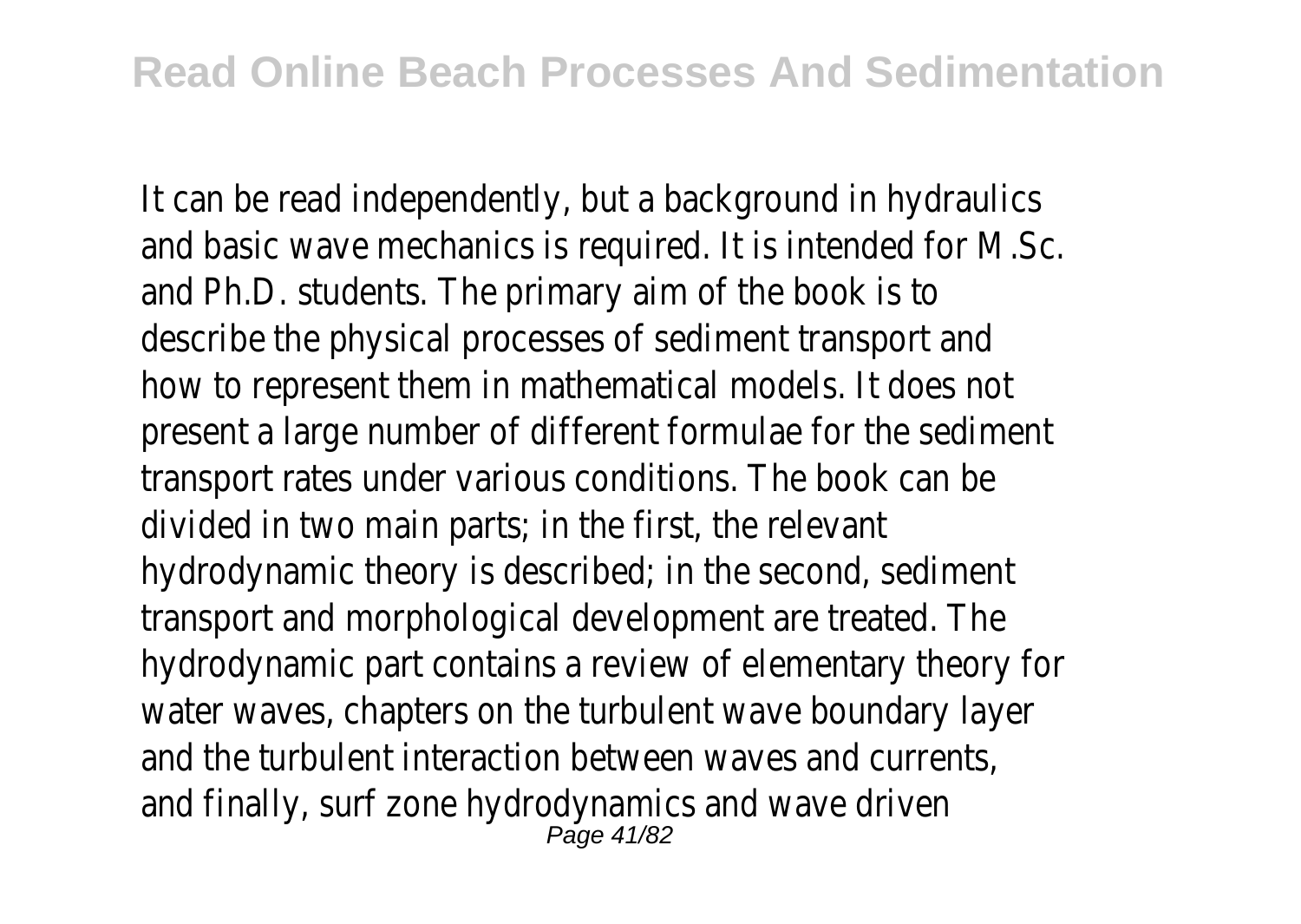It can be read independently, but a background in hydraulics and basic wave mechanics is required. It is intended for M.Sc. and Ph.D. students. The primary aim of the book is to describe the physical processes of sediment transport and how to represent them in mathematical models. It does not present a large number of different formulae for the sediment transport rates under various conditions. The book can be divided in two main parts; in the first, the relevant hydrodynamic theory is described; in the second, sediment transport and morphological development are treated. The hydrodynamic part contains a review of elementary theory for water waves, chapters on the turbulent wave boundary layer and the turbulent interaction between waves and currents, and finally, surf zone hydrodynamics and wave driven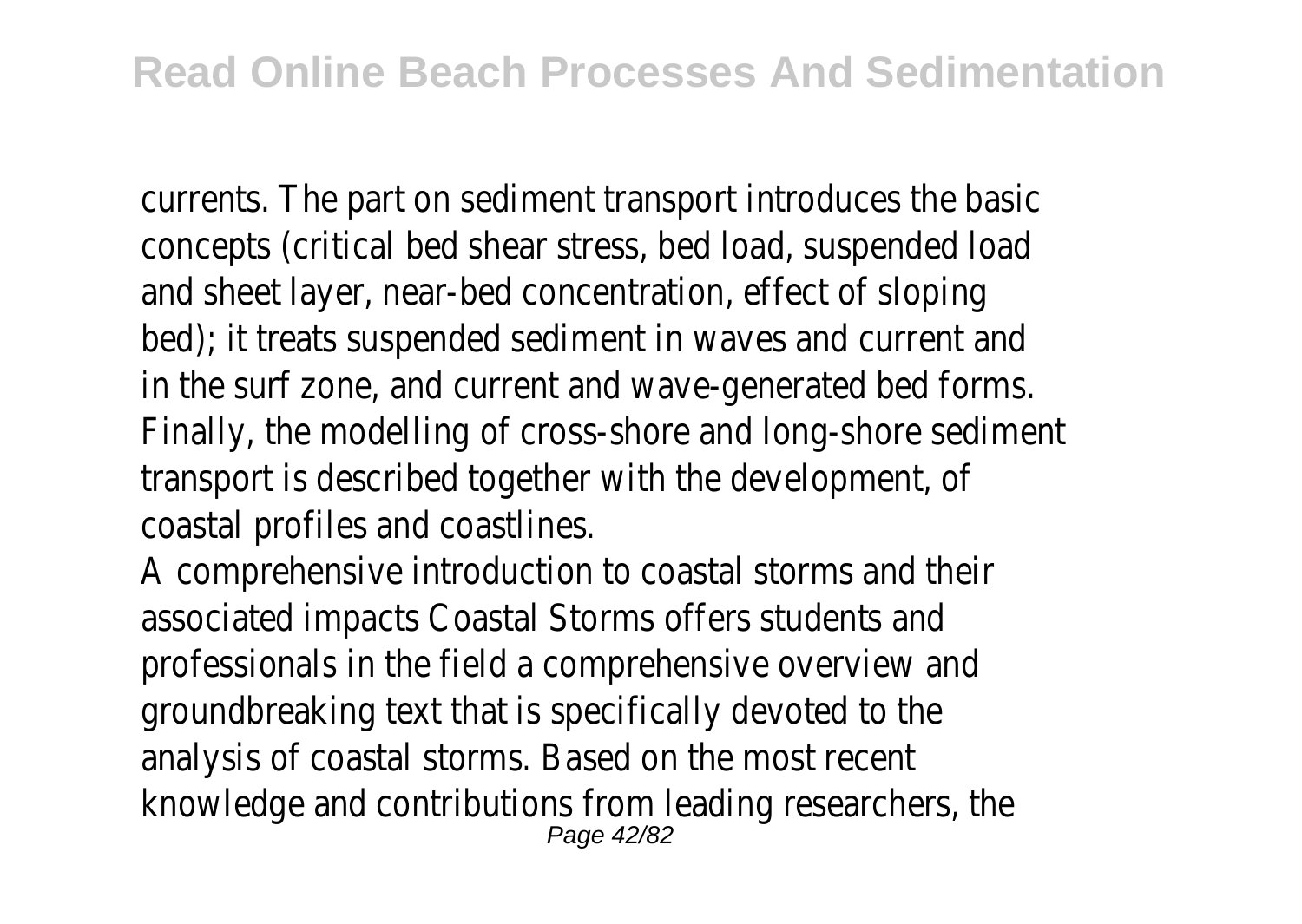currents. The part on sediment transport introduces the basic concepts (critical bed shear stress, bed load, suspended load and sheet layer, near-bed concentration, effect of sloping bed); it treats suspended sediment in waves and current and in the surf zone, and current and wave-generated bed forms. Finally, the modelling of cross-shore and long-shore sediment transport is described together with the development, of coastal profiles and coastlines.

A comprehensive introduction to coastal storms and their associated impacts Coastal Storms offers students and professionals in the field a comprehensive overview and groundbreaking text that is specifically devoted to the analysis of coastal storms. Based on the most recent knowledge and contributions from leading researchers, the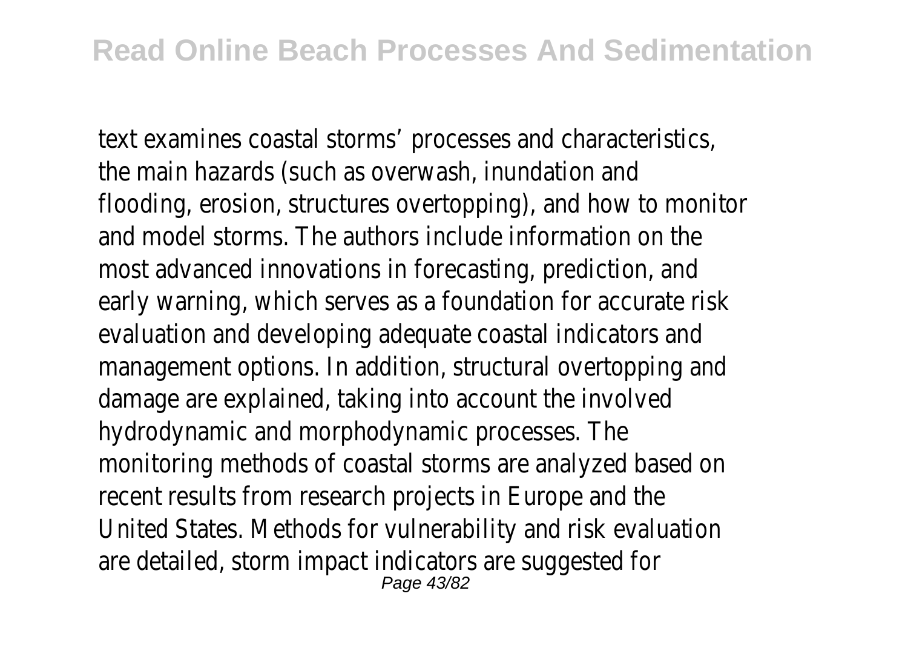text examines coastal storms' processes and characteristics, the main hazards (such as overwash, inundation and flooding, erosion, structures overtopping), and how to monitor and model storms. The authors include information on the most advanced innovations in forecasting, prediction, and early warning, which serves as a foundation for accurate risk evaluation and developing adequate coastal indicators and management options. In addition, structural overtopping and damage are explained, taking into account the involved hydrodynamic and morphodynamic processes. The monitoring methods of coastal storms are analyzed based on recent results from research projects in Europe and the United States. Methods for vulnerability and risk evaluation are detailed, storm impact indicators are suggested for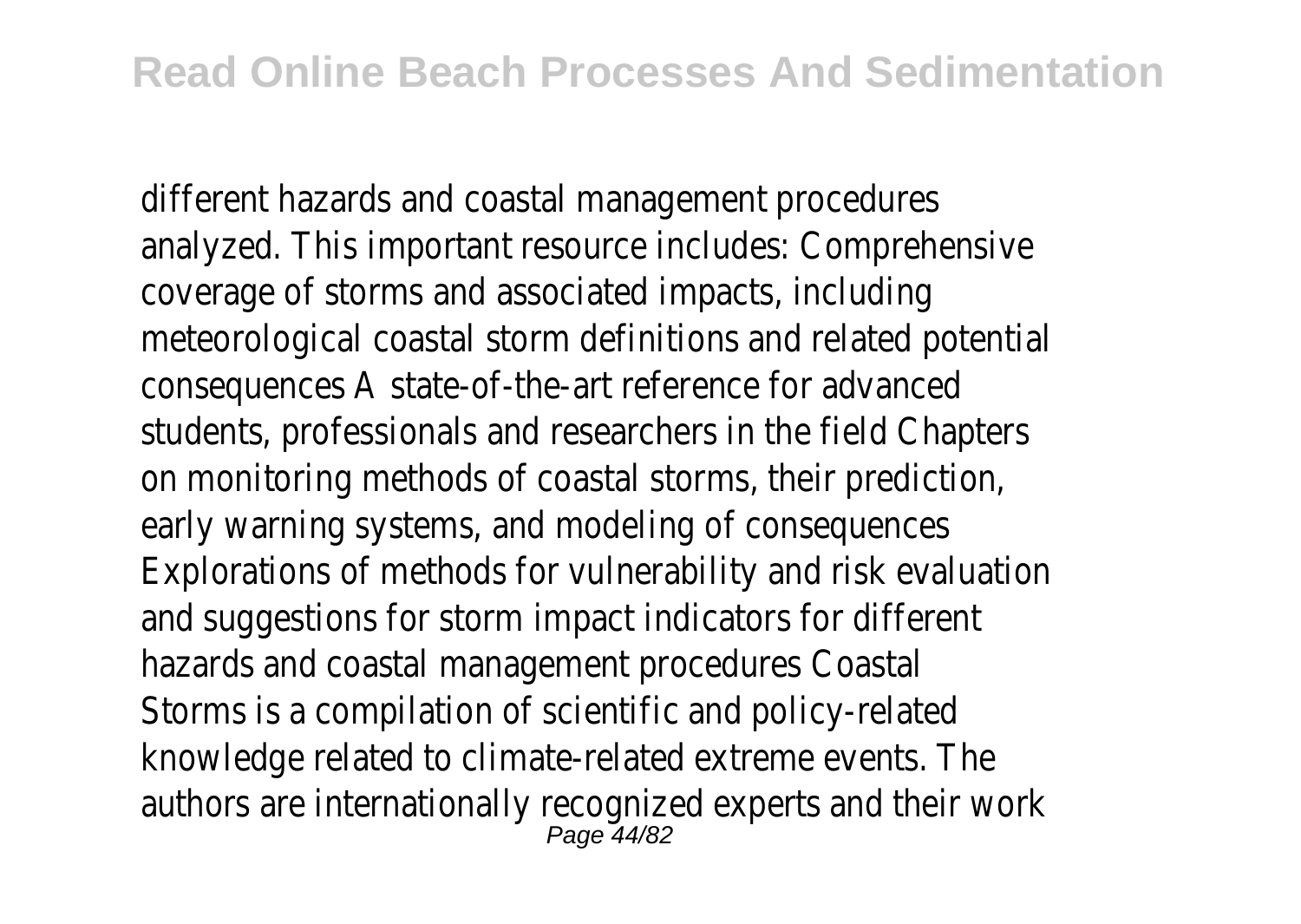different hazards and coastal management procedures analyzed. This important resource includes: Comprehensive coverage of storms and associated impacts, including meteorological coastal storm definitions and related potential consequences A state-of-the-art reference for advanced students, professionals and researchers in the field Chapters on monitoring methods of coastal storms, their prediction, early warning systems, and modeling of consequences Explorations of methods for vulnerability and risk evaluation and suggestions for storm impact indicators for different hazards and coastal management procedures Coastal Storms is a compilation of scientific and policy-related knowledge related to climate-related extreme events. The authors are internationally recognized experts and their work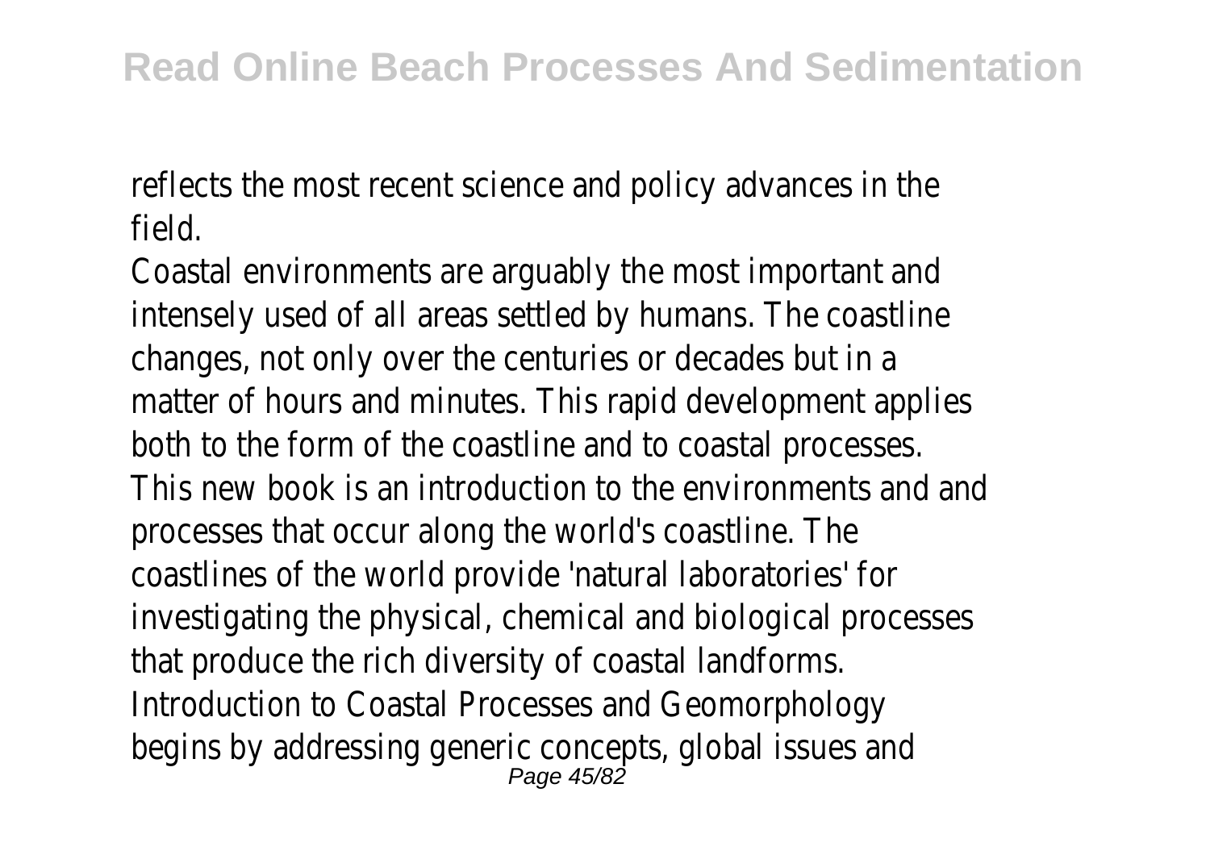reflects the most recent science and policy advances in the field.

Coastal environments are arguably the most important and intensely used of all areas settled by humans. The coastline changes, not only over the centuries or decades but in a matter of hours and minutes. This rapid development applies both to the form of the coastline and to coastal processes. This new book is an introduction to the environments and and processes that occur along the world's coastline. The coastlines of the world provide 'natural laboratories' for investigating the physical, chemical and biological processes that produce the rich diversity of coastal landforms. Introduction to Coastal Processes and Geomorphology begins by addressing generic concepts, global issues and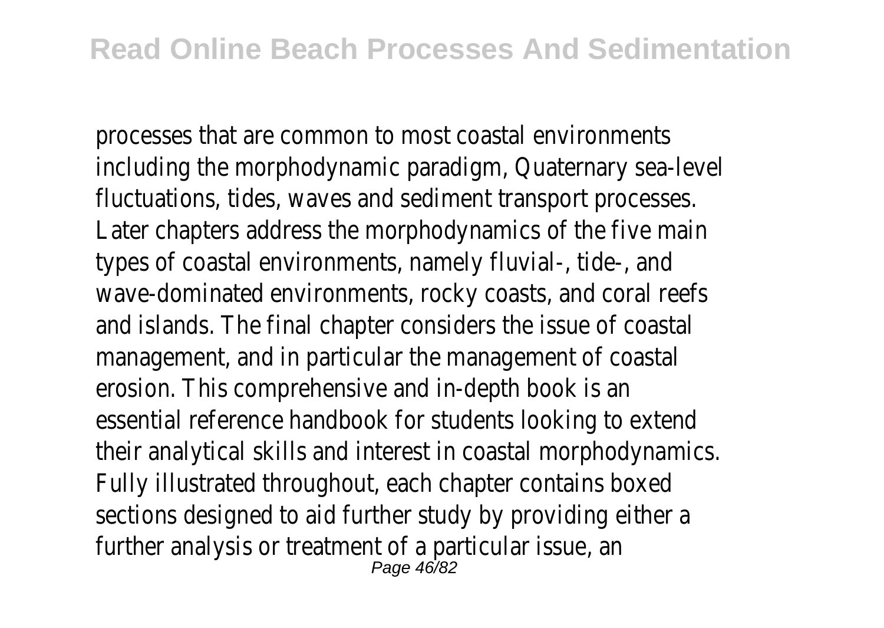processes that are common to most coastal environments including the morphodynamic paradigm, Quaternary sea-level fluctuations, tides, waves and sediment transport processes. Later chapters address the morphodynamics of the five main types of coastal environments, namely fluvial-, tide-, and wave-dominated environments, rocky coasts, and coral reefs and islands. The final chapter considers the issue of coastal management, and in particular the management of coastal erosion. This comprehensive and in-depth book is an essential reference handbook for students looking to extend their analytical skills and interest in coastal morphodynamics. Fully illustrated throughout, each chapter contains boxed sections designed to aid further study by providing either a further analysis or treatment of a particular issue, an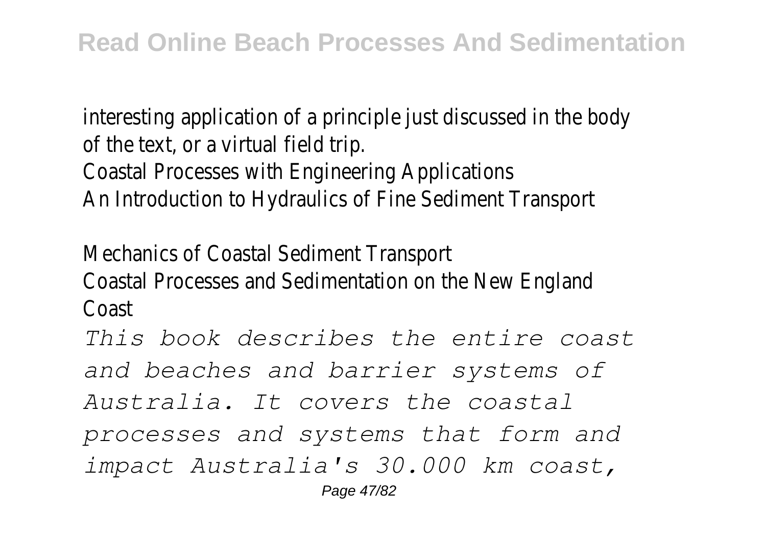interesting application of a principle just discussed in the body of the text, or a virtual field trip.

Coastal Processes with Engineering Applications

An Introduction to Hydraulics of Fine Sediment Transport

Mechanics of Coastal Sediment Transport

Coastal Processes and Sedimentation on the New England Coast

*This book describes the entire coast and beaches and barrier systems of Australia. It covers the coastal processes and systems that form and impact Australia's 30.000 km coast,*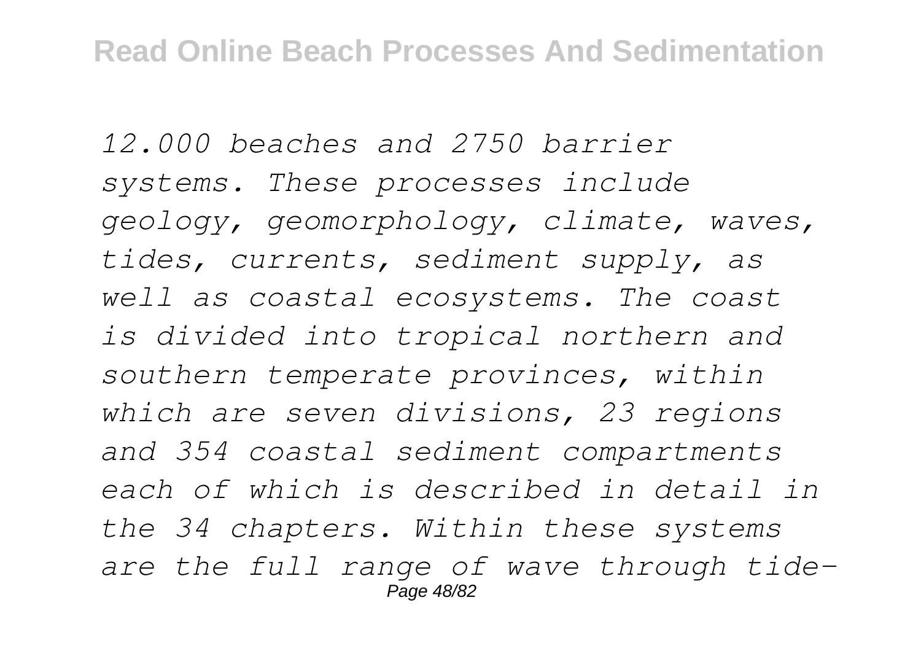*12.000 beaches and 2750 barrier systems. These processes include geology, geomorphology, climate, waves, tides, currents, sediment supply, as well as coastal ecosystems. The coast is divided into tropical northern and southern temperate provinces, within which are seven divisions, 23 regions and 354 coastal sediment compartments each of which is described in detail in the 34 chapters. Within these systems are the full range of wave through tide-*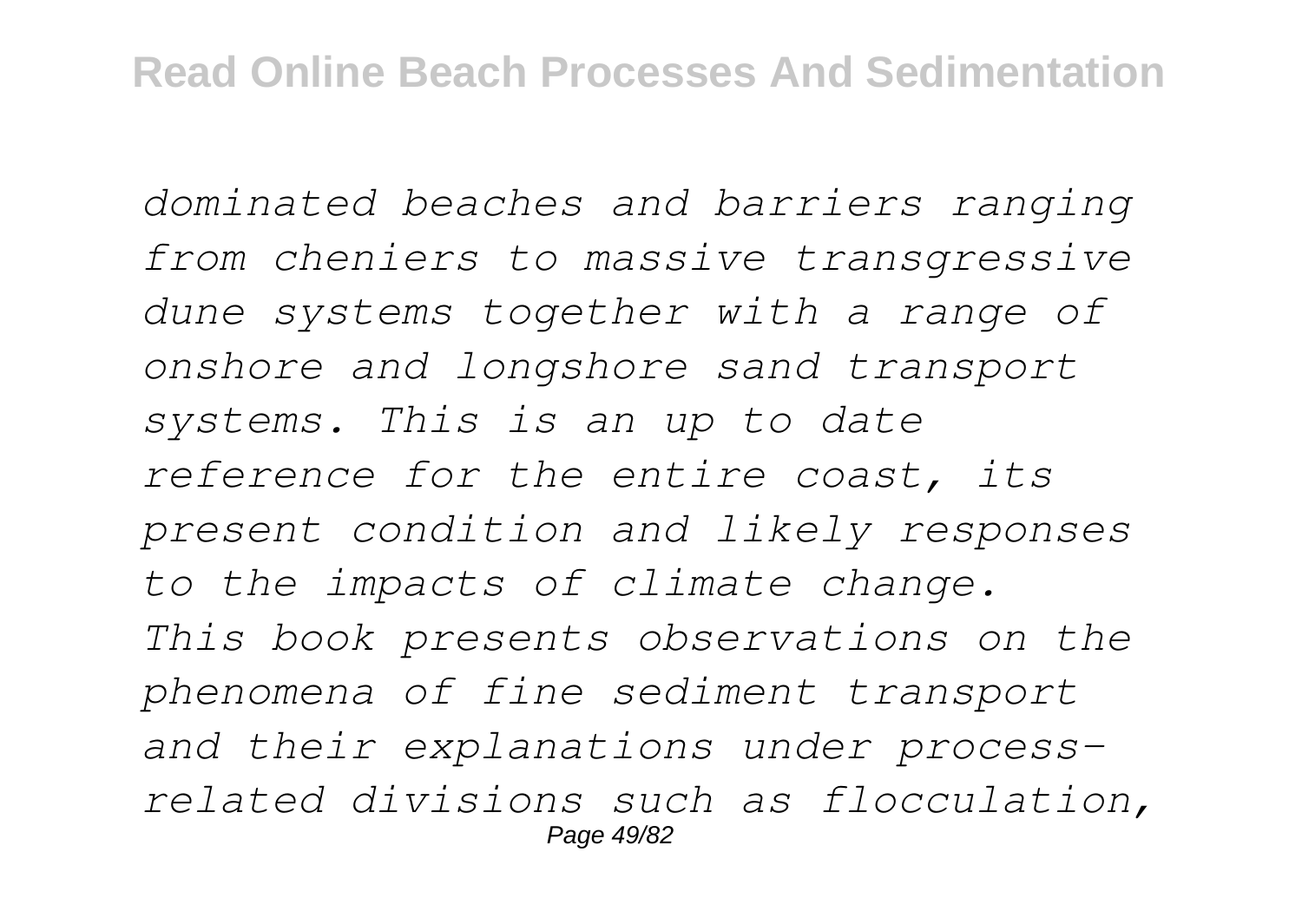*dominated beaches and barriers ranging from cheniers to massive transgressive dune systems together with a range of onshore and longshore sand transport systems. This is an up to date reference for the entire coast, its present condition and likely responses to the impacts of climate change.*
*This book presents observations on the phenomena of fine sediment transport and their explanations under process-related divisions such as flocculation,*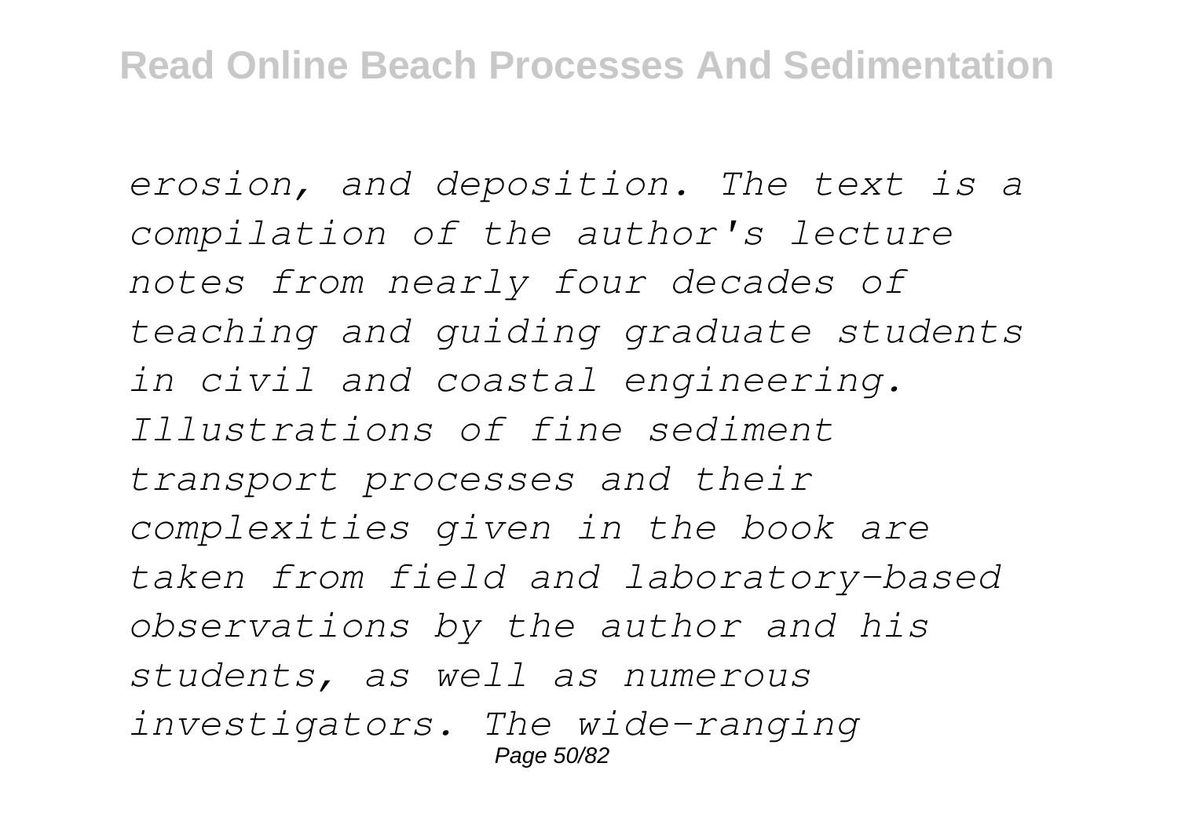*erosion, and deposition. The text is a compilation of the author's lecture notes from nearly four decades of teaching and guiding graduate students in civil and coastal engineering. Illustrations of fine sediment transport processes and their complexities given in the book are taken from field and laboratory-based observations by the author and his students, as well as numerous investigators. The wide-ranging*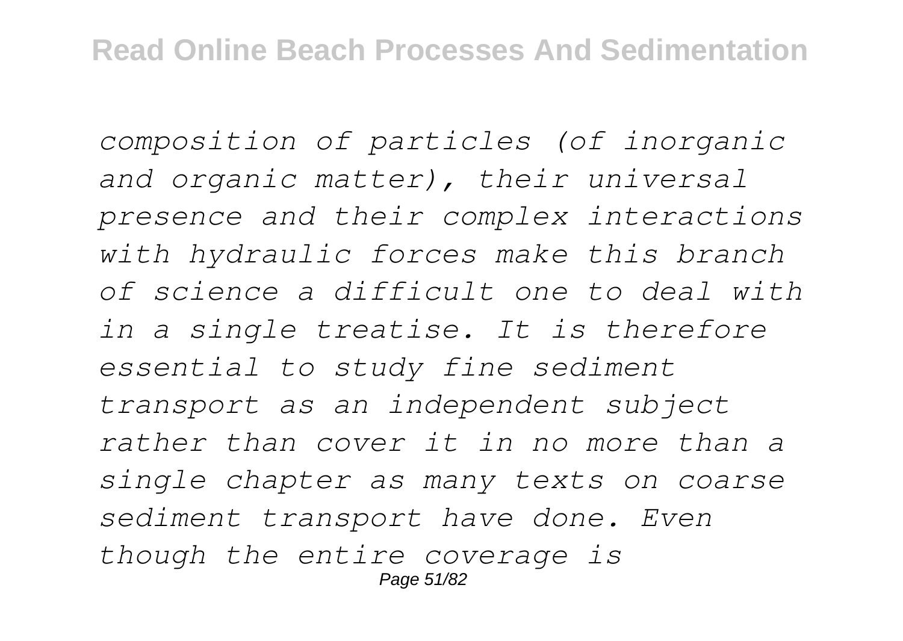*composition of particles (of inorganic and organic matter), their universal presence and their complex interactions with hydraulic forces make this branch of science a difficult one to deal with in a single treatise. It is therefore essential to study fine sediment transport as an independent subject rather than cover it in no more than a single chapter as many texts on coarse sediment transport have done. Even though the entire coverage is*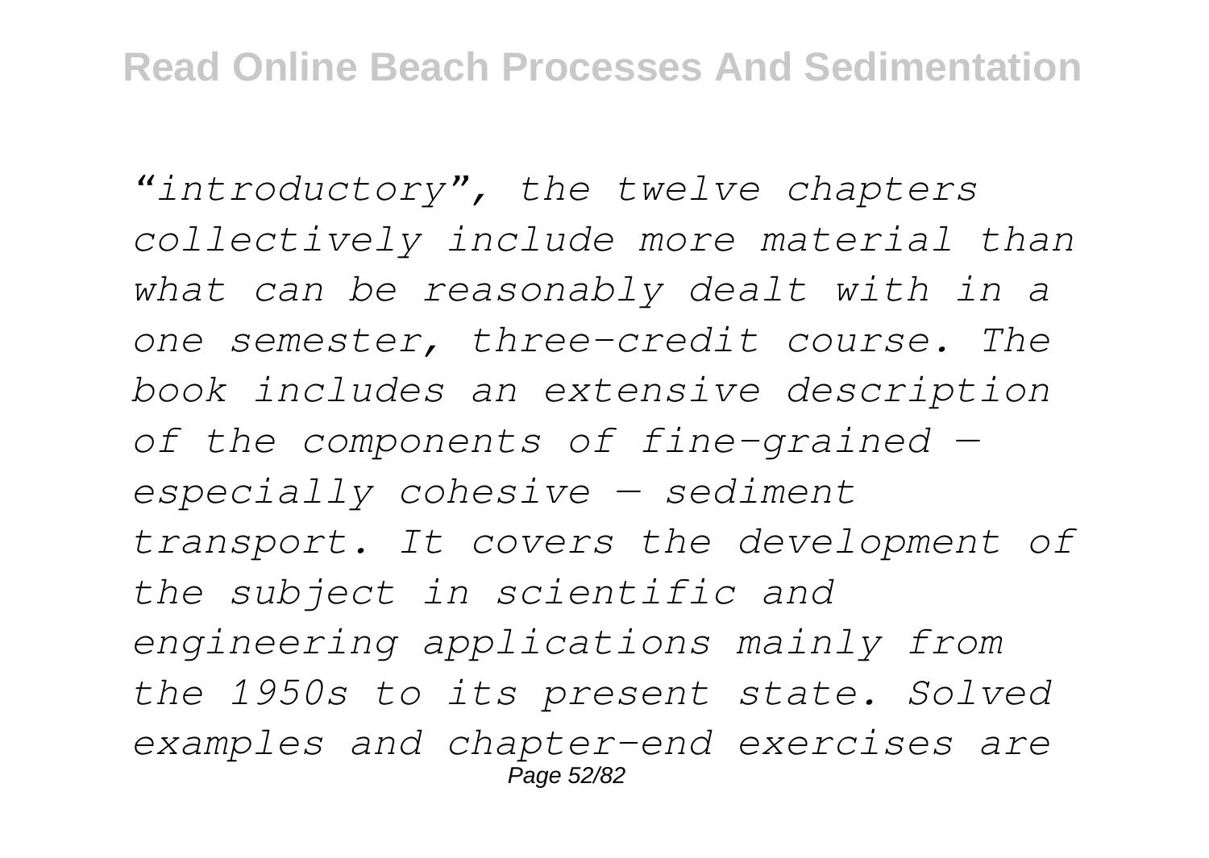*“introductory”, the twelve chapters collectively include more material than what can be reasonably dealt with in a one semester, three-credit course. The book includes an extensive description of the components of fine-grained — especially cohesive — sediment transport. It covers the development of the subject in scientific and engineering applications mainly from the 1950s to its present state. Solved examples and chapter-end exercises are*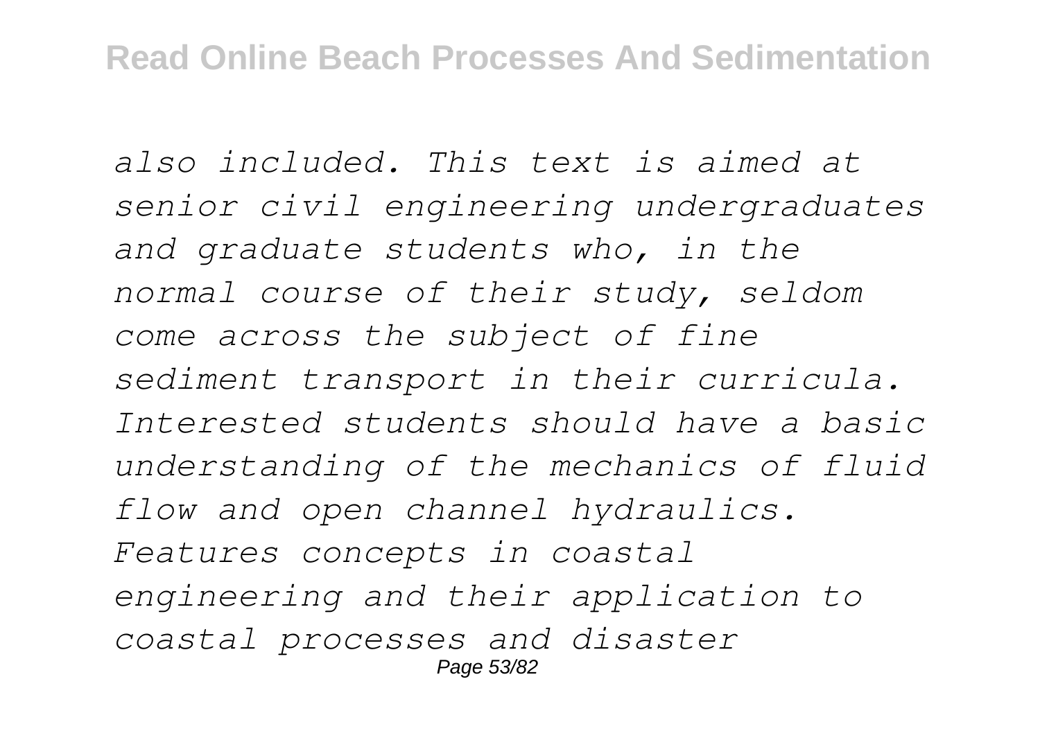*also included. This text is aimed at senior civil engineering undergraduates and graduate students who, in the normal course of their study, seldom come across the subject of fine sediment transport in their curricula. Interested students should have a basic understanding of the mechanics of fluid flow and open channel hydraulics. Features concepts in coastal engineering and their application to coastal processes and disaster*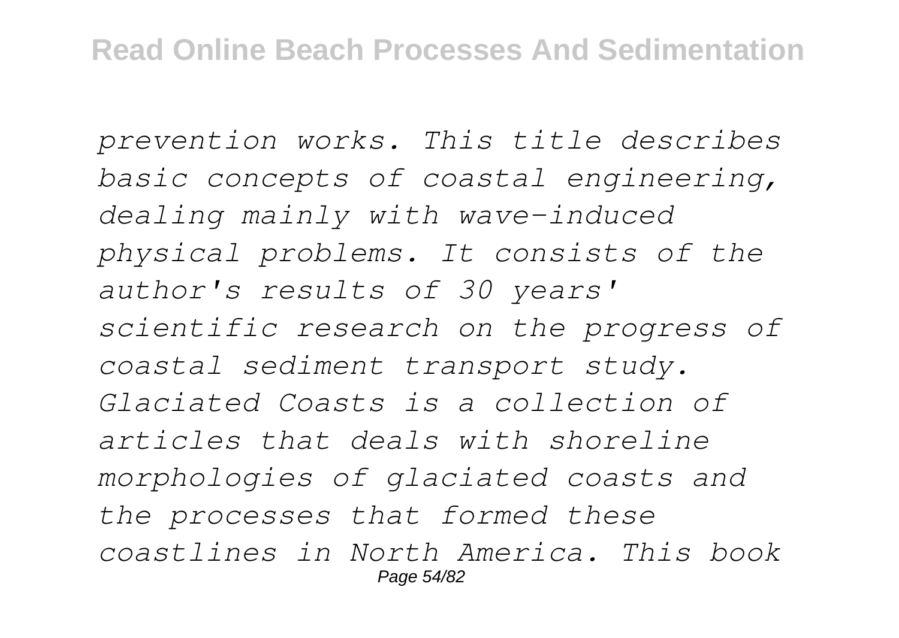*prevention works. This title describes basic concepts of coastal engineering, dealing mainly with wave-induced physical problems. It consists of the author's results of 30 years' scientific research on the progress of coastal sediment transport study. Glaciated Coasts is a collection of articles that deals with shoreline morphologies of glaciated coasts and the processes that formed these coastlines in North America. This book*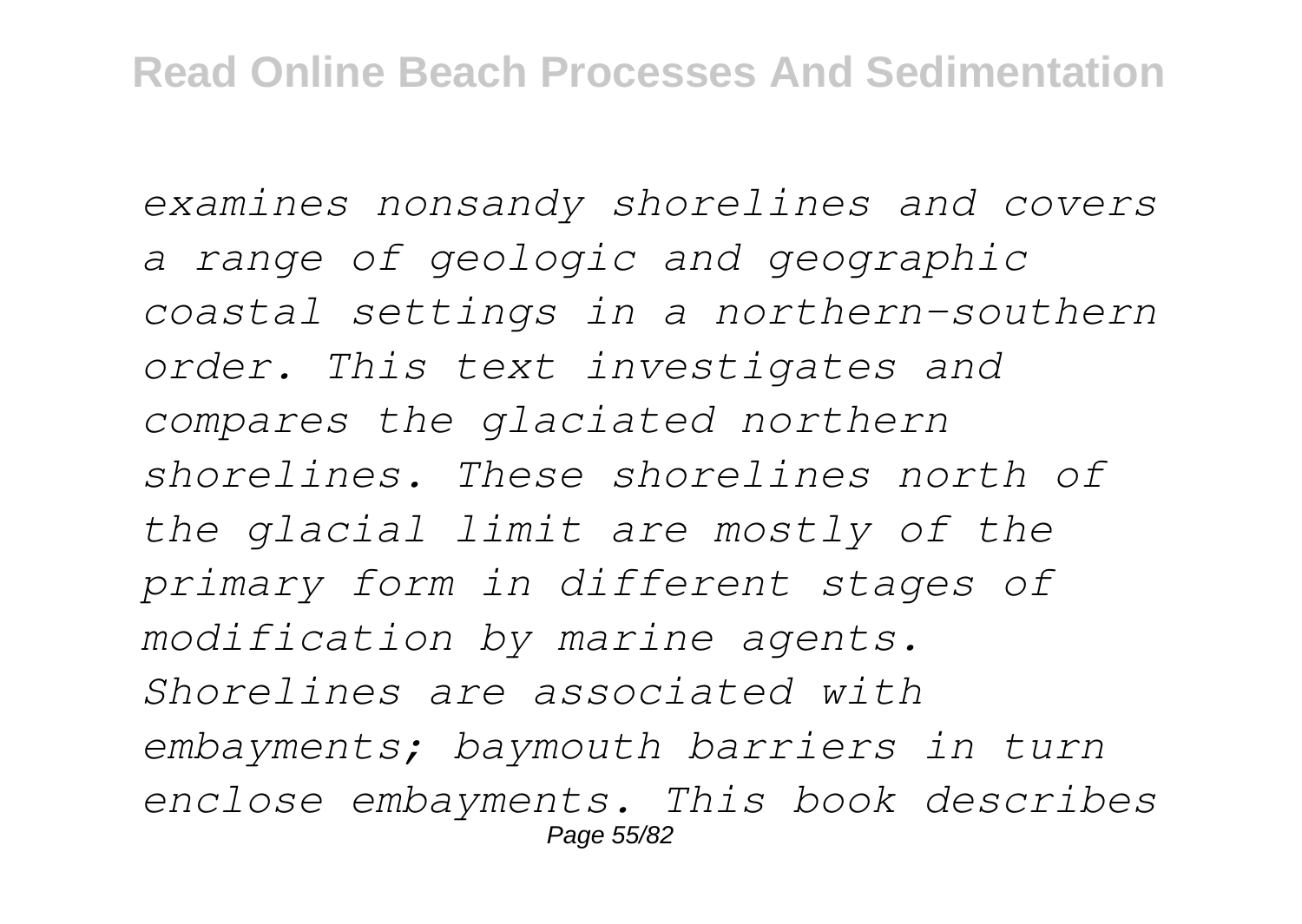*examines nonsandy shorelines and covers a range of geologic and geographic coastal settings in a northern-southern order. This text investigates and compares the glaciated northern shorelines. These shorelines north of the glacial limit are mostly of the primary form in different stages of modification by marine agents. Shorelines are associated with embayments; baymouth barriers in turn enclose embayments. This book describes*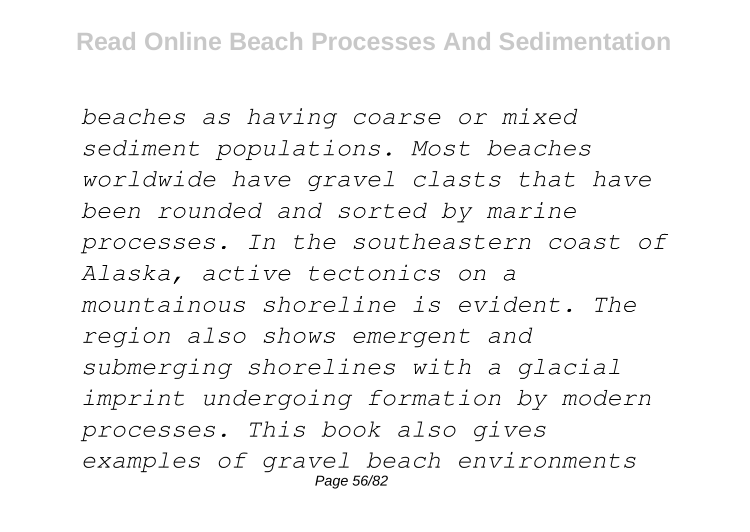*beaches as having coarse or mixed sediment populations. Most beaches worldwide have gravel clasts that have been rounded and sorted by marine processes. In the southeastern coast of Alaska, active tectonics on a mountainous shoreline is evident. The region also shows emergent and submerging shorelines with a glacial imprint undergoing formation by modern processes. This book also gives examples of gravel beach environments*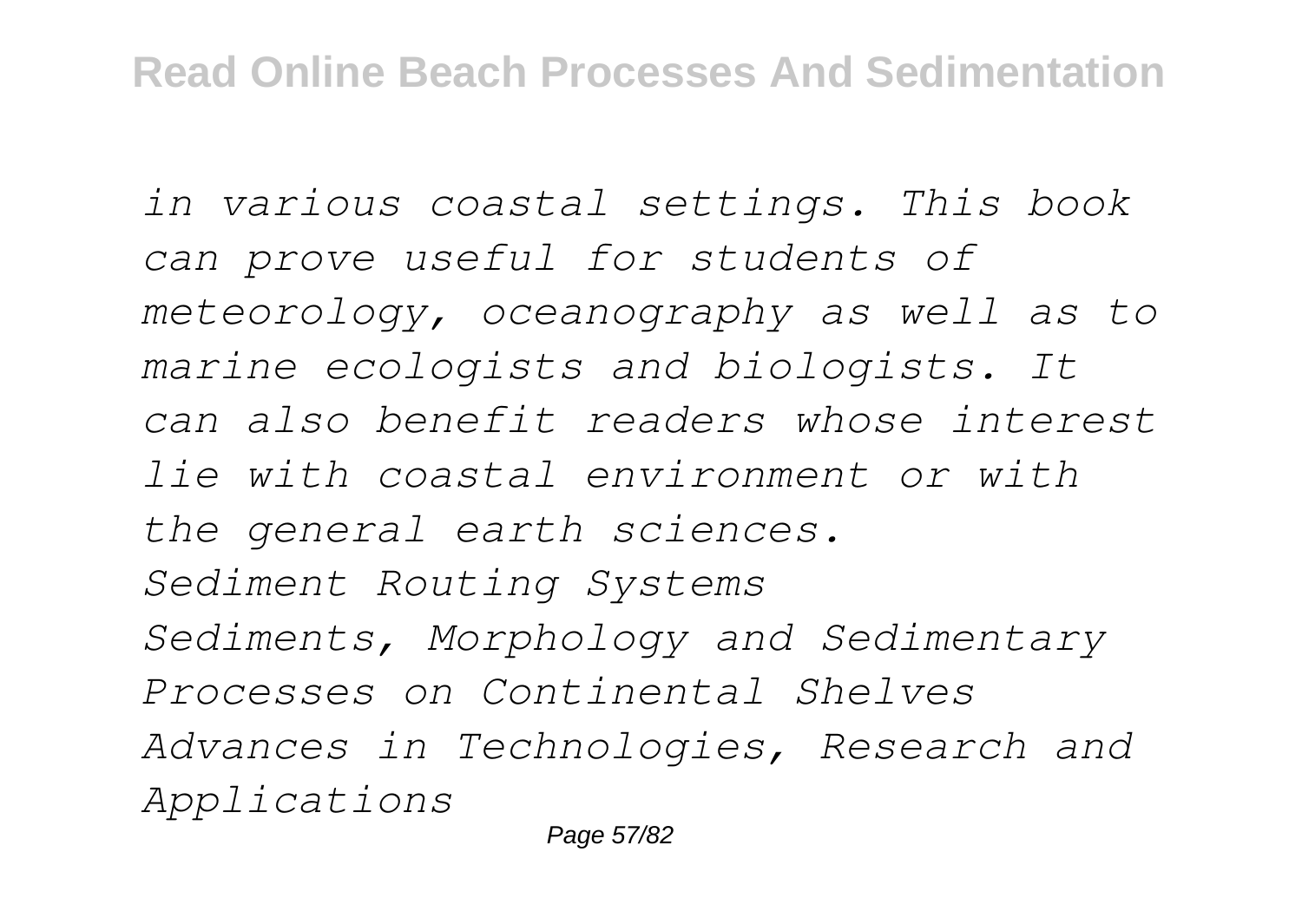*in various coastal settings. This book can prove useful for students of meteorology, oceanography as well as to marine ecologists and biologists. It can also benefit readers whose interest lie with coastal environment or with the general earth sciences.*

*Sediment Routing Systems*

*Sediments, Morphology and Sedimentary Processes on Continental Shelves*

*Advances in Technologies, Research and Applications*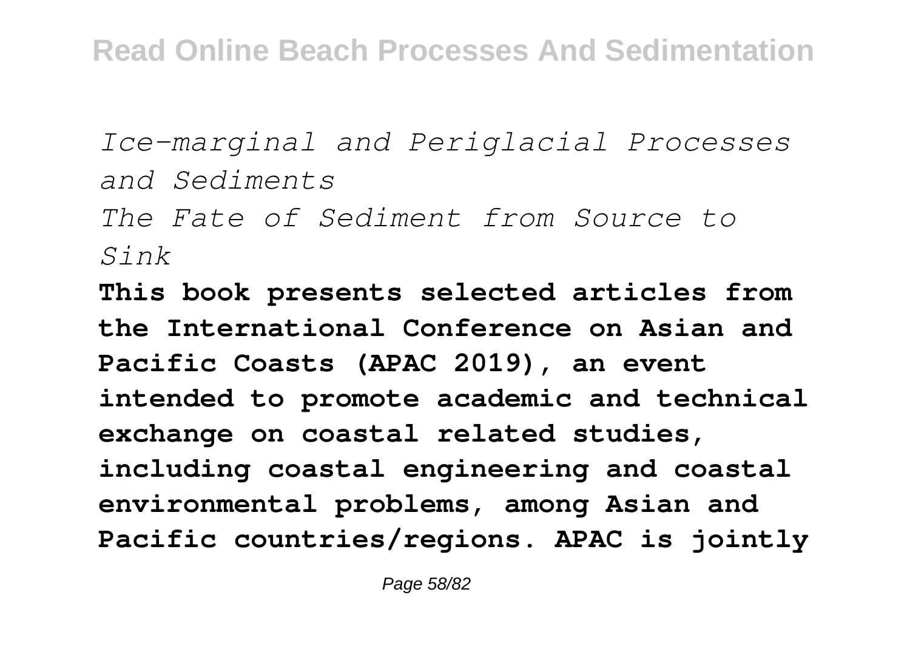*Ice-marginal and Periglacial Processes and Sediments*

*The Fate of Sediment from Source to Sink*

**This book presents selected articles from the International Conference on Asian and Pacific Coasts (APAC 2019), an event intended to promote academic and technical exchange on coastal related studies, including coastal engineering and coastal environmental problems, among Asian and Pacific countries/regions. APAC is jointly**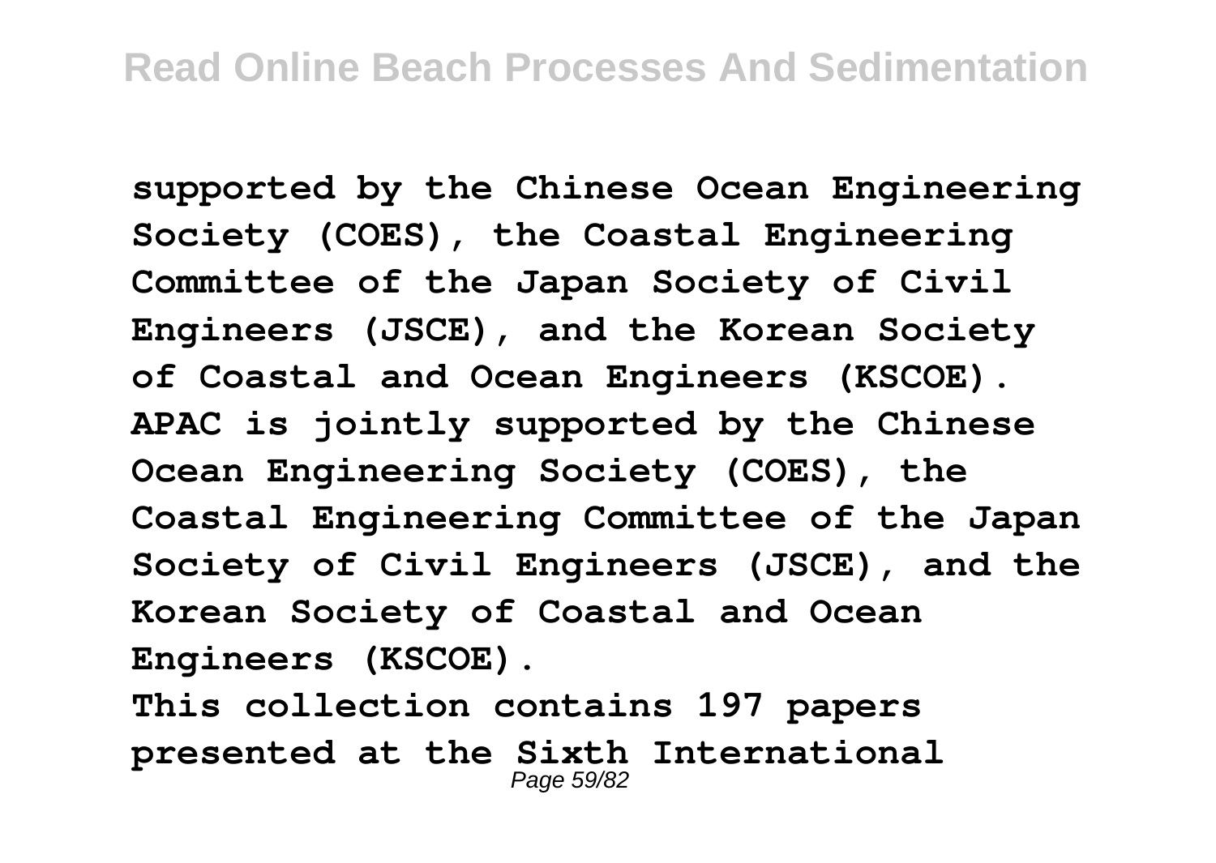**supported by the Chinese Ocean Engineering Society (COES), the Coastal Engineering Committee of the Japan Society of Civil Engineers (JSCE), and the Korean Society of Coastal and Ocean Engineers (KSCOE). APAC is jointly supported by the Chinese Ocean Engineering Society (COES), the Coastal Engineering Committee of the Japan Society of Civil Engineers (JSCE), and the Korean Society of Coastal and Ocean Engineers (KSCOE).**

**This collection contains 197 papers presented at the Sixth International**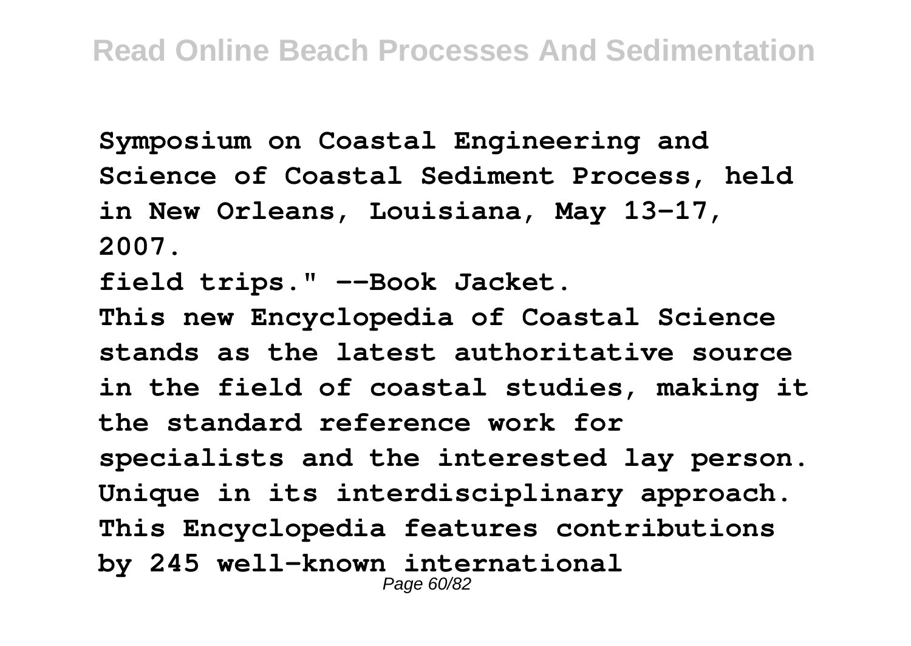**Symposium on Coastal Engineering and Science of Coastal Sediment Process, held in New Orleans, Louisiana, May 13-17, 2007.**

**field trips." --Book Jacket.**

**This new Encyclopedia of Coastal Science stands as the latest authoritative source in the field of coastal studies, making it the standard reference work for specialists and the interested lay person. Unique in its interdisciplinary approach. This Encyclopedia features contributions by 245 well-known international**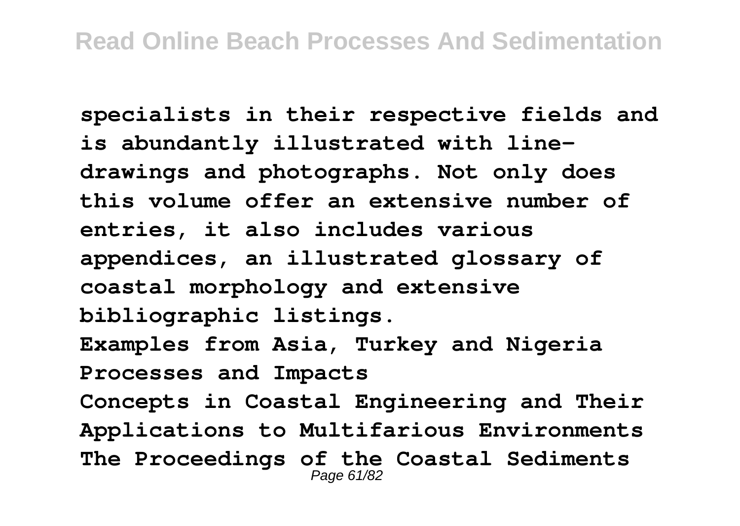**specialists in their respective fields and is abundantly illustrated with line-drawings and photographs. Not only does this volume offer an extensive number of entries, it also includes various appendices, an illustrated glossary of coastal morphology and extensive bibliographic listings.**

**Examples from Asia, Turkey and Nigeria**

**Processes and Impacts**

**Concepts in Coastal Engineering and Their Applications to Multifarious Environments**

**The Proceedings of the Coastal Sediments**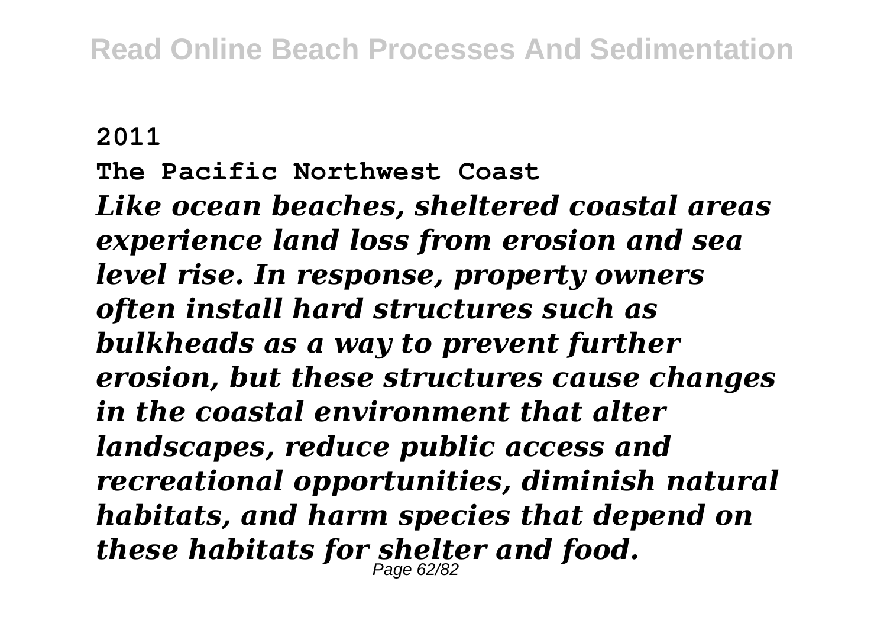**2011**

**The Pacific Northwest Coast**

***Like ocean beaches, sheltered coastal areas experience land loss from erosion and sea level rise. In response, property owners often install hard structures such as bulkheads as a way to prevent further erosion, but these structures cause changes in the coastal environment that alter landscapes, reduce public access and recreational opportunities, diminish natural habitats, and harm species that depend on these habitats for shelter and food.***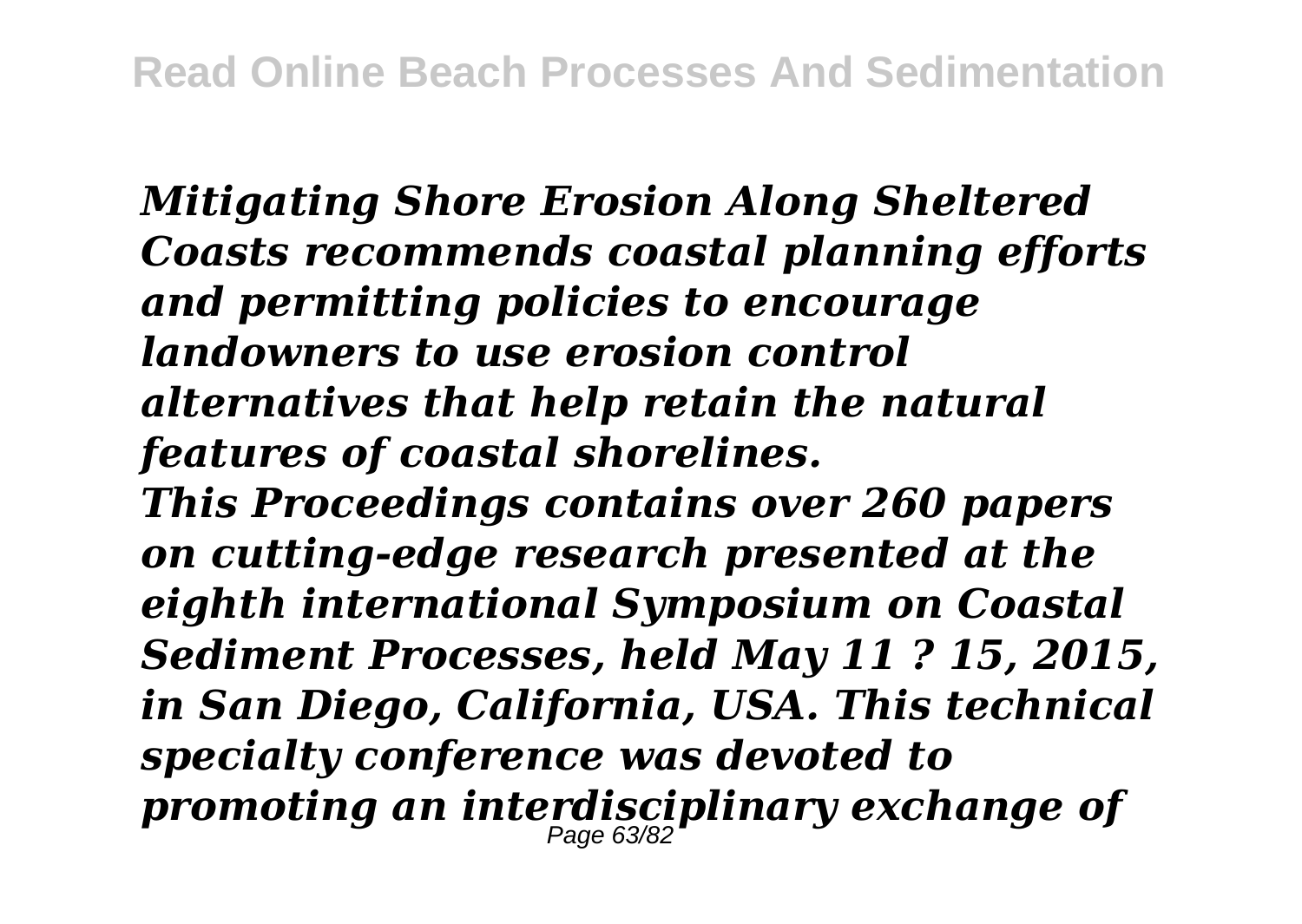*Mitigating Shore Erosion Along Sheltered Coasts recommends coastal planning efforts and permitting policies to encourage landowners to use erosion control alternatives that help retain the natural features of coastal shorelines.*
*This Proceedings contains over 260 papers on cutting-edge research presented at the eighth international Symposium on Coastal Sediment Processes, held May 11 ? 15, 2015, in San Diego, California, USA. This technical specialty conference was devoted to promoting an interdisciplinary exchange of*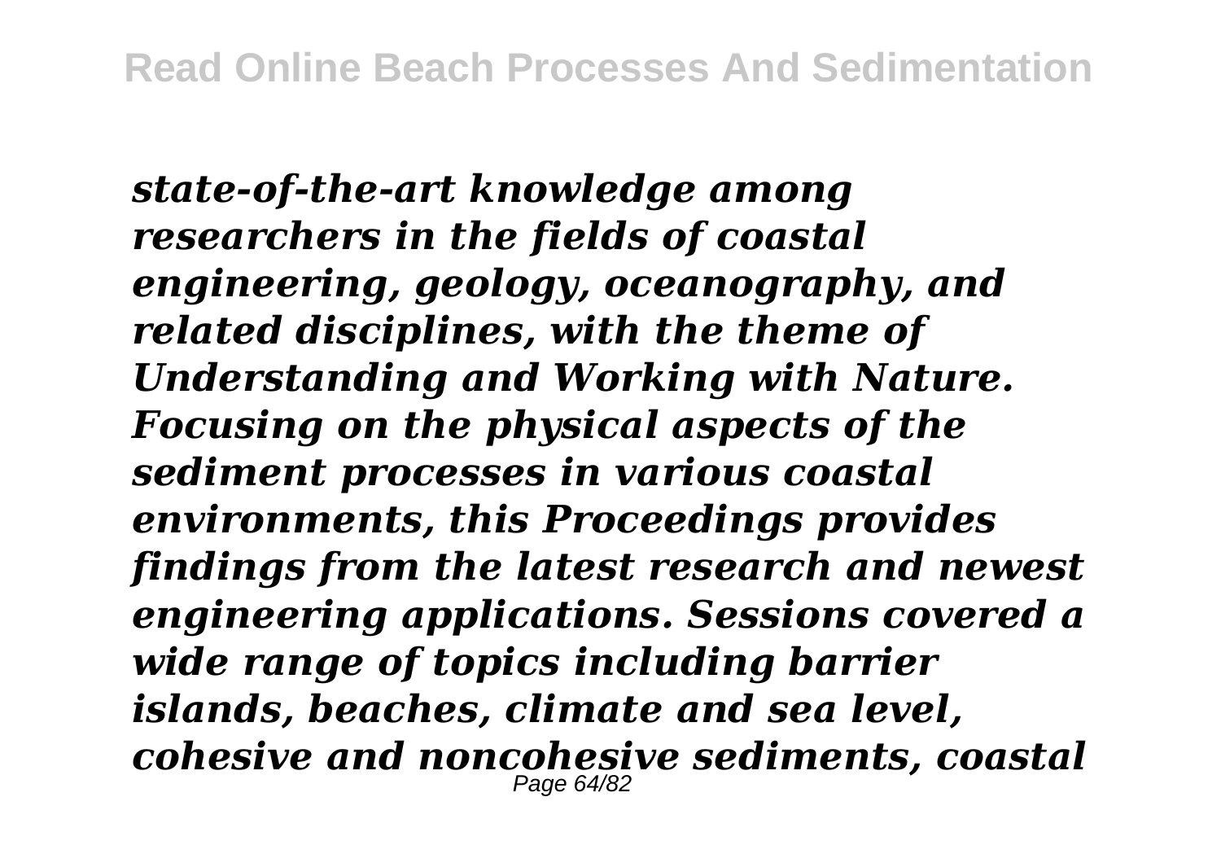*state-of-the-art knowledge among researchers in the fields of coastal engineering, geology, oceanography, and related disciplines, with the theme of Understanding and Working with Nature. Focusing on the physical aspects of the sediment processes in various coastal environments, this Proceedings provides findings from the latest research and newest engineering applications. Sessions covered a wide range of topics including barrier islands, beaches, climate and sea level, cohesive and noncohesive sediments, coastal*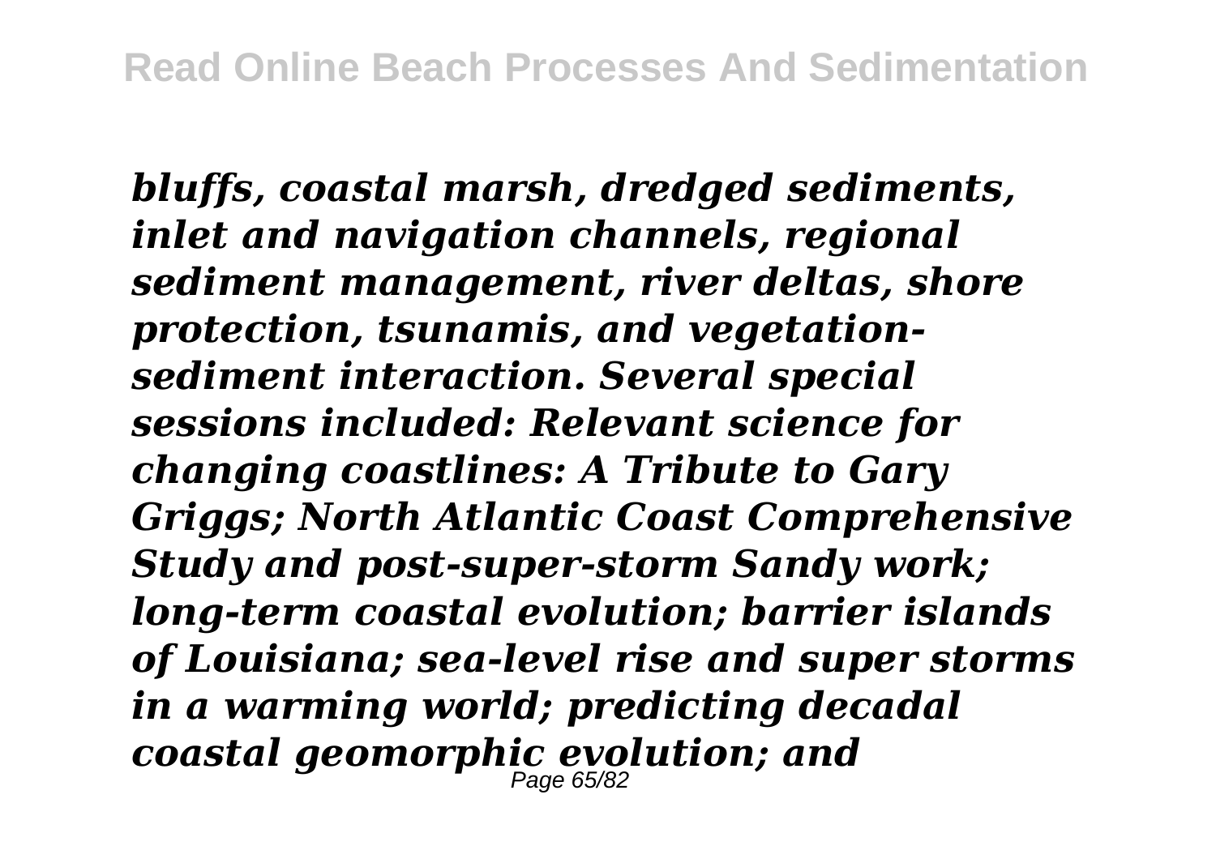*bluffs, coastal marsh, dredged sediments, inlet and navigation channels, regional sediment management, river deltas, shore protection, tsunamis, and vegetation-sediment interaction. Several special sessions included: Relevant science for changing coastlines: A Tribute to Gary Griggs; North Atlantic Coast Comprehensive Study and post-super-storm Sandy work; long-term coastal evolution; barrier islands of Louisiana; sea-level rise and super storms in a warming world; predicting decadal coastal geomorphic evolution; and*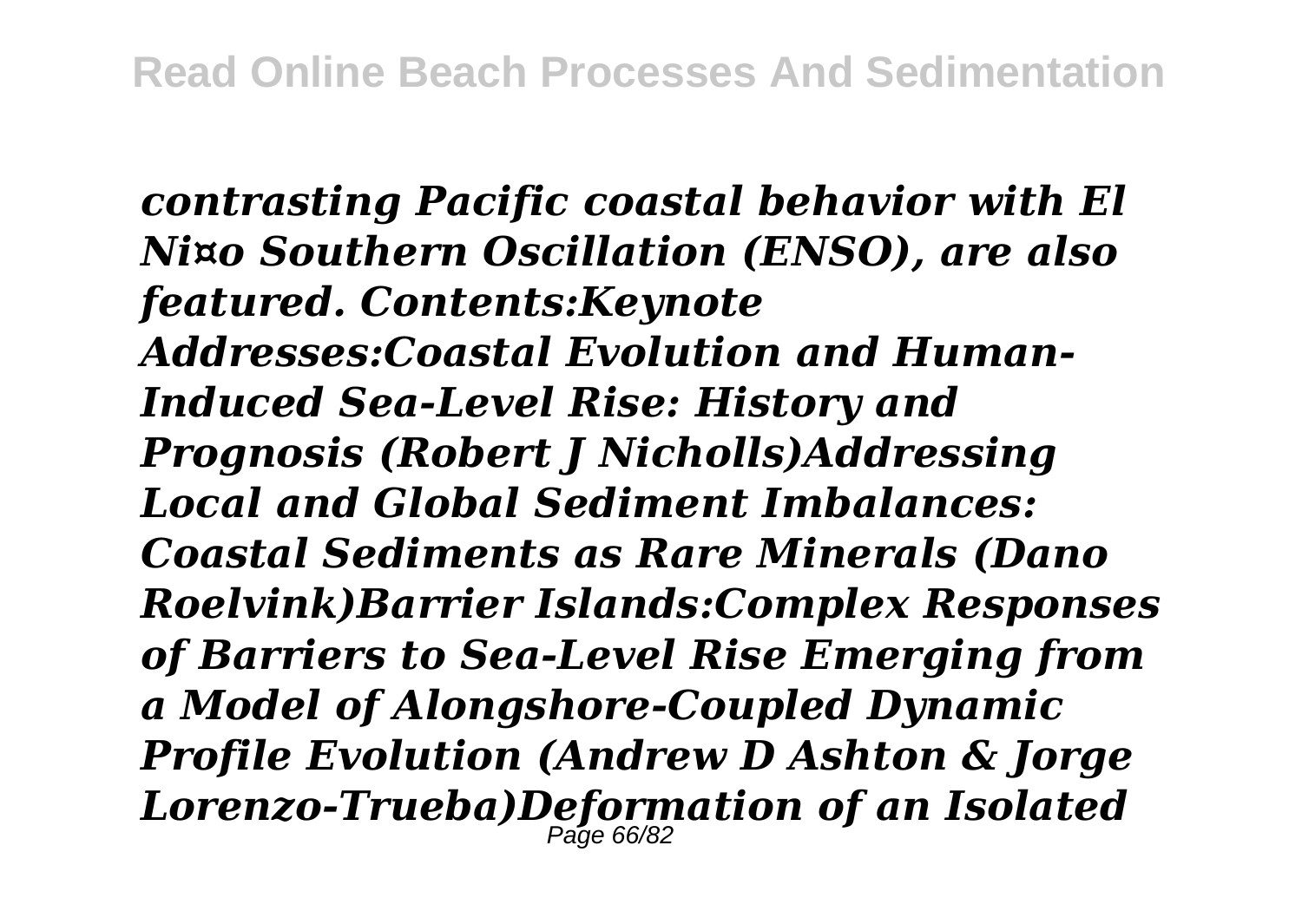***contrasting Pacific coastal behavior with El Ni¤o Southern Oscillation (ENSO), are also featured. Contents:Keynote Addresses:Coastal Evolution and Human-Induced Sea-Level Rise: History and Prognosis (Robert J Nicholls)Addressing Local and Global Sediment Imbalances: Coastal Sediments as Rare Minerals (Dano Roelvink)Barrier Islands:Complex Responses of Barriers to Sea-Level Rise Emerging from a Model of Alongshore-Coupled Dynamic Profile Evolution (Andrew D Ashton & Jorge Lorenzo-Trueba)Deformation of an Isolated***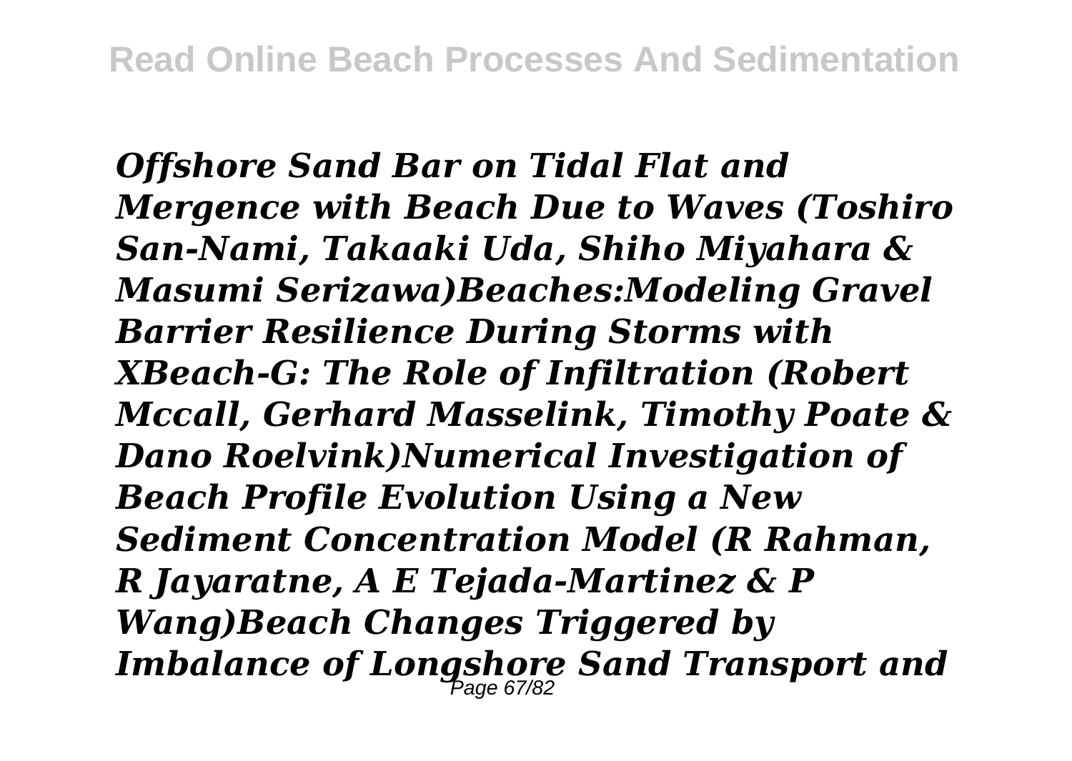*Offshore Sand Bar on Tidal Flat and Mergence with Beach Due to Waves (Toshiro San-Nami, Takaaki Uda, Shiho Miyahara & Masumi Serizawa)Beaches:Modeling Gravel Barrier Resilience During Storms with XBeach-G: The Role of Infiltration (Robert Mccall, Gerhard Masselink, Timothy Poate & Dano Roelvink)Numerical Investigation of Beach Profile Evolution Using a New Sediment Concentration Model (R Rahman, R Jayaratne, A E Tejada-Martinez & P Wang)Beach Changes Triggered by Imbalance of Longshore Sand Transport and*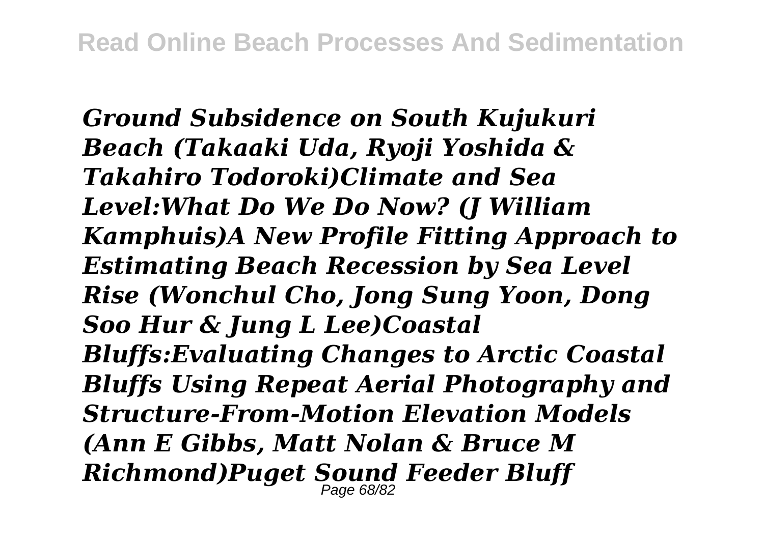*Ground Subsidence on South Kujukuri Beach (Takaaki Uda, Ryoji Yoshida & Takahiro Todoroki)Climate and Sea Level:What Do We Do Now? (J William Kamphuis)A New Profile Fitting Approach to Estimating Beach Recession by Sea Level Rise (Wonchul Cho, Jong Sung Yoon, Dong Soo Hur & Jung L Lee)Coastal Bluffs:Evaluating Changes to Arctic Coastal Bluffs Using Repeat Aerial Photography and Structure-From-Motion Elevation Models (Ann E Gibbs, Matt Nolan & Bruce M Richmond)Puget Sound Feeder Bluff*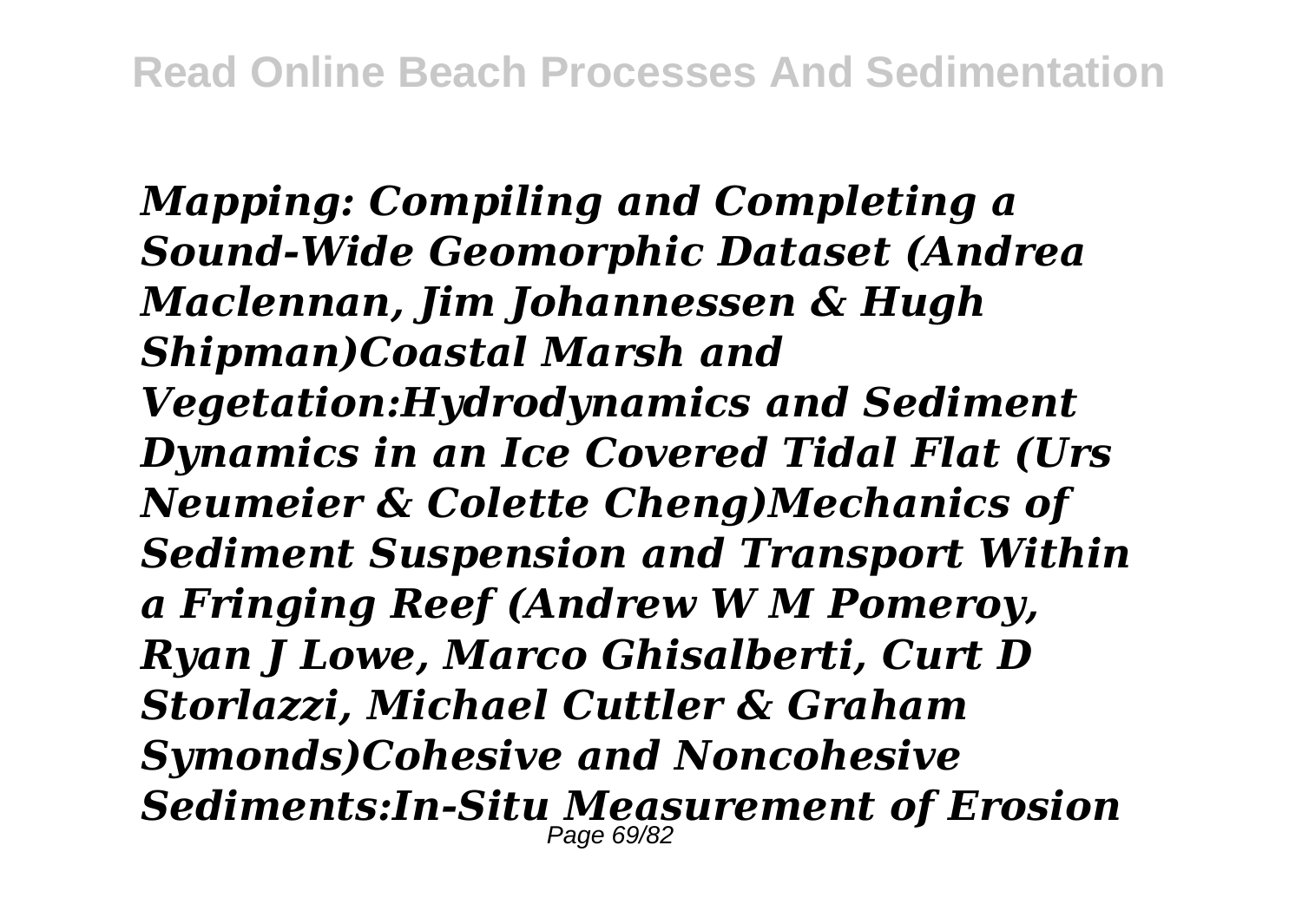***Mapping: Compiling and Completing a Sound-Wide Geomorphic Dataset (Andrea Maclennan, Jim Johannessen & Hugh Shipman)Coastal Marsh and Vegetation:Hydrodynamics and Sediment Dynamics in an Ice Covered Tidal Flat (Urs Neumeier & Colette Cheng)Mechanics of Sediment Suspension and Transport Within a Fringing Reef (Andrew W M Pomeroy, Ryan J Lowe, Marco Ghisalberti, Curt D Storlazzi, Michael Cuttler & Graham Symonds)Cohesive and Noncohesive Sediments:In-Situ Measurement of Erosion***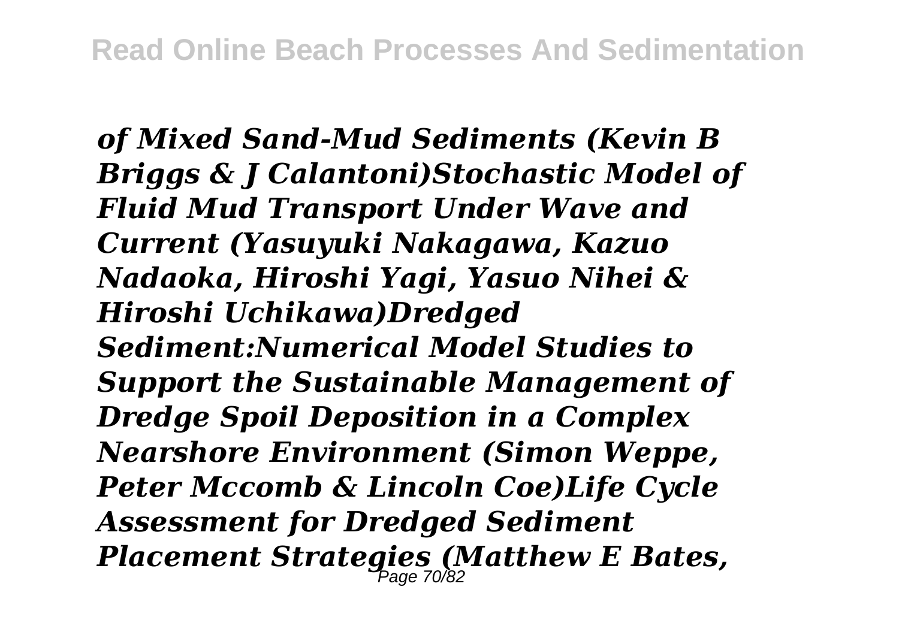***of Mixed Sand-Mud Sediments (Kevin B Briggs & J Calantoni)Stochastic Model of Fluid Mud Transport Under Wave and Current (Yasuyuki Nakagawa, Kazuo Nadaoka, Hiroshi Yagi, Yasuo Nihei & Hiroshi Uchikawa)Dredged Sediment:Numerical Model Studies to Support the Sustainable Management of Dredge Spoil Deposition in a Complex Nearshore Environment (Simon Weppe, Peter Mccomb & Lincoln Coe)Life Cycle Assessment for Dredged Sediment Placement Strategies (Matthew E Bates,***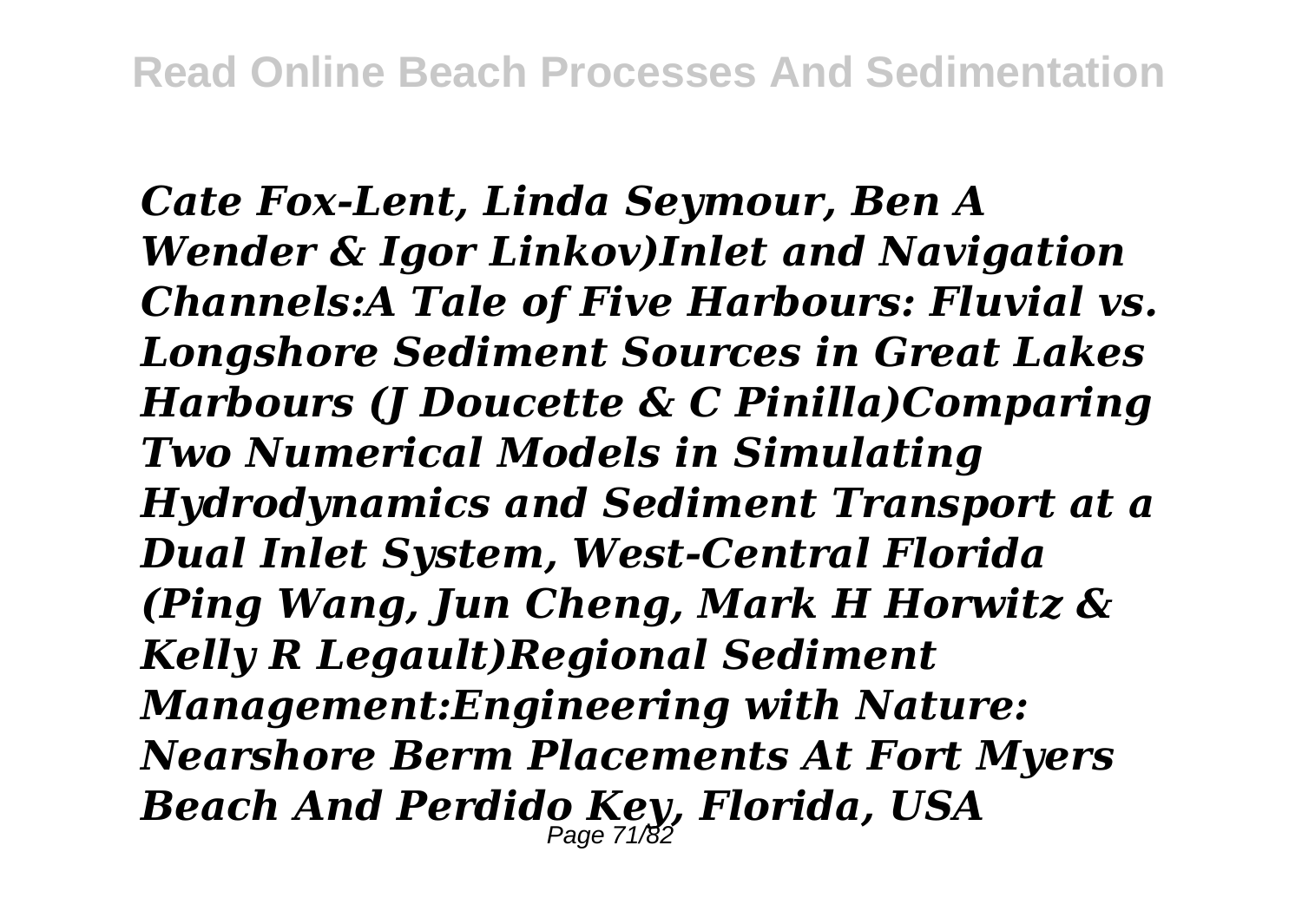*Cate Fox-Lent, Linda Seymour, Ben A Wender & Igor Linkov)Inlet and Navigation Channels:A Tale of Five Harbours: Fluvial vs. Longshore Sediment Sources in Great Lakes Harbours (J Doucette & C Pinilla)Comparing Two Numerical Models in Simulating Hydrodynamics and Sediment Transport at a Dual Inlet System, West-Central Florida (Ping Wang, Jun Cheng, Mark H Horwitz & Kelly R Legault)Regional Sediment Management:Engineering with Nature: Nearshore Berm Placements At Fort Myers Beach And Perdido Key, Florida, USA*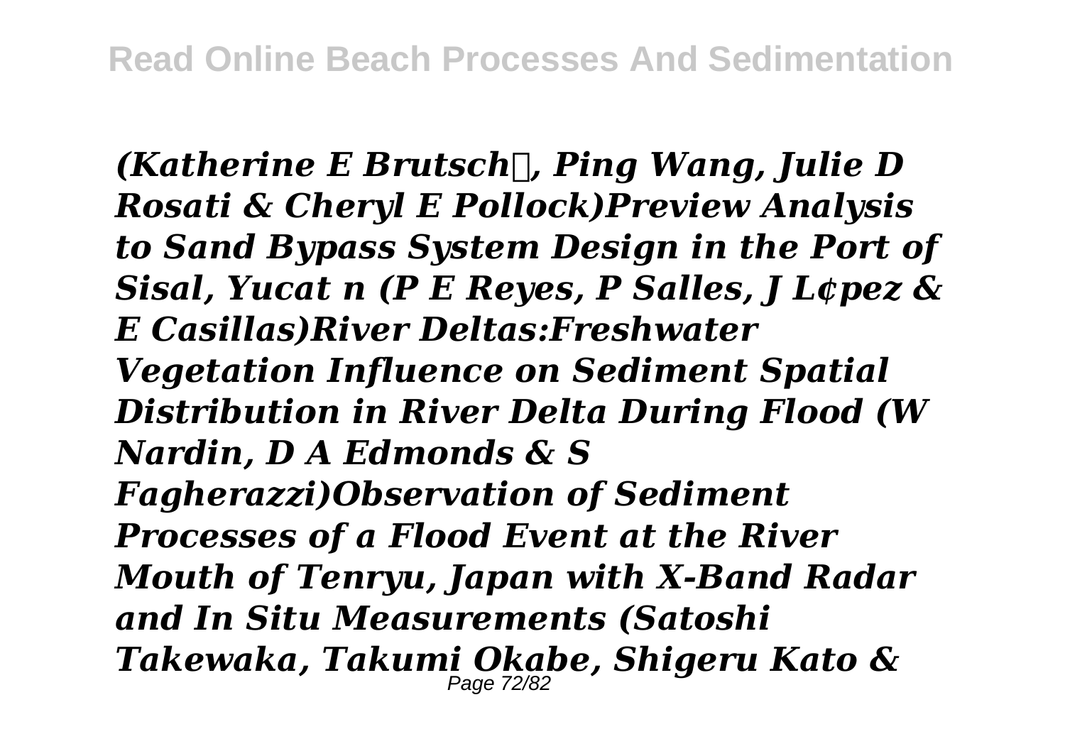*(Katherine E Brutsch, Ping Wang, Julie D Rosati & Cheryl E Pollock)Preview Analysis to Sand Bypass System Design in the Port of Sisal, Yucat n (P E Reyes, P Salles, J L¢pez & E Casillas)River Deltas:Freshwater Vegetation Influence on Sediment Spatial Distribution in River Delta During Flood (W Nardin, D A Edmonds & S Fagherazzi)Observation of Sediment Processes of a Flood Event at the River Mouth of Tenryu, Japan with X-Band Radar and In Situ Measurements (Satoshi Takewaka, Takumi Okabe, Shigeru Kato &*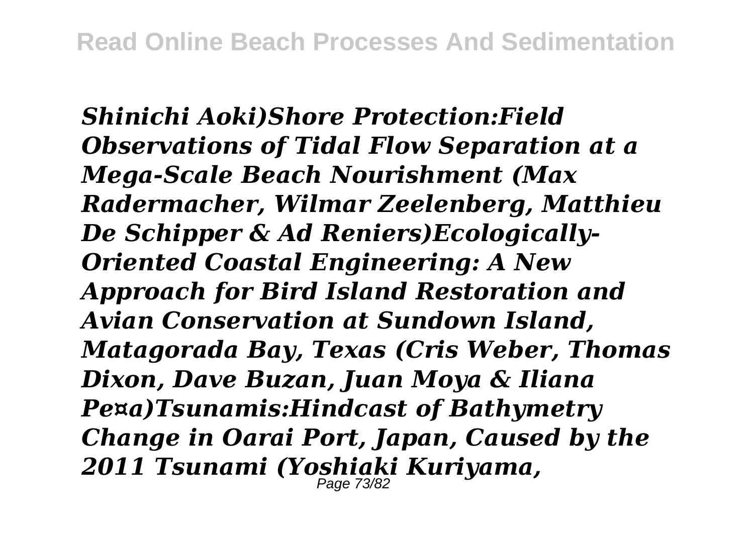***Shinichi Aoki)Shore Protection:Field Observations of Tidal Flow Separation at a Mega-Scale Beach Nourishment (Max Radermacher, Wilmar Zeelenberg, Matthieu De Schipper & Ad Reniers)Ecologically-Oriented Coastal Engineering: A New Approach for Bird Island Restoration and Avian Conservation at Sundown Island, Matagorada Bay, Texas (Cris Weber, Thomas Dixon, Dave Buzan, Juan Moya & Iliana Pe¤a)Tsunamis:Hindcast of Bathymetry Change in Oarai Port, Japan, Caused by the 2011 Tsunami (Yoshiaki Kuriyama,***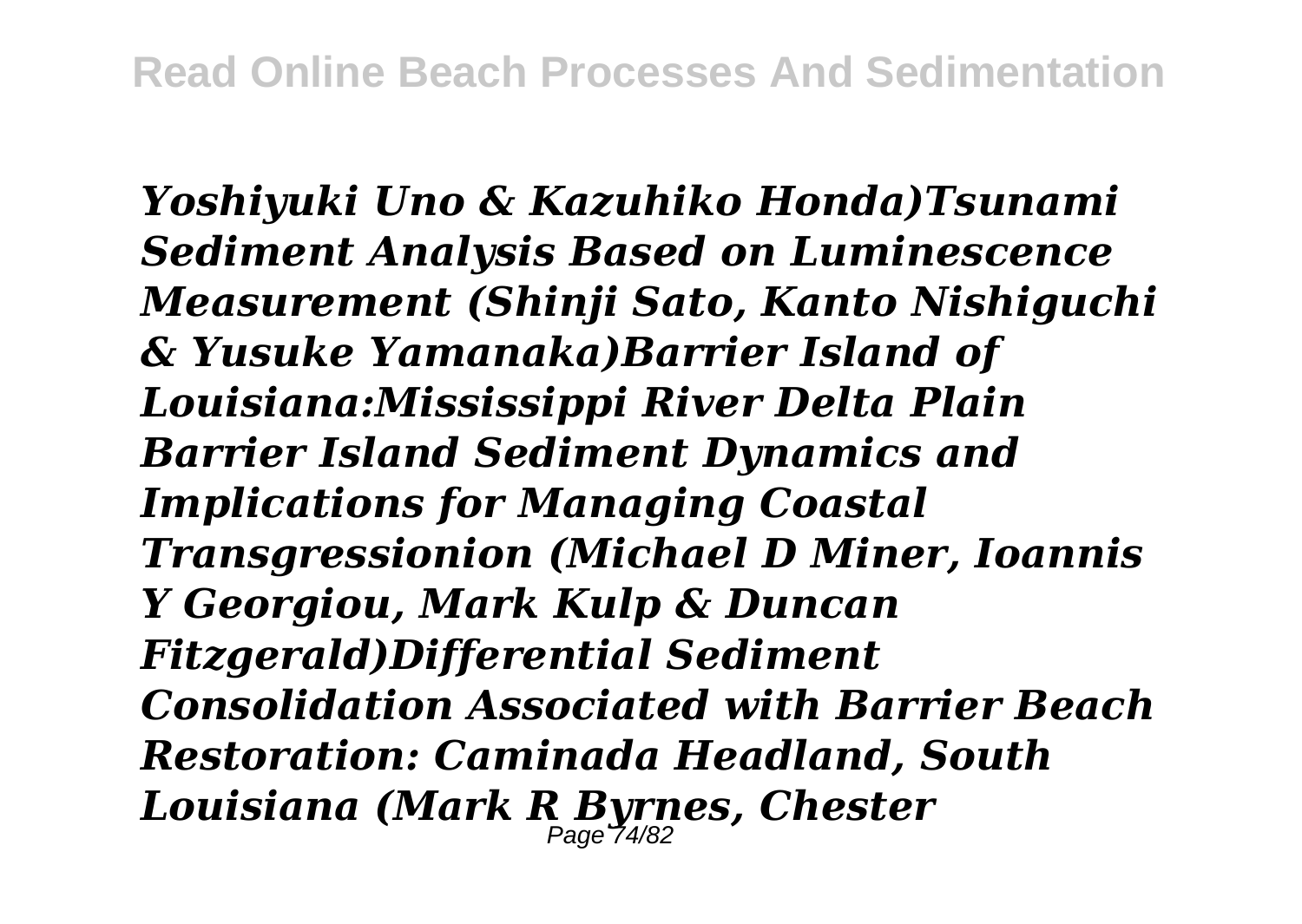*Yoshiyuki Uno & Kazuhiko Honda)Tsunami Sediment Analysis Based on Luminescence Measurement (Shinji Sato, Kanto Nishiguchi & Yusuke Yamanaka)Barrier Island of Louisiana:Mississippi River Delta Plain Barrier Island Sediment Dynamics and Implications for Managing Coastal Transgressionion (Michael D Miner, Ioannis Y Georgiou, Mark Kulp & Duncan Fitzgerald)Differential Sediment Consolidation Associated with Barrier Beach Restoration: Caminada Headland, South Louisiana (Mark R Byrnes, Chester*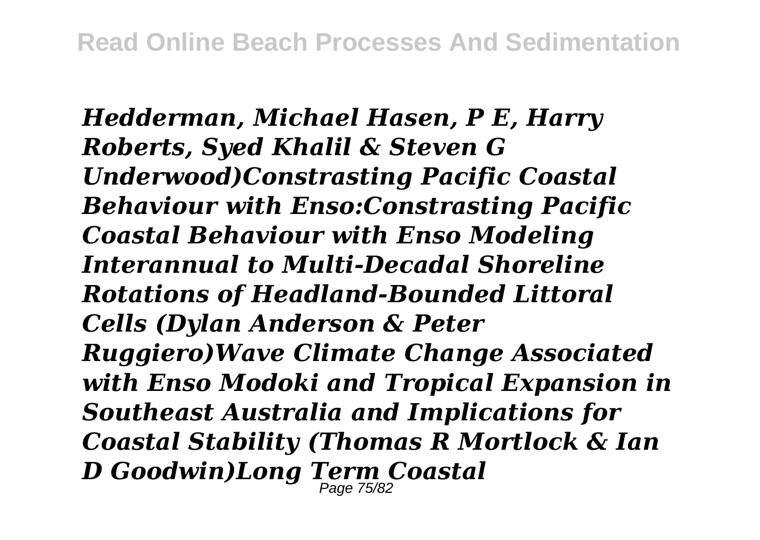*Hedderman, Michael Hasen, P E, Harry Roberts, Syed Khalil & Steven G Underwood)Constrasting Pacific Coastal Behaviour with Enso:Constrasting Pacific Coastal Behaviour with Enso Modeling Interannual to Multi-Decadal Shoreline Rotations of Headland-Bounded Littoral Cells (Dylan Anderson & Peter Ruggiero)Wave Climate Change Associated with Enso Modoki and Tropical Expansion in Southeast Australia and Implications for Coastal Stability (Thomas R Mortlock & Ian D Goodwin)Long Term Coastal*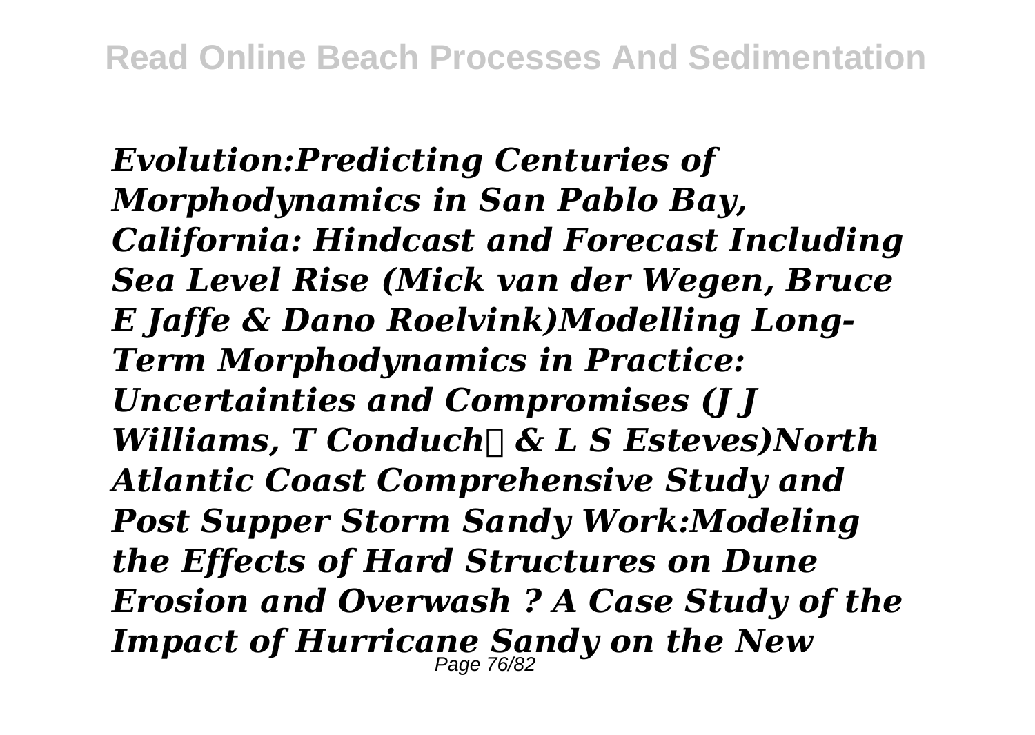*Evolution:Predicting Centuries of Morphodynamics in San Pablo Bay, California: Hindcast and Forecast Including Sea Level Rise (Mick van der Wegen, Bruce E Jaffe & Dano Roelvink)Modelling Long-Term Morphodynamics in Practice: Uncertainties and Compromises (J J Williams, T Conduch� & L S Esteves)North Atlantic Coast Comprehensive Study and Post Supper Storm Sandy Work:Modeling the Effects of Hard Structures on Dune Erosion and Overwash ? A Case Study of the Impact of Hurricane Sandy on the New*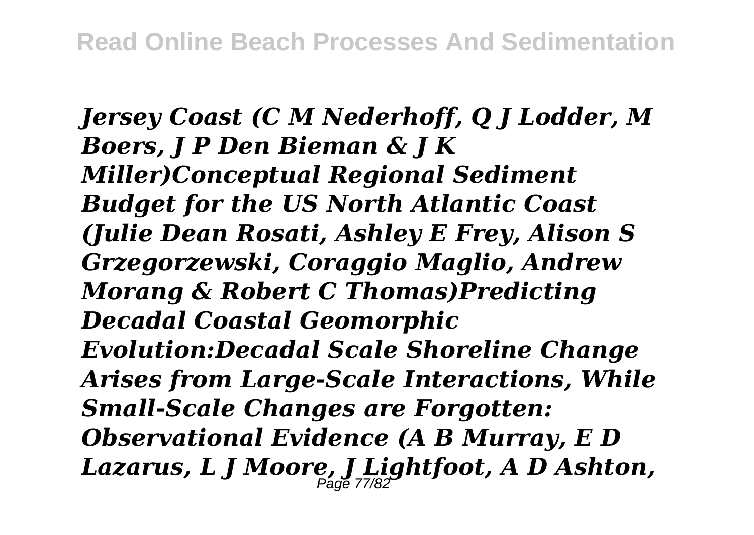*Jersey Coast (C M Nederhoff, Q J Lodder, M Boers, J P Den Bieman & J K Miller)Conceptual Regional Sediment Budget for the US North Atlantic Coast (Julie Dean Rosati, Ashley E Frey, Alison S Grzegorzewski, Coraggio Maglio, Andrew Morang & Robert C Thomas)Predicting Decadal Coastal Geomorphic Evolution:Decadal Scale Shoreline Change Arises from Large-Scale Interactions, While Small-Scale Changes are Forgotten: Observational Evidence (A B Murray, E D Lazarus, L J Moore, J Lightfoot, A D Ashton,*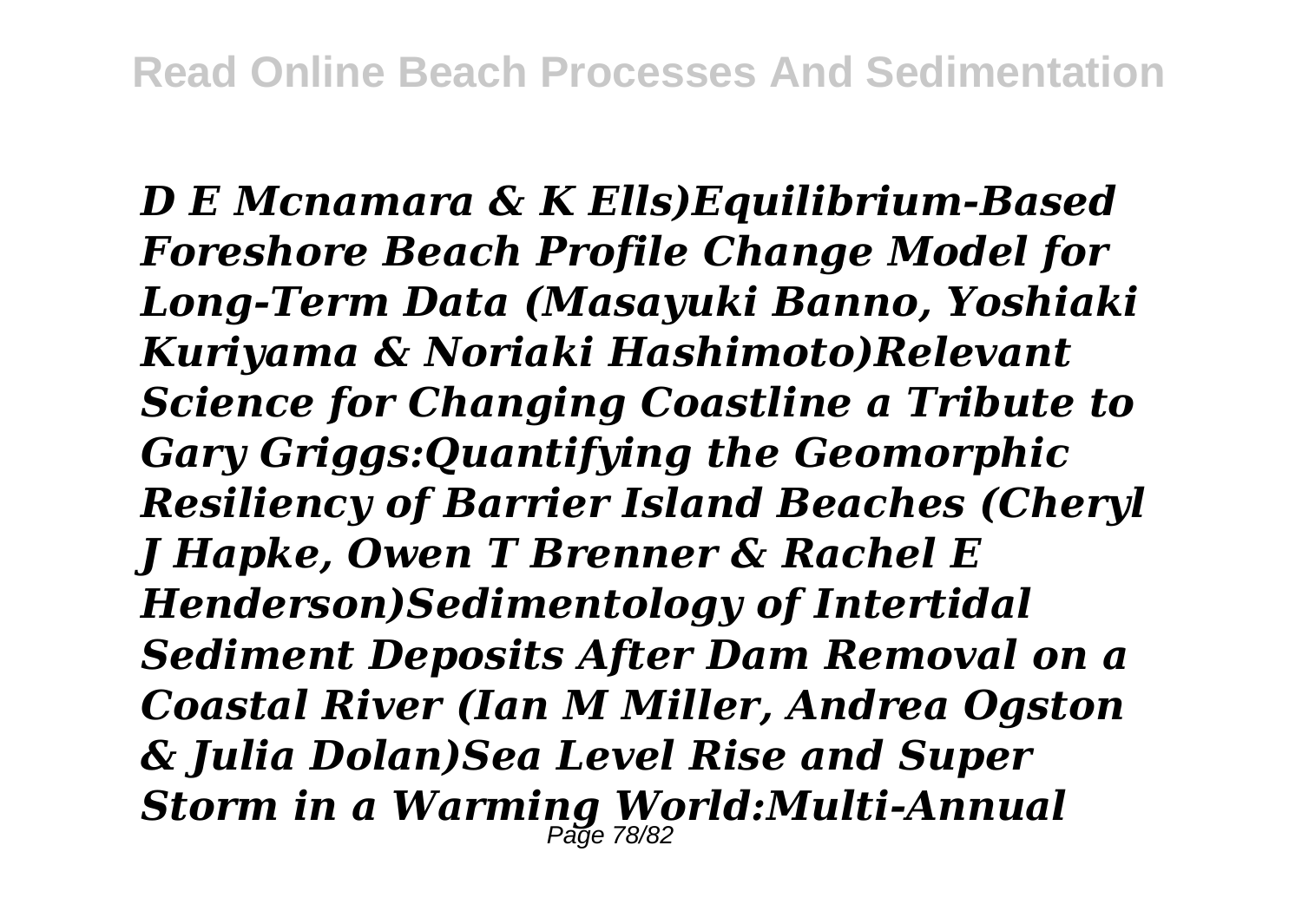*D E Mcnamara & K Ells)Equilibrium-Based Foreshore Beach Profile Change Model for Long-Term Data (Masayuki Banno, Yoshiaki Kuriyama & Noriaki Hashimoto)Relevant Science for Changing Coastline a Tribute to Gary Griggs:Quantifying the Geomorphic Resiliency of Barrier Island Beaches (Cheryl J Hapke, Owen T Brenner & Rachel E Henderson)Sedimentology of Intertidal Sediment Deposits After Dam Removal on a Coastal River (Ian M Miller, Andrea Ogston & Julia Dolan)Sea Level Rise and Super Storm in a Warming World:Multi-Annual*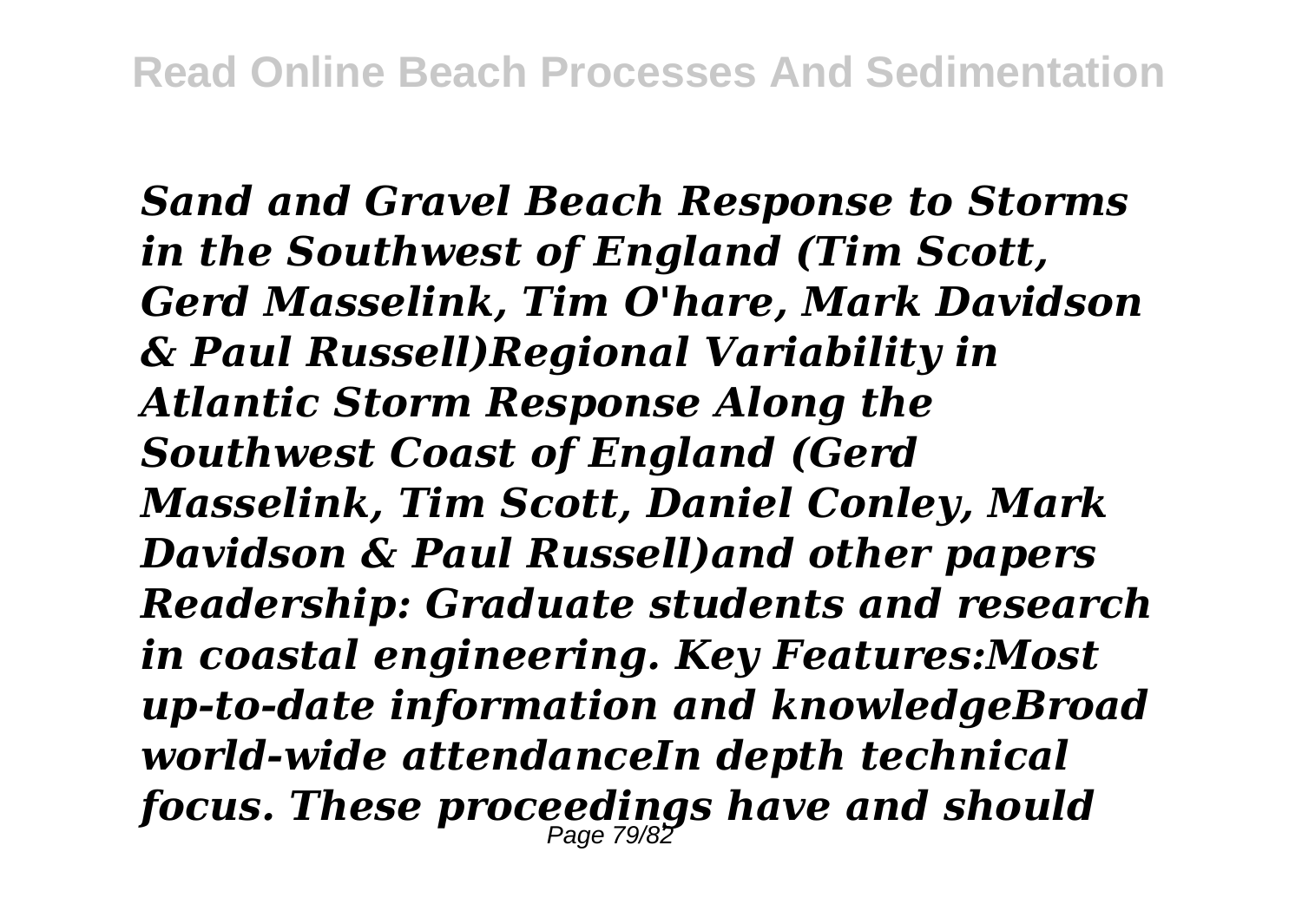***Sand and Gravel Beach Response to Storms in the Southwest of England (Tim Scott, Gerd Masselink, Tim O'hare, Mark Davidson & Paul Russell)Regional Variability in Atlantic Storm Response Along the Southwest Coast of England (Gerd Masselink, Tim Scott, Daniel Conley, Mark Davidson & Paul Russell)and other papers Readership: Graduate students and research in coastal engineering. Key Features:Most up-to-date information and knowledgeBroad world-wide attendanceIn depth technical focus. These proceedings have and should***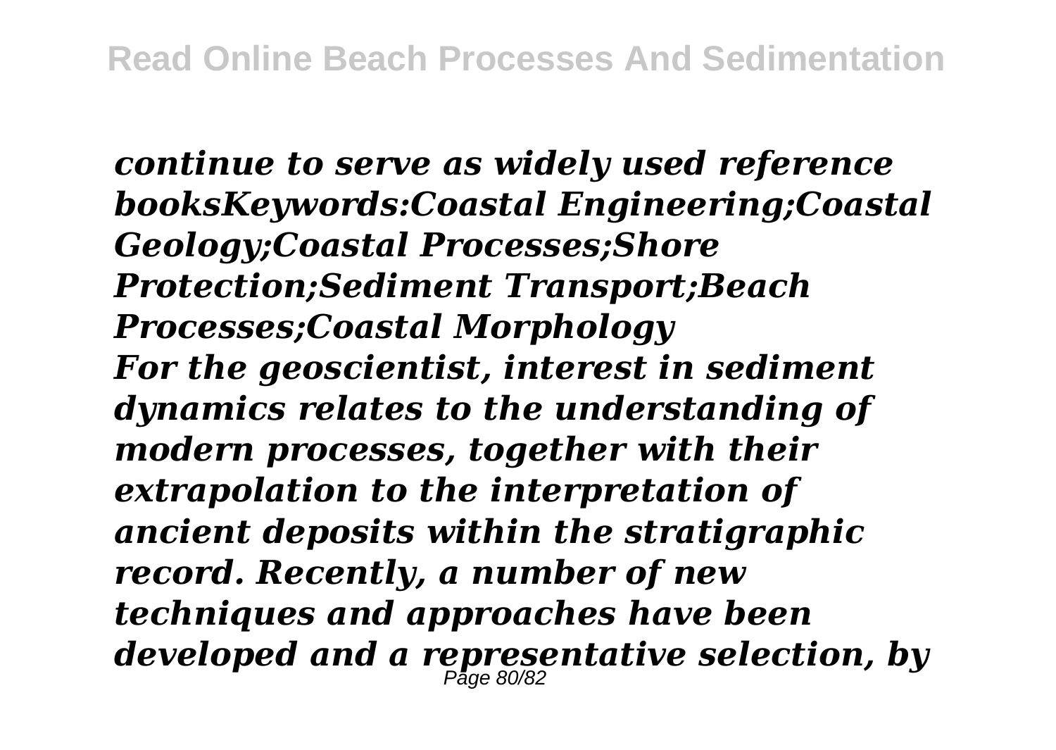*continue to serve as widely used reference booksKeywords:Coastal Engineering;Coastal Geology;Coastal Processes;Shore Protection;Sediment Transport;Beach Processes;Coastal Morphology*

*For the geoscientist, interest in sediment dynamics relates to the understanding of modern processes, together with their extrapolation to the interpretation of ancient deposits within the stratigraphic record. Recently, a number of new techniques and approaches have been developed and a representative selection, by*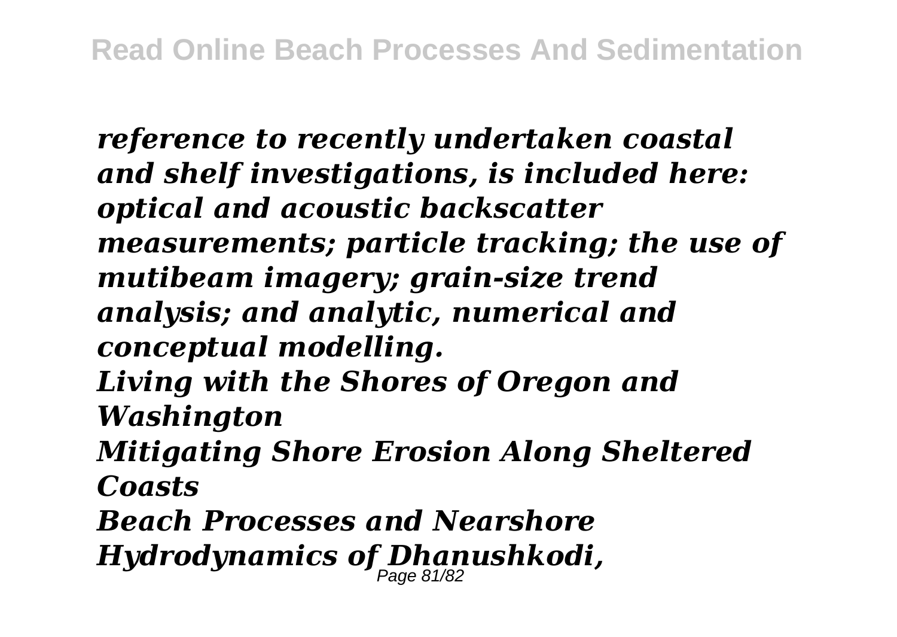*reference to recently undertaken coastal and shelf investigations, is included here: optical and acoustic backscatter measurements; particle tracking; the use of mutibeam imagery; grain-size trend analysis; and analytic, numerical and conceptual modelling.*

*Living with the Shores of Oregon and Washington*

*Mitigating Shore Erosion Along Sheltered Coasts*

*Beach Processes and Nearshore Hydrodynamics of Dhanushkodi,*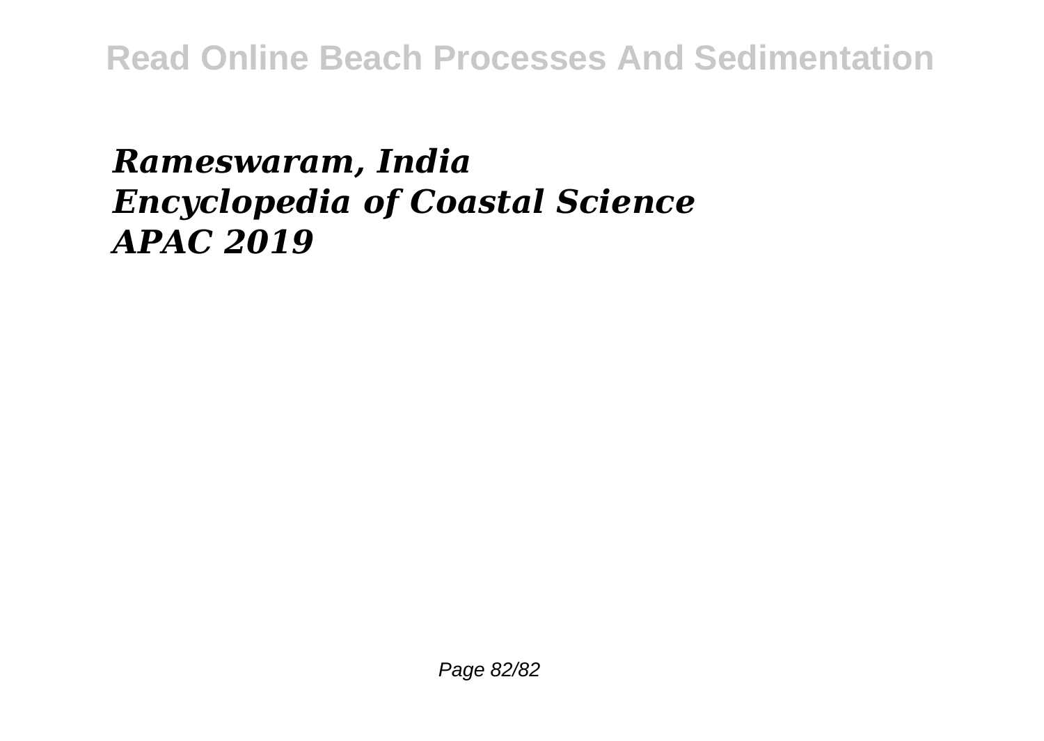***Rameswaram, India***
***Encyclopedia of Coastal Science***
***APAC 2019***